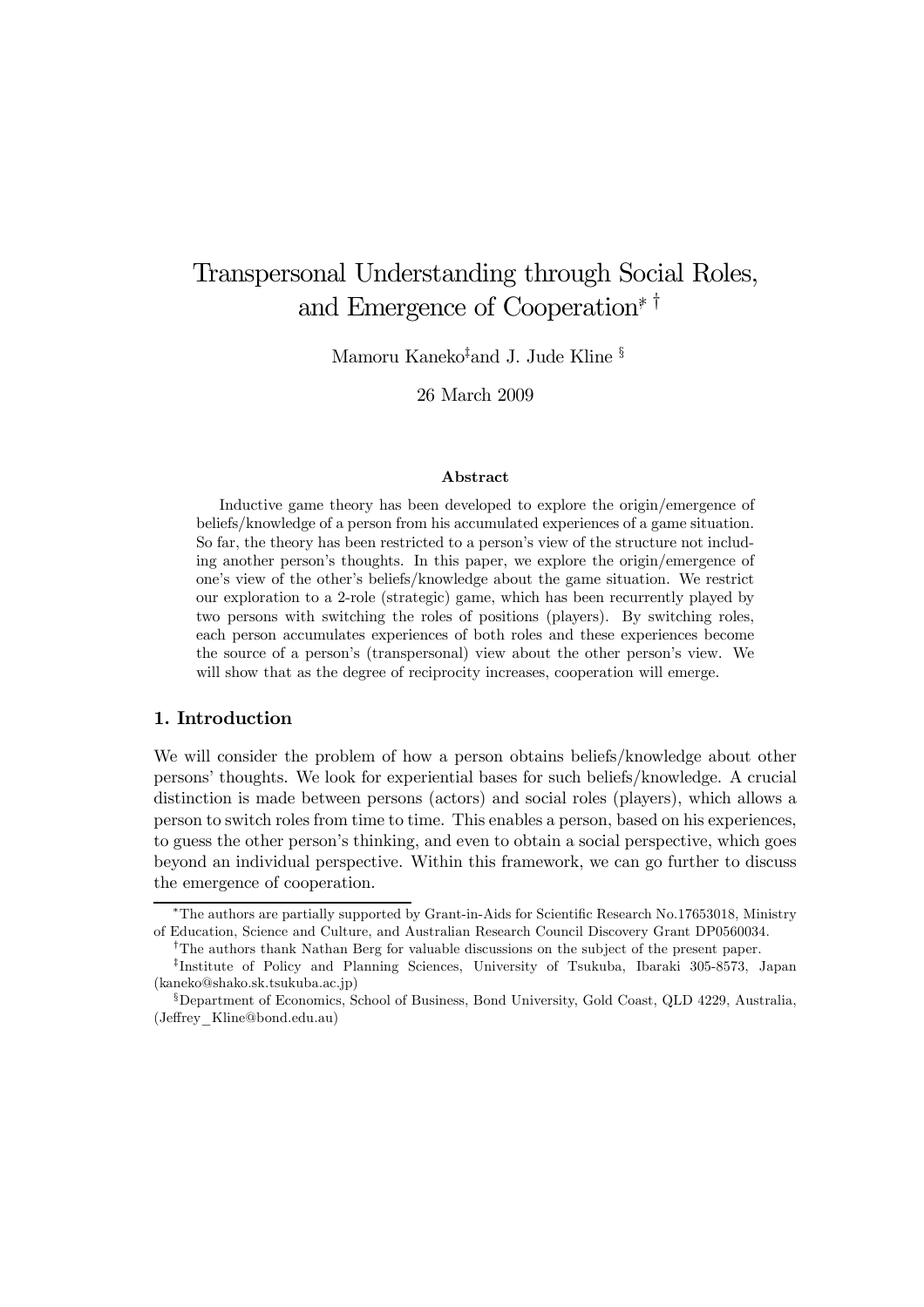# Transpersonal Understanding through Social Roles, and Emergence of Cooperation[*] [†]

Mamoru Kaneko[‡] and J. Jude Kline [§]

26 March 2009

### Abstract

Inductive game theory has been developed to explore the origin/emergence of beliefs/knowledge of a person from his accumulated experiences of a game situation. So far, the theory has been restricted to a person's view of the structure not including another person's thoughts. In this paper, we explore the origin/emergence of one's view of the other's beliefs/knowledge about the game situation. We restrict our exploration to a 2-role (strategic) game, which has been recurrently played by two persons with switching the roles of positions (players). By switching roles, each person accumulates experiences of both roles and these experiences become the source of a person's (transpersonal) view about the other person's view. We will show that as the degree of reciprocity increases, cooperation will emerge.

## 1. Introduction

We will consider the problem of how a person obtains beliefs/knowledge about other persons' thoughts. We look for experiential bases for such beliefs/knowledge. A crucial distinction is made between persons (actors) and social roles (players), which allows a person to switch roles from time to time. This enables a person, based on his experiences, to guess the other person's thinking, and even to obtain a social perspective, which goes beyond an individual perspective. Within this framework, we can go further to discuss the emergence of cooperation.

---

[*] The authors are partially supported by Grant-in-Aids for Scientific Research No.17653018, Ministry of Education, Science and Culture, and Australian Research Council Discovery Grant DP0560034.

[†] The authors thank Nathan Berg for valuable discussions on the subject of the present paper.

[‡] Institute of Policy and Planning Sciences, University of Tsukuba, Ibaraki 305-8573, Japan (kaneko@shako.sk.tsukuba.ac.jp)

[§] Department of Economics, School of Business, Bond University, Gold Coast, QLD 4229, Australia, (Jeffrey_Kline@bond.edu.au)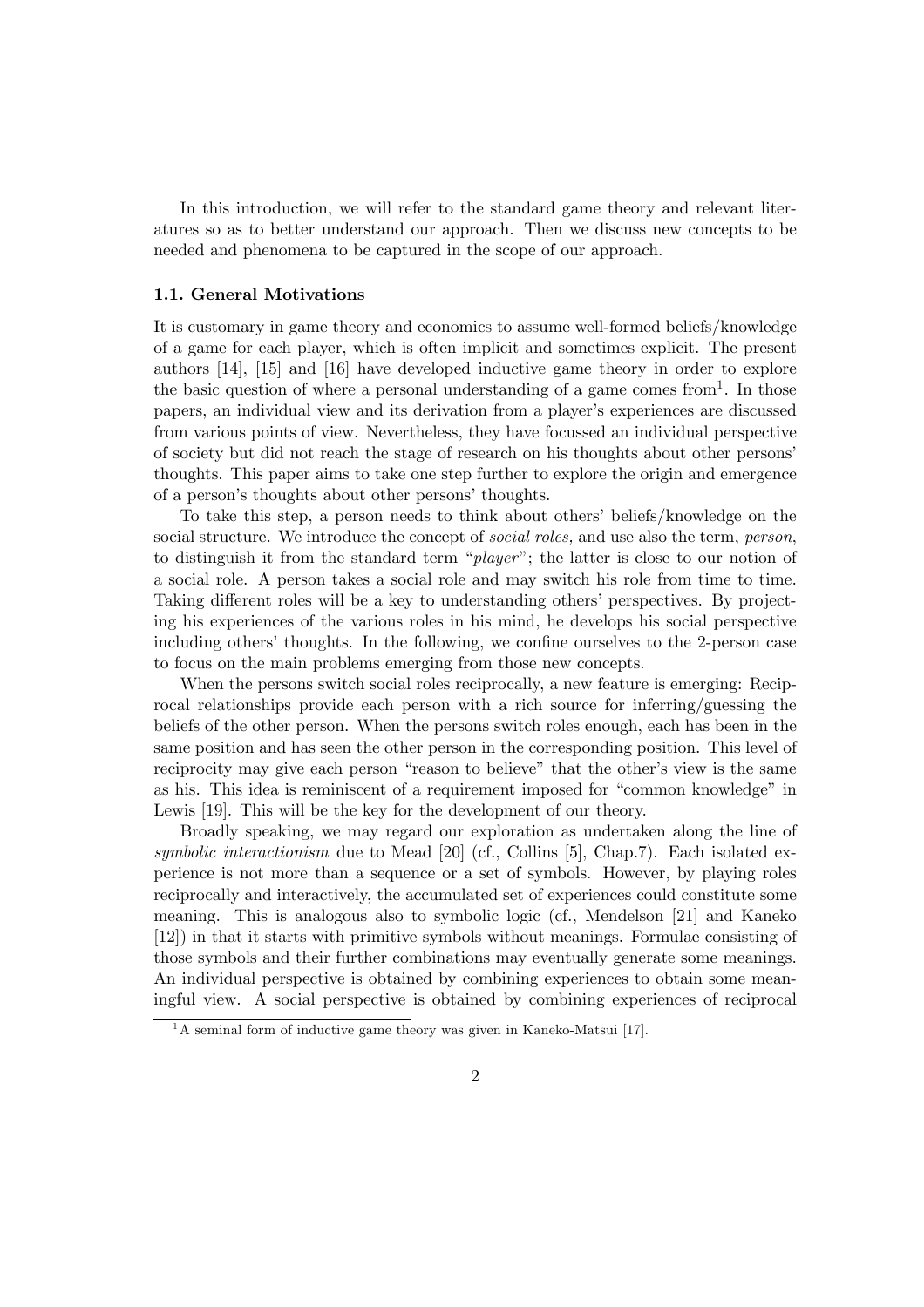In this introduction, we will refer to the standard game theory and relevant literatures so as to better understand our approach. Then we discuss new concepts to be needed and phenomena to be captured in the scope of our approach.

### 1.1. General Motivations

It is customary in game theory and economics to assume well-formed beliefs/knowledge of a game for each player, which is often implicit and sometimes explicit. The present authors [14], [15] and [16] have developed inductive game theory in order to explore the basic question of where a personal understanding of a game comes from[1]. In those papers, an individual view and its derivation from a player's experiences are discussed from various points of view. Nevertheless, they have focussed an individual perspective of society but did not reach the stage of research on his thoughts about other persons' thoughts. This paper aims to take one step further to explore the origin and emergence of a person's thoughts about other persons' thoughts.

To take this step, a person needs to think about others' beliefs/knowledge on the social structure. We introduce the concept of *social roles,* and use also the term, *person*, to distinguish it from the standard term "*player*"; the latter is close to our notion of a social role. A person takes a social role and may switch his role from time to time. Taking different roles will be a key to understanding others' perspectives. By projecting his experiences of the various roles in his mind, he develops his social perspective including others' thoughts. In the following, we confine ourselves to the 2-person case to focus on the main problems emerging from those new concepts.

When the persons switch social roles reciprocally, a new feature is emerging: Reciprocal relationships provide each person with a rich source for inferring/guessing the beliefs of the other person. When the persons switch roles enough, each has been in the same position and has seen the other person in the corresponding position. This level of reciprocity may give each person "reason to believe" that the other's view is the same as his. This idea is reminiscent of a requirement imposed for "common knowledge" in Lewis [19]. This will be the key for the development of our theory.

Broadly speaking, we may regard our exploration as undertaken along the line of *symbolic interactionism* due to Mead [20] (cf., Collins [5], Chap.7). Each isolated experience is not more than a sequence or a set of symbols. However, by playing roles reciprocally and interactively, the accumulated set of experiences could constitute some meaning. This is analogous also to symbolic logic (cf., Mendelson [21] and Kaneko [12]) in that it starts with primitive symbols without meanings. Formulae consisting of those symbols and their further combinations may eventually generate some meanings. An individual perspective is obtained by combining experiences to obtain some meaningful view. A social perspective is obtained by combining experiences of reciprocal

[1] A seminal form of inductive game theory was given in Kaneko-Matsui [17].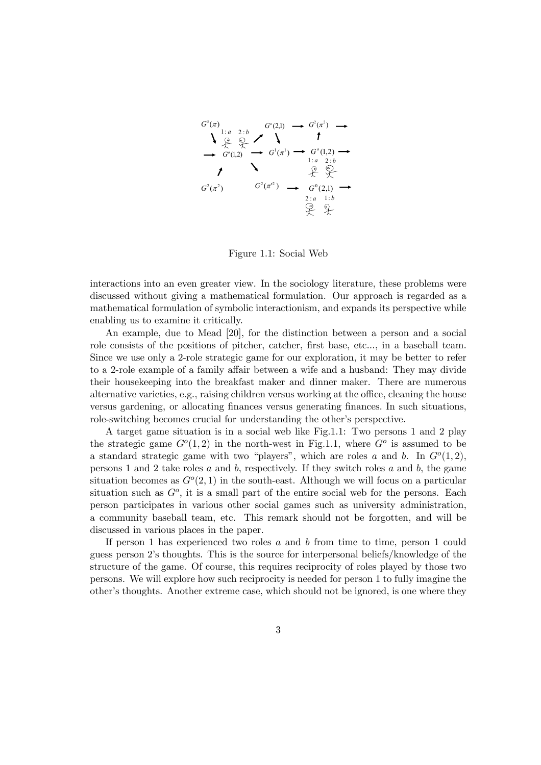Figure 1.1: Social Web

interactions into an even greater view. In the sociology literature, these problems were discussed without giving a mathematical formulation. Our approach is regarded as a mathematical formulation of symbolic interactionism, and expands its perspective while enabling us to examine it critically.

An example, due to Mead [20], for the distinction between a person and a social role consists of the positions of pitcher, catcher, first base, etc..., in a baseball team. Since we use only a 2-role strategic game for our exploration, it may be better to refer to a 2-role example of a family affair between a wife and a husband: They may divide their housekeeping into the breakfast maker and dinner maker. There are numerous alternative varieties, e.g., raising children versus working at the office, cleaning the house versus gardening, or allocating finances versus generating finances. In such situations, role-switching becomes crucial for understanding the other's perspective.

A target game situation is in a social web like Fig.1.1: Two persons 1 and 2 play the strategic game $G^o(1,2)$ in the north-west in Fig.1.1, where $G^o$ is assumed to be a standard strategic game with two "players", which are roles $a$ and $b$. In $G^o(1,2)$, persons 1 and 2 take roles $a$ and $b$, respectively. If they switch roles $a$ and $b$, the game situation becomes as $G^o(2,1)$ in the south-east. Although we will focus on a particular situation such as $G^o$, it is a small part of the entire social web for the persons. Each person participates in various other social games such as university administration, a community baseball team, etc. This remark should not be forgotten, and will be discussed in various places in the paper.

If person 1 has experienced two roles $a$ and $b$ from time to time, person 1 could guess person 2's thoughts. This is the source for interpersonal beliefs/knowledge of the structure of the game. Of course, this requires reciprocity of roles played by those two persons. We will explore how such reciprocity is needed for person 1 to fully imagine the other's thoughts. Another extreme case, which should not be ignored, is one where they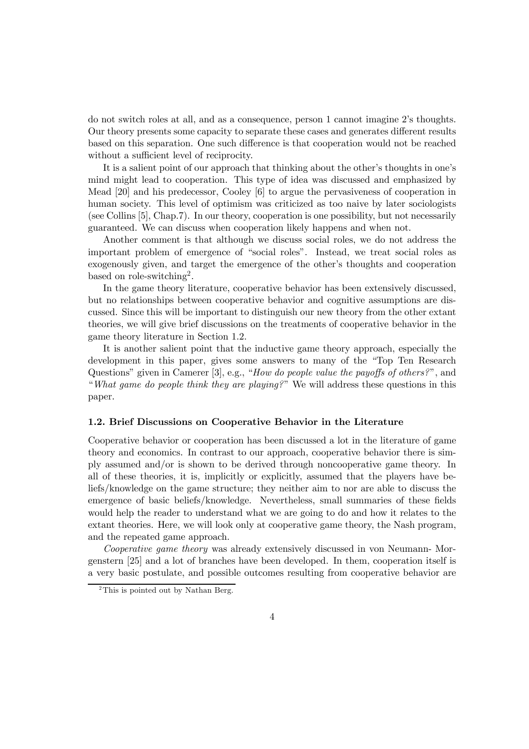do not switch roles at all, and as a consequence, person 1 cannot imagine 2's thoughts. Our theory presents some capacity to separate these cases and generates different results based on this separation. One such difference is that cooperation would not be reached without a sufficient level of reciprocity.

It is a salient point of our approach that thinking about the other's thoughts in one's mind might lead to cooperation. This type of idea was discussed and emphasized by Mead [20] and his predecessor, Cooley [6] to argue the pervasiveness of cooperation in human society. This level of optimism was criticized as too naive by later sociologists (see Collins [5], Chap.7). In our theory, cooperation is one possibility, but not necessarily guaranteed. We can discuss when cooperation likely happens and when not.

Another comment is that although we discuss social roles, we do not address the important problem of emergence of "social roles". Instead, we treat social roles as exogenously given, and target the emergence of the other's thoughts and cooperation based on role-switching[2].

In the game theory literature, cooperative behavior has been extensively discussed, but no relationships between cooperative behavior and cognitive assumptions are discussed. Since this will be important to distinguish our new theory from the other extant theories, we will give brief discussions on the treatments of cooperative behavior in the game theory literature in Section 1.2.

It is another salient point that the inductive game theory approach, especially the development in this paper, gives some answers to many of the "Top Ten Research Questions" given in Camerer [3], e.g., "*How do people value the payoffs of others?*", and "*What game do people think they are playing?*" We will address these questions in this paper.

### 1.2. Brief Discussions on Cooperative Behavior in the Literature

Cooperative behavior or cooperation has been discussed a lot in the literature of game theory and economics. In contrast to our approach, cooperative behavior there is simply assumed and/or is shown to be derived through noncooperative game theory. In all of these theories, it is, implicitly or explicitly, assumed that the players have beliefs/knowledge on the game structure; they neither aim to nor are able to discuss the emergence of basic beliefs/knowledge. Nevertheless, small summaries of these fields would help the reader to understand what we are going to do and how it relates to the extant theories. Here, we will look only at cooperative game theory, the Nash program, and the repeated game approach.

*Cooperative game theory* was already extensively discussed in von Neumann- Morgenstern [25] and a lot of branches have been developed. In them, cooperation itself is a very basic postulate, and possible outcomes resulting from cooperative behavior are

[2] This is pointed out by Nathan Berg.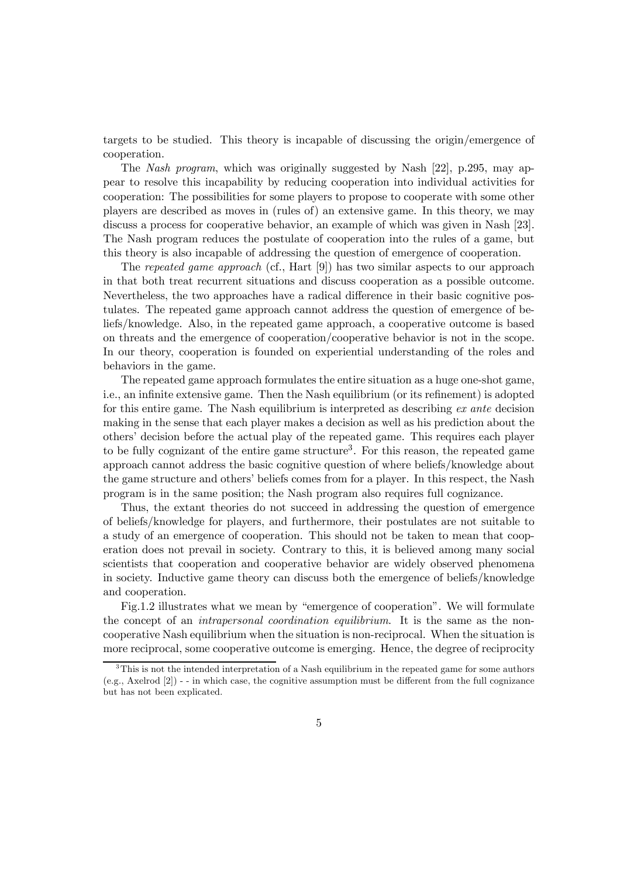targets to be studied. This theory is incapable of discussing the origin/emergence of cooperation.

The *Nash program*, which was originally suggested by Nash [22], p.295, may appear to resolve this incapability by reducing cooperation into individual activities for cooperation: The possibilities for some players to propose to cooperate with some other players are described as moves in (rules of) an extensive game. In this theory, we may discuss a process for cooperative behavior, an example of which was given in Nash [23]. The Nash program reduces the postulate of cooperation into the rules of a game, but this theory is also incapable of addressing the question of emergence of cooperation.

The *repeated game approach* (cf., Hart [9]) has two similar aspects to our approach in that both treat recurrent situations and discuss cooperation as a possible outcome. Nevertheless, the two approaches have a radical difference in their basic cognitive postulates. The repeated game approach cannot address the question of emergence of beliefs/knowledge. Also, in the repeated game approach, a cooperative outcome is based on threats and the emergence of cooperation/cooperative behavior is not in the scope. In our theory, cooperation is founded on experiential understanding of the roles and behaviors in the game.

The repeated game approach formulates the entire situation as a huge one-shot game, i.e., an infinite extensive game. Then the Nash equilibrium (or its refinement) is adopted for this entire game. The Nash equilibrium is interpreted as describing *ex ante* decision making in the sense that each player makes a decision as well as his prediction about the others' decision before the actual play of the repeated game. This requires each player to be fully cognizant of the entire game structure[3]. For this reason, the repeated game approach cannot address the basic cognitive question of where beliefs/knowledge about the game structure and others' beliefs comes from for a player. In this respect, the Nash program is in the same position; the Nash program also requires full cognizance.

Thus, the extant theories do not succeed in addressing the question of emergence of beliefs/knowledge for players, and furthermore, their postulates are not suitable to a study of an emergence of cooperation. This should not be taken to mean that cooperation does not prevail in society. Contrary to this, it is believed among many social scientists that cooperation and cooperative behavior are widely observed phenomena in society. Inductive game theory can discuss both the emergence of beliefs/knowledge and cooperation.

Fig.1.2 illustrates what we mean by "emergence of cooperation". We will formulate the concept of an *intrapersonal coordination equilibrium*. It is the same as the non-cooperative Nash equilibrium when the situation is non-reciprocal. When the situation is more reciprocal, some cooperative outcome is emerging. Hence, the degree of reciprocity

[3] This is not the intended interpretation of a Nash equilibrium in the repeated game for some authors (e.g., Axelrod [2]) - - in which case, the cognitive assumption must be different from the full cognizance but has not been explicated.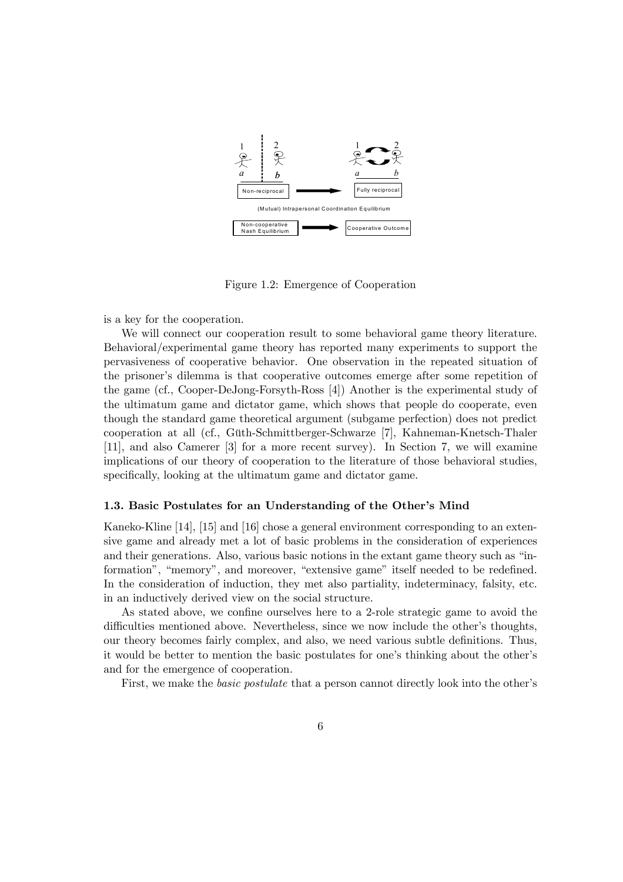Figure 1.2: Emergence of Cooperation

is a key for the cooperation.

We will connect our cooperation result to some behavioral game theory literature. Behavioral/experimental game theory has reported many experiments to support the pervasiveness of cooperative behavior. One observation in the repeated situation of the prisoner's dilemma is that cooperative outcomes emerge after some repetition of the game (cf., Cooper-DeJong-Forsyth-Ross [4]) Another is the experimental study of the ultimatum game and dictator game, which shows that people do cooperate, even though the standard game theoretical argument (subgame perfection) does not predict cooperation at all (cf., Güth-Schmittberger-Schwarze [7], Kahneman-Knetsch-Thaler [11], and also Camerer [3] for a more recent survey). In Section 7, we will examine implications of our theory of cooperation to the literature of those behavioral studies, specifically, looking at the ultimatum game and dictator game.

### 1.3. Basic Postulates for an Understanding of the Other's Mind

Kaneko-Kline [14], [15] and [16] chose a general environment corresponding to an extensive game and already met a lot of basic problems in the consideration of experiences and their generations. Also, various basic notions in the extant game theory such as "information", "memory", and moreover, "extensive game" itself needed to be redefined. In the consideration of induction, they met also partiality, indeterminacy, falsity, etc. in an inductively derived view on the social structure.

As stated above, we confine ourselves here to a 2-role strategic game to avoid the difficulties mentioned above. Nevertheless, since we now include the other's thoughts, our theory becomes fairly complex, and also, we need various subtle definitions. Thus, it would be better to mention the basic postulates for one's thinking about the other's and for the emergence of cooperation.

First, we make the *basic postulate* that a person cannot directly look into the other's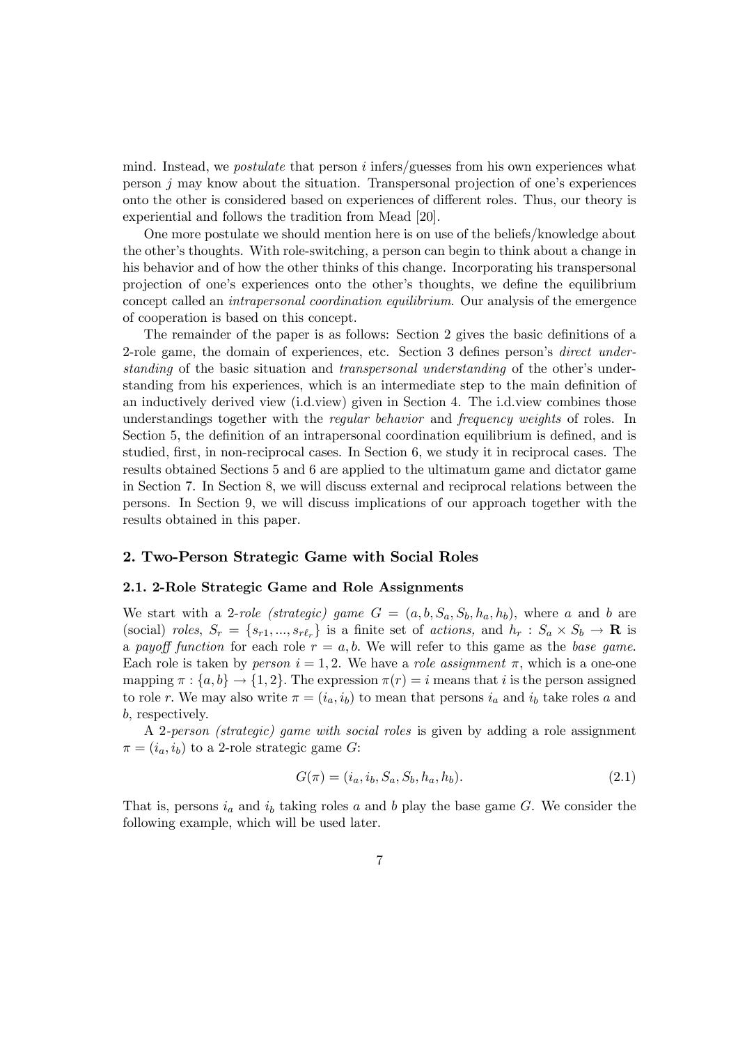mind. Instead, we *postulate* that person $i$ infers/guesses from his own experiences what person $j$ may know about the situation. Transpersonal projection of one's experiences onto the other is considered based on experiences of different roles. Thus, our theory is experiential and follows the tradition from Mead [20].

One more postulate we should mention here is on use of the beliefs/knowledge about the other's thoughts. With role-switching, a person can begin to think about a change in his behavior and of how the other thinks of this change. Incorporating his transpersonal projection of one's experiences onto the other's thoughts, we define the equilibrium concept called an *intrapersonal coordination equilibrium*. Our analysis of the emergence of cooperation is based on this concept.

The remainder of the paper is as follows: Section 2 gives the basic definitions of a 2-role game, the domain of experiences, etc. Section 3 defines person's *direct understanding* of the basic situation and *transpersonal understanding* of the other's understanding from his experiences, which is an intermediate step to the main definition of an inductively derived view (i.d.view) given in Section 4. The i.d.view combines those understandings together with the *regular behavior* and *frequency weights* of roles. In Section 5, the definition of an intrapersonal coordination equilibrium is defined, and is studied, first, in non-reciprocal cases. In Section 6, we study it in reciprocal cases. The results obtained Sections 5 and 6 are applied to the ultimatum game and dictator game in Section 7. In Section 8, we will discuss external and reciprocal relations between the persons. In Section 9, we will discuss implications of our approach together with the results obtained in this paper.

## 2. Two-Person Strategic Game with Social Roles

### 2.1. 2-Role Strategic Game and Role Assignments

We start with a 2-*role (strategic) game* $G = (a, b, S_a, S_b, h_a, h_b)$, where $a$ and $b$ are (social) *roles*, $S_r = \{s_{r1}, ..., s_{r\ell_r}\}$ is a finite set of *actions*, and $h_r : S_a \times S_b \to \mathbf{R}$ is a *payoff function* for each role $r = a, b$. We will refer to this game as the *base game*. Each role is taken by *person* $i = 1, 2$. We have a *role assignment* $\pi$, which is a one-one mapping $\pi : \{a, b\} \to \{1, 2\}$. The expression $\pi(r) = i$ means that $i$ is the person assigned to role $r$. We may also write $\pi = (i_a, i_b)$ to mean that persons $i_a$ and $i_b$ take roles $a$ and $b$, respectively.

A 2-*person (strategic) game with social roles* is given by adding a role assignment $\pi = (i_a, i_b)$ to a 2-role strategic game $G$:

$$G(\pi) = (i_a, i_b, S_a, S_b, h_a, h_b). \tag{2.1}$$

That is, persons $i_a$ and $i_b$ taking roles $a$ and $b$ play the base game $G$. We consider the following example, which will be used later.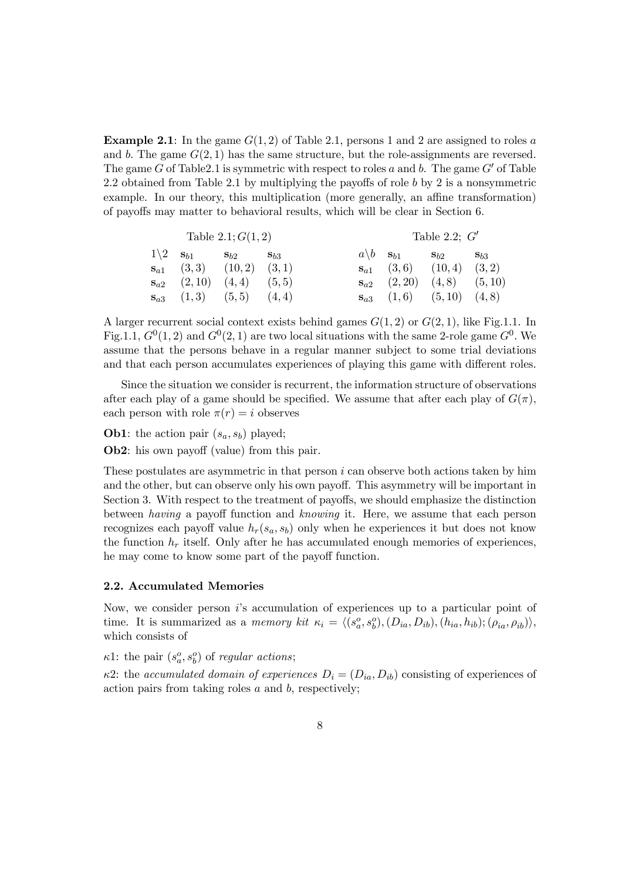**Example 2.1**: In the game $G(1,2)$ of Table 2.1, persons 1 and 2 are assigned to roles $a$ and $b$. The game $G(2,1)$ has the same structure, but the role-assignments are reversed. The game $G$ of Table2.1 is symmetric with respect to roles $a$ and $b$. The game $G'$ of Table 2.2 obtained from Table 2.1 by multiplying the payoffs of role $b$ by 2 is a nonsymmetric example. In our theory, this multiplication (more generally, an affine transformation) of payoffs may matter to behavioral results, which will be clear in Section 6.

Table 2.1; $G(1,2)$

| $1\backslash 2$ | $\mathbf{s}_{b1}$ | $\mathbf{s}_{b2}$ | $\mathbf{s}_{b3}$ |
|---|---|---|---|
| $\mathbf{s}_{a1}$ | $(3,3)$ | $(10,2)$ | $(3,1)$ |
| $\mathbf{s}_{a2}$ | $(2,10)$ | $(4,4)$ | $(5,5)$ |
| $\mathbf{s}_{a3}$ | $(1,3)$ | $(5,5)$ | $(4,4)$ |

Table 2.2; $G'$

| $a\backslash b$ | $\mathbf{s}_{b1}$ | $\mathbf{s}_{b2}$ | $\mathbf{s}_{b3}$ |
|---|---|---|---|
| $\mathbf{s}_{a1}$ | $(3,6)$ | $(10,4)$ | $(3,2)$ |
| $\mathbf{s}_{a2}$ | $(2,20)$ | $(4,8)$ | $(5,10)$ |
| $\mathbf{s}_{a3}$ | $(1,6)$ | $(5,10)$ | $(4,8)$ |

A larger recurrent social context exists behind games $G(1,2)$ or $G(2,1)$, like Fig.1.1. In Fig.1.1, $G^0(1,2)$ and $G^0(2,1)$ are two local situations with the same 2-role game $G^0$. We assume that the persons behave in a regular manner subject to some trial deviations and that each person accumulates experiences of playing this game with different roles.

Since the situation we consider is recurrent, the information structure of observations after each play of a game should be specified. We assume that after each play of $G(\pi)$, each person with role $\pi(r) = i$ observes

**Ob1**: the action pair $(s_a, s_b)$ played;

**Ob2**: his own payoff (value) from this pair.

These postulates are asymmetric in that person $i$ can observe both actions taken by him and the other, but can observe only his own payoff. This asymmetry will be important in Section 3. With respect to the treatment of payoffs, we should emphasize the distinction between *having* a payoff function and *knowing* it. Here, we assume that each person recognizes each payoff value $h_r(s_a, s_b)$ only when he experiences it but does not know the function $h_r$ itself. Only after he has accumulated enough memories of experiences, he may come to know some part of the payoff function.

### 2.2. Accumulated Memories

Now, we consider person $i$'s accumulation of experiences up to a particular point of time. It is summarized as a *memory kit* $\kappa_i = \langle (s_a^o, s_b^o), (D_{ia}, D_{ib}), (h_{ia}, h_{ib}); (\rho_{ia}, \rho_{ib})\rangle$, which consists of

$\kappa$1: the pair $(s_a^o, s_b^o)$ of *regular actions*;

$\kappa$2: the *accumulated domain of experiences* $D_i = (D_{ia}, D_{ib})$ consisting of experiences of action pairs from taking roles $a$ and $b$, respectively;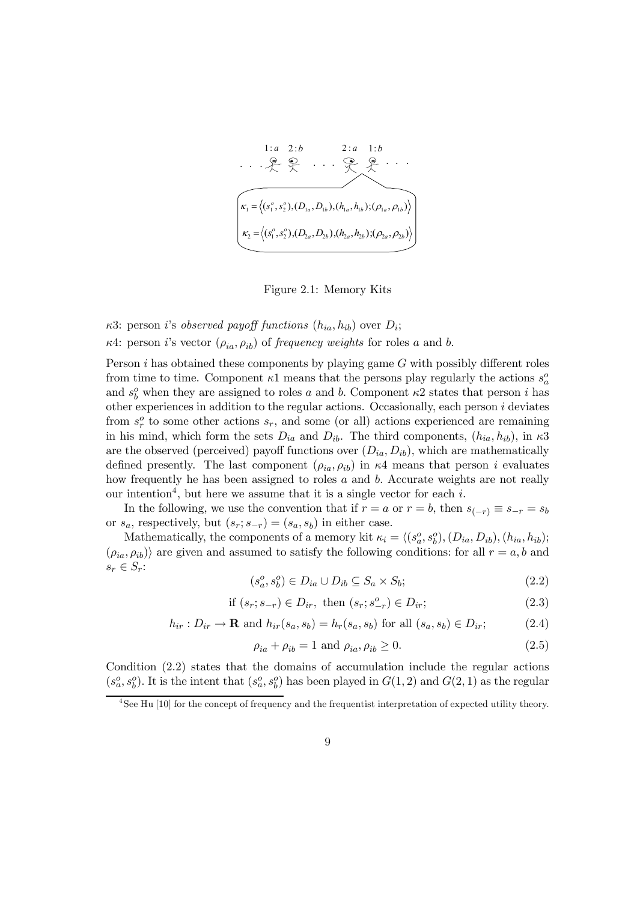$$\kappa_1 = \langle (s_1^o, s_2^o), (D_{1a}, D_{1b}), (h_{1a}, h_{1b}); (\rho_{1a}, \rho_{1b}) \rangle$$

$$\kappa_2 = \langle (s_1^o, s_2^o), (D_{2a}, D_{2b}), (h_{2a}, h_{2b}); (\rho_{2a}, \rho_{2b}) \rangle$$

Figure 2.1: Memory Kits

$\kappa3$: person $i$'s *observed payoff functions* $(h_{ia}, h_{ib})$ over $D_i$;

$\kappa4$: person $i$'s vector $(\rho_{ia}, \rho_{ib})$ of *frequency weights* for roles $a$ and $b$.

Person $i$ has obtained these components by playing game $G$ with possibly different roles from time to time. Component $\kappa1$ means that the persons play regularly the actions $s_a^o$ and $s_b^o$ when they are assigned to roles $a$ and $b$. Component $\kappa2$ states that person $i$ has other experiences in addition to the regular actions. Occasionally, each person $i$ deviates from $s_r^o$ to some other actions $s_r$, and some (or all) actions experienced are remaining in his mind, which form the sets $D_{ia}$ and $D_{ib}$. The third components, $(h_{ia}, h_{ib})$, in $\kappa3$ are the observed (perceived) payoff functions over $(D_{ia}, D_{ib})$, which are mathematically defined presently. The last component $(\rho_{ia}, \rho_{ib})$ in $\kappa4$ means that person $i$ evaluates how frequently he has been assigned to roles $a$ and $b$. Accurate weights are not really our intention[4], but here we assume that it is a single vector for each $i$.

In the following, we use the convention that if $r = a$ or $r = b$, then $s_{(-r)} \equiv s_{-r} = s_b$ or $s_a$, respectively, but $(s_r; s_{-r}) = (s_a, s_b)$ in either case.

Mathematically, the components of a memory kit $\kappa_i = \langle (s_a^o, s_b^o), (D_{ia}, D_{ib}), (h_{ia}, h_{ib}); (\rho_{ia}, \rho_{ib}) \rangle$ are given and assumed to satisfy the following conditions: for all $r = a, b$ and $s_r \in S_r$:

$$(s_a^o, s_b^o) \in D_{ia} \cup D_{ib} \subseteq S_a \times S_b; \tag{2.2}$$

$$\text{if } (s_r; s_{-r}) \in D_{ir}, \text{ then } (s_r; s_{-r}^o) \in D_{ir}; \tag{2.3}$$

$$h_{ir} : D_{ir} \to \mathbf{R} \text{ and } h_{ir}(s_a, s_b) = h_r(s_a, s_b) \text{ for all } (s_a, s_b) \in D_{ir}; \tag{2.4}$$

$$\rho_{ia} + \rho_{ib} = 1 \text{ and } \rho_{ia}, \rho_{ib} \geq 0. \tag{2.5}$$

Condition (2.2) states that the domains of accumulation include the regular actions $(s_a^o, s_b^o)$. It is the intent that $(s_a^o, s_b^o)$ has been played in $G(1, 2)$ and $G(2, 1)$ as the regular

[4] See Hu [10] for the concept of frequency and the frequentist interpretation of expected utility theory.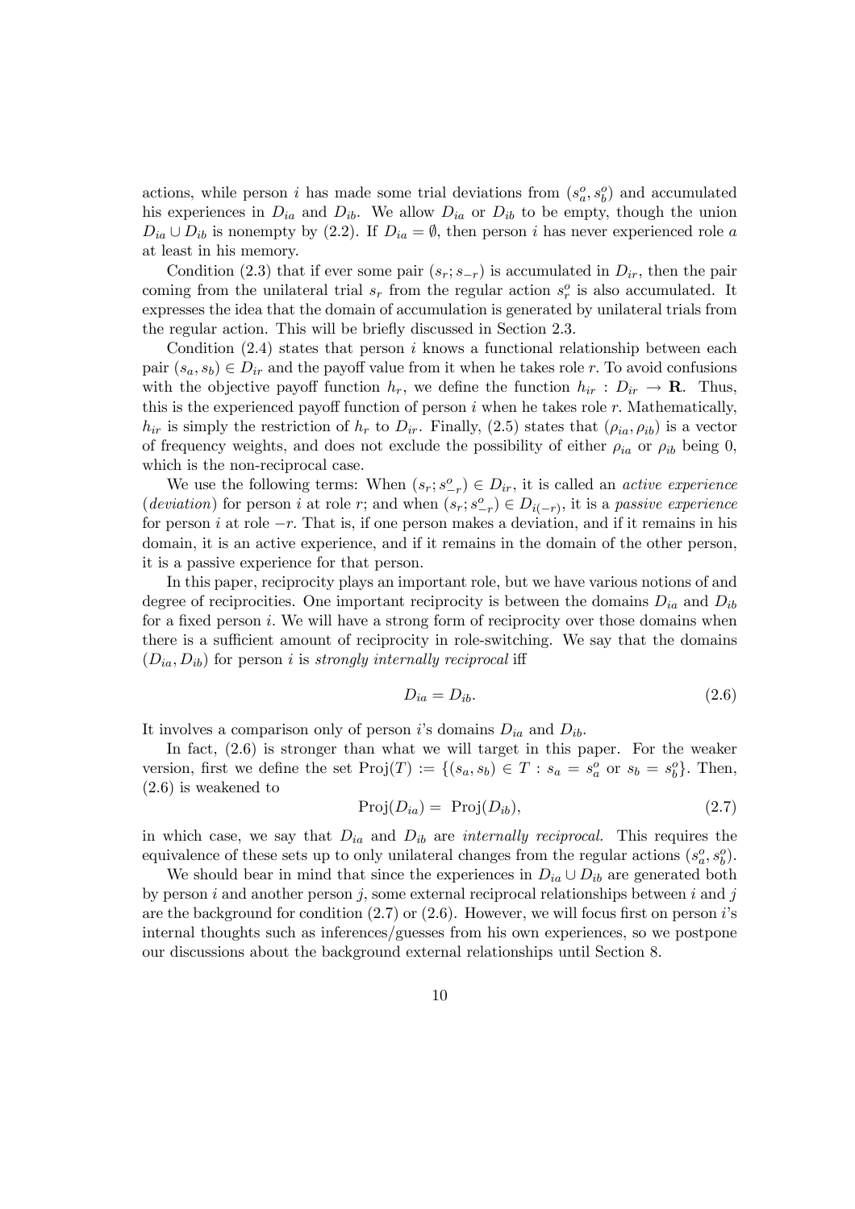actions, while person $i$ has made some trial deviations from $(s_a^o, s_b^o)$ and accumulated his experiences in $D_{ia}$ and $D_{ib}$. We allow $D_{ia}$ or $D_{ib}$ to be empty, though the union $D_{ia} \cup D_{ib}$ is nonempty by (2.2). If $D_{ia} = \emptyset$, then person $i$ has never experienced role $a$ at least in his memory.

Condition (2.3) that if ever some pair $(s_r; s_{-r})$ is accumulated in $D_{ir}$, then the pair coming from the unilateral trial $s_r$ from the regular action $s_r^o$ is also accumulated. It expresses the idea that the domain of accumulation is generated by unilateral trials from the regular action. This will be briefly discussed in Section 2.3.

Condition (2.4) states that person $i$ knows a functional relationship between each pair $(s_a, s_b) \in D_{ir}$ and the payoff value from it when he takes role $r$. To avoid confusions with the objective payoff function $h_r$, we define the function $h_{ir} : D_{ir} \to \mathbf{R}$. Thus, this is the experienced payoff function of person $i$ when he takes role $r$. Mathematically, $h_{ir}$ is simply the restriction of $h_r$ to $D_{ir}$. Finally, (2.5) states that $(\rho_{ia}, \rho_{ib})$ is a vector of frequency weights, and does not exclude the possibility of either $\rho_{ia}$ or $\rho_{ib}$ being 0, which is the non-reciprocal case.

We use the following terms: When $(s_r; s_{-r}^o) \in D_{ir}$, it is called an *active experience* (*deviation*) for person $i$ at role $r$; and when $(s_r; s_{-r}^o) \in D_{i(-r)}$, it is a *passive experience* for person $i$ at role $-r$. That is, if one person makes a deviation, and if it remains in his domain, it is an active experience, and if it remains in the domain of the other person, it is a passive experience for that person.

In this paper, reciprocity plays an important role, but we have various notions of and degree of reciprocities. One important reciprocity is between the domains $D_{ia}$ and $D_{ib}$ for a fixed person $i$. We will have a strong form of reciprocity over those domains when there is a sufficient amount of reciprocity in role-switching. We say that the domains $(D_{ia}, D_{ib})$ for person $i$ is *strongly internally reciprocal* iff

$$D_{ia} = D_{ib}. \tag{2.6}$$

It involves a comparison only of person $i$'s domains $D_{ia}$ and $D_{ib}$.

In fact, (2.6) is stronger than what we will target in this paper. For the weaker version, first we define the set $\text{Proj}(T) := \{(s_a, s_b) \in T : s_a = s_a^o \text{ or } s_b = s_b^o\}$. Then, (2.6) is weakened to

$$\text{Proj}(D_{ia}) = \text{Proj}(D_{ib}), \tag{2.7}$$

in which case, we say that $D_{ia}$ and $D_{ib}$ are *internally reciprocal.* This requires the equivalence of these sets up to only unilateral changes from the regular actions $(s_a^o, s_b^o)$.

We should bear in mind that since the experiences in $D_{ia} \cup D_{ib}$ are generated both by person $i$ and another person $j$, some external reciprocal relationships between $i$ and $j$ are the background for condition (2.7) or (2.6). However, we will focus first on person $i$'s internal thoughts such as inferences/guesses from his own experiences, so we postpone our discussions about the background external relationships until Section 8.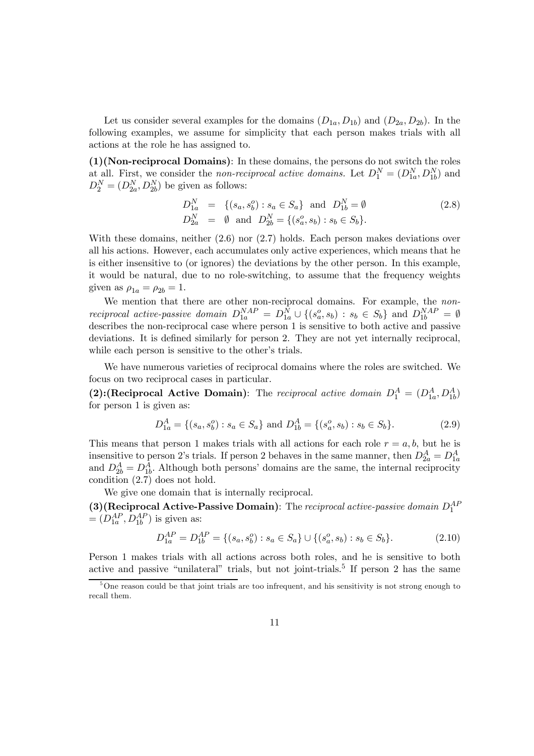Let us consider several examples for the domains $(D_{1a}, D_{1b})$ and $(D_{2a}, D_{2b})$. In the following examples, we assume for simplicity that each person makes trials with all actions at the role he has assigned to.

**(1)(Non-reciprocal Domains)**: In these domains, the persons do not switch the roles at all. First, we consider the *non-reciprocal active domains.* Let $D_1^N = (D_{1a}^N, D_{1b}^N)$ and $D_2^N = (D_{2a}^N, D_{2b}^N)$ be given as follows:

$$\begin{aligned} D_{1a}^N &= \{(s_a, s_b^o) : s_a \in S_a\} \text{ and } D_{1b}^N = \emptyset \\ D_{2a}^N &= \emptyset \text{ and } D_{2b}^N = \{(s_a^o, s_b) : s_b \in S_b\}. \end{aligned} \tag{2.8}$$

With these domains, neither (2.6) nor (2.7) holds. Each person makes deviations over all his actions. However, each accumulates only active experiences, which means that he is either insensitive to (or ignores) the deviations by the other person. In this example, it would be natural, due to no role-switching, to assume that the frequency weights given as $\rho_{1a} = \rho_{2b} = 1$.

We mention that there are other non-reciprocal domains. For example, the *non-reciprocal active-passive domain* $D_{1a}^{NAP} = D_{1a}^N \cup \{(s_a^o, s_b) : s_b \in S_b\}$ and $D_{1b}^{NAP} = \emptyset$ describes the non-reciprocal case where person 1 is sensitive to both active and passive deviations. It is defined similarly for person 2. They are not yet internally reciprocal, while each person is sensitive to the other's trials.

We have numerous varieties of reciprocal domains where the roles are switched. We focus on two reciprocal cases in particular.

**(2):(Reciprocal Active Domain)**: The *reciprocal active domain* $D_1^A = (D_{1a}^A, D_{1b}^A)$ for person 1 is given as:

$$D_{1a}^A = \{(s_a, s_b^o) : s_a \in S_a\} \text{ and } D_{1b}^A = \{(s_a^o, s_b) : s_b \in S_b\}. \tag{2.9}$$

This means that person 1 makes trials with all actions for each role $r = a, b$, but he is insensitive to person 2's trials. If person 2 behaves in the same manner, then $D_{2a}^A = D_{1a}^A$ and $D_{2b}^A = D_{1b}^A$. Although both persons' domains are the same, the internal reciprocity condition (2.7) does not hold.

We give one domain that is internally reciprocal.

**(3)(Reciprocal Active-Passive Domain)**: The *reciprocal active-passive domain* $D_1^{AP} = (D_{1a}^{AP}, D_{1b}^{AP})$ is given as:

$$D_{1a}^{AP} = D_{1b}^{AP} = \{(s_a, s_b^o) : s_a \in S_a\} \cup \{(s_a^o, s_b) : s_b \in S_b\}. \tag{2.10}$$

Person 1 makes trials with all actions across both roles, and he is sensitive to both active and passive "unilateral" trials, but not joint-trials.[5] If person 2 has the same

[5] One reason could be that joint trials are too infrequent, and his sensitivity is not strong enough to recall them.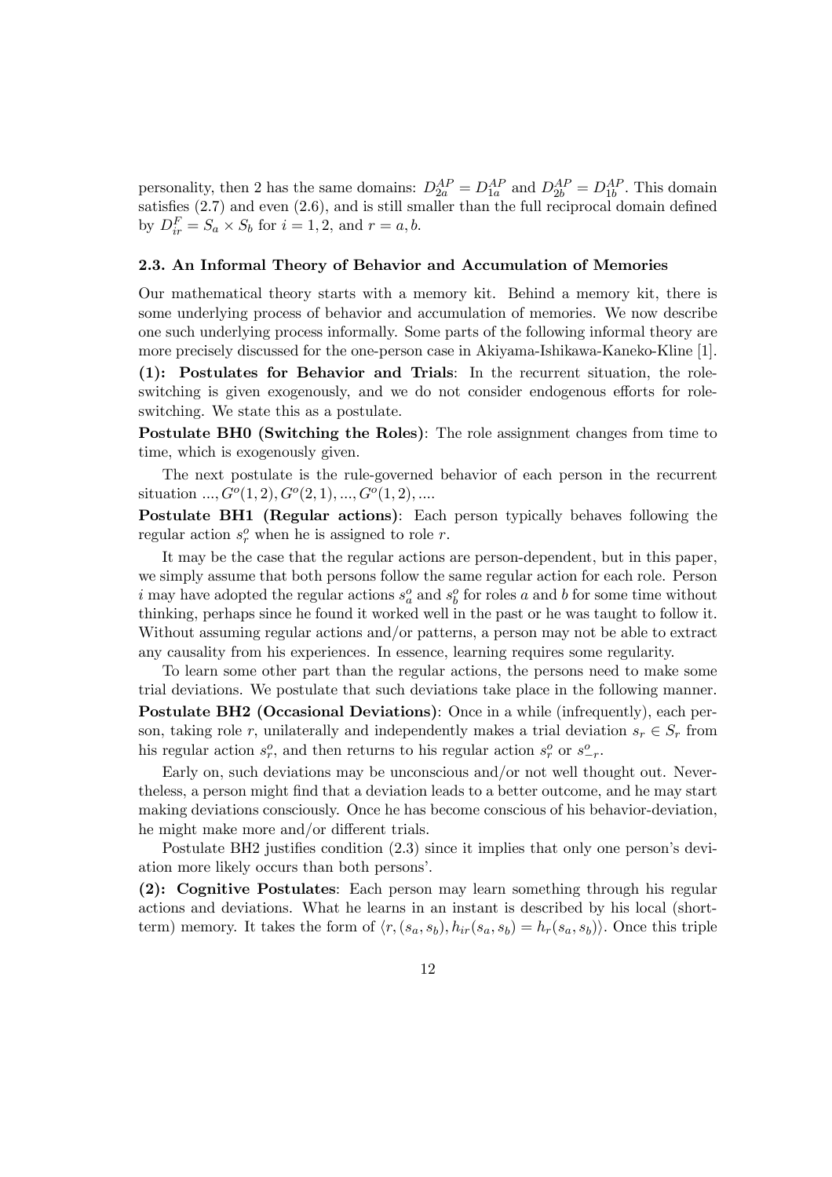personality, then 2 has the same domains: $D_{2a}^{AP} = D_{1a}^{AP}$ and $D_{2b}^{AP} = D_{1b}^{AP}$. This domain satisfies (2.7) and even (2.6), and is still smaller than the full reciprocal domain defined by $D_{ir}^{F} = S_a \times S_b$ for $i = 1, 2$, and $r = a, b$.

### 2.3. An Informal Theory of Behavior and Accumulation of Memories

Our mathematical theory starts with a memory kit. Behind a memory kit, there is some underlying process of behavior and accumulation of memories. We now describe one such underlying process informally. Some parts of the following informal theory are more precisely discussed for the one-person case in Akiyama-Ishikawa-Kaneko-Kline [1].

**(1): Postulates for Behavior and Trials**: In the recurrent situation, the role-switching is given exogenously, and we do not consider endogenous efforts for role-switching. We state this as a postulate.

**Postulate BH0 (Switching the Roles)**: The role assignment changes from time to time, which is exogenously given.

The next postulate is the rule-governed behavior of each person in the recurrent situation $..., G^o(1, 2), G^o(2, 1), ..., G^o(1, 2), ....$

**Postulate BH1 (Regular actions)**: Each person typically behaves following the regular action $s_r^o$ when he is assigned to role $r$.

It may be the case that the regular actions are person-dependent, but in this paper, we simply assume that both persons follow the same regular action for each role. Person $i$ may have adopted the regular actions $s_a^o$ and $s_b^o$ for roles $a$ and $b$ for some time without thinking, perhaps since he found it worked well in the past or he was taught to follow it. Without assuming regular actions and/or patterns, a person may not be able to extract any causality from his experiences. In essence, learning requires some regularity.

To learn some other part than the regular actions, the persons need to make some trial deviations. We postulate that such deviations take place in the following manner.

**Postulate BH2 (Occasional Deviations)**: Once in a while (infrequently), each person, taking role $r$, unilaterally and independently makes a trial deviation $s_r \in S_r$ from his regular action $s_r^o$, and then returns to his regular action $s_r^o$ or $s_{-r}^o$.

Early on, such deviations may be unconscious and/or not well thought out. Nevertheless, a person might find that a deviation leads to a better outcome, and he may start making deviations consciously. Once he has become conscious of his behavior-deviation, he might make more and/or different trials.

Postulate BH2 justifies condition (2.3) since it implies that only one person's deviation more likely occurs than both persons'.

**(2): Cognitive Postulates**: Each person may learn something through his regular actions and deviations. What he learns in an instant is described by his local (short-term) memory. It takes the form of $\langle r, (s_a, s_b), h_{ir}(s_a, s_b) = h_r(s_a, s_b)\rangle$. Once this triple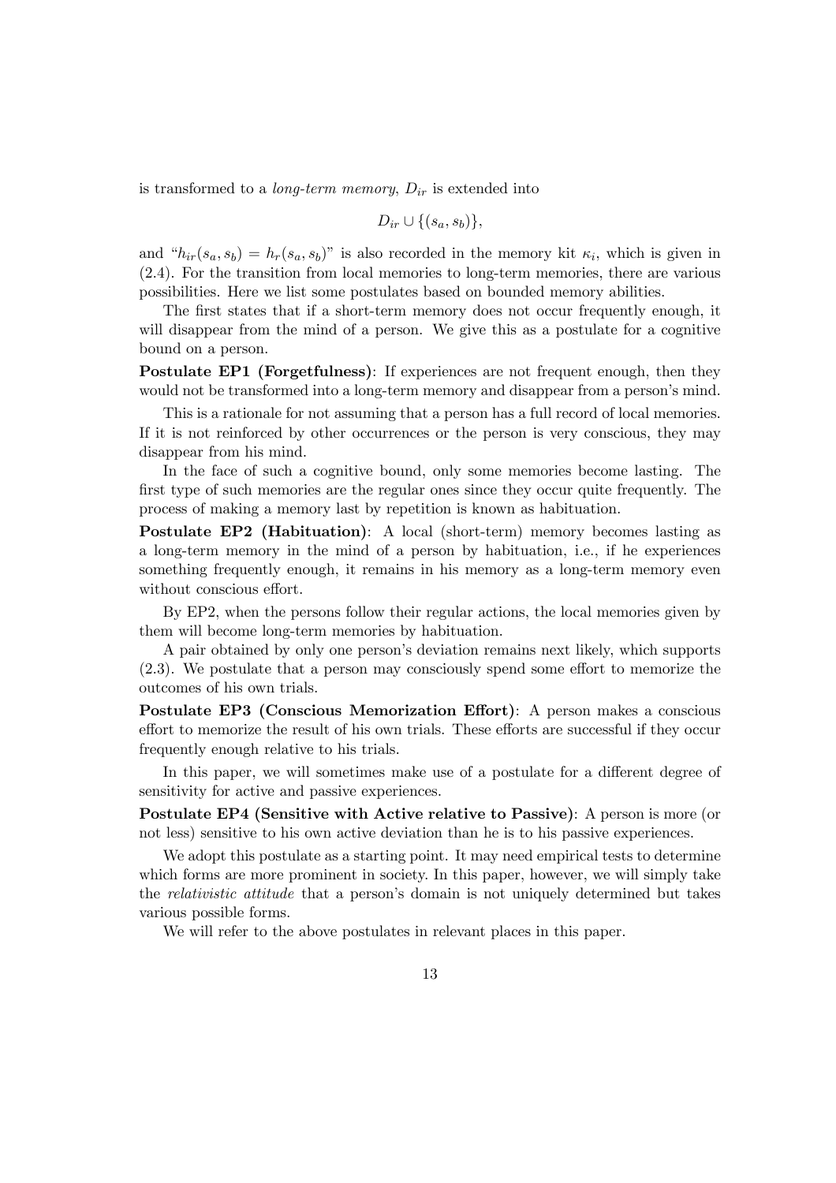is transformed to a *long-term memory*, $D_{ir}$ is extended into

$$D_{ir} \cup \{(s_a, s_b)\},$$

and "$h_{ir}(s_a, s_b) = h_r(s_a, s_b)$" is also recorded in the memory kit $\kappa_i$, which is given in (2.4). For the transition from local memories to long-term memories, there are various possibilities. Here we list some postulates based on bounded memory abilities.

The first states that if a short-term memory does not occur frequently enough, it will disappear from the mind of a person. We give this as a postulate for a cognitive bound on a person.

**Postulate EP1 (Forgetfulness)**: If experiences are not frequent enough, then they would not be transformed into a long-term memory and disappear from a person's mind.

This is a rationale for not assuming that a person has a full record of local memories. If it is not reinforced by other occurrences or the person is very conscious, they may disappear from his mind.

In the face of such a cognitive bound, only some memories become lasting. The first type of such memories are the regular ones since they occur quite frequently. The process of making a memory last by repetition is known as habituation.

**Postulate EP2 (Habituation)**: A local (short-term) memory becomes lasting as a long-term memory in the mind of a person by habituation, i.e., if he experiences something frequently enough, it remains in his memory as a long-term memory even without conscious effort.

By EP2, when the persons follow their regular actions, the local memories given by them will become long-term memories by habituation.

A pair obtained by only one person's deviation remains next likely, which supports (2.3). We postulate that a person may consciously spend some effort to memorize the outcomes of his own trials.

**Postulate EP3 (Conscious Memorization Effort)**: A person makes a conscious effort to memorize the result of his own trials. These efforts are successful if they occur frequently enough relative to his trials.

In this paper, we will sometimes make use of a postulate for a different degree of sensitivity for active and passive experiences.

**Postulate EP4 (Sensitive with Active relative to Passive)**: A person is more (or not less) sensitive to his own active deviation than he is to his passive experiences.

We adopt this postulate as a starting point. It may need empirical tests to determine which forms are more prominent in society. In this paper, however, we will simply take the *relativistic attitude* that a person's domain is not uniquely determined but takes various possible forms.

We will refer to the above postulates in relevant places in this paper.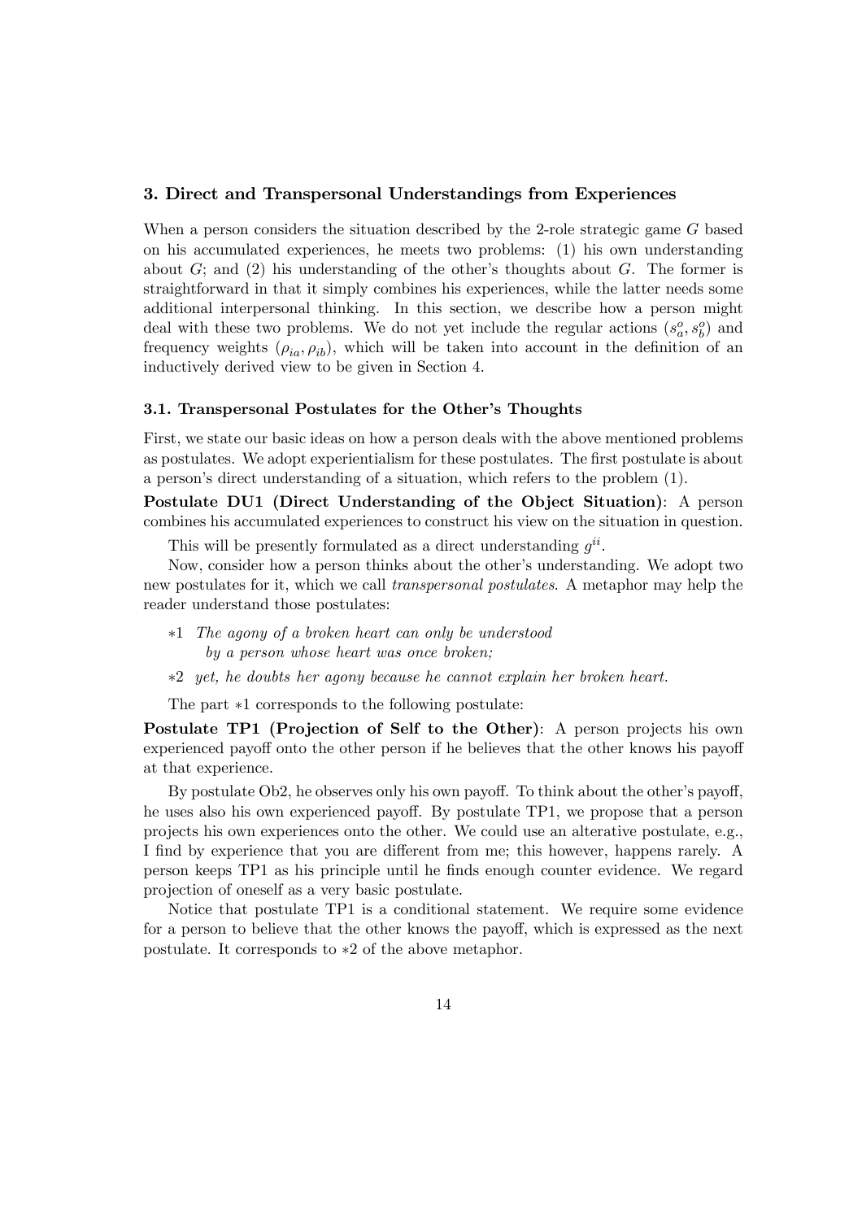### 3. Direct and Transpersonal Understandings from Experiences

When a person considers the situation described by the 2-role strategic game $G$ based on his accumulated experiences, he meets two problems: (1) his own understanding about $G$; and (2) his understanding of the other's thoughts about $G$. The former is straightforward in that it simply combines his experiences, while the latter needs some additional interpersonal thinking. In this section, we describe how a person might deal with these two problems. We do not yet include the regular actions $(s_a^o, s_b^o)$ and frequency weights $(\rho_{ia}, \rho_{ib})$, which will be taken into account in the definition of an inductively derived view to be given in Section 4.

#### 3.1. Transpersonal Postulates for the Other's Thoughts

First, we state our basic ideas on how a person deals with the above mentioned problems as postulates. We adopt experientialism for these postulates. The first postulate is about a person's direct understanding of a situation, which refers to the problem (1).

**Postulate DU1 (Direct Understanding of the Object Situation)**: A person combines his accumulated experiences to construct his view on the situation in question.

This will be presently formulated as a direct understanding $g^{ii}$.

Now, consider how a person thinks about the other's understanding. We adopt two new postulates for it, which we call *transpersonal postulates*. A metaphor may help the reader understand those postulates:

∗1 *The agony of a broken heart can only be understood by a person whose heart was once broken;*

∗2 *yet, he doubts her agony because he cannot explain her broken heart.*

The part ∗1 corresponds to the following postulate:

**Postulate TP1 (Projection of Self to the Other)**: A person projects his own experienced payoff onto the other person if he believes that the other knows his payoff at that experience.

By postulate Ob2, he observes only his own payoff. To think about the other's payoff, he uses also his own experienced payoff. By postulate TP1, we propose that a person projects his own experiences onto the other. We could use an alterative postulate, e.g., I find by experience that you are different from me; this however, happens rarely. A person keeps TP1 as his principle until he finds enough counter evidence. We regard projection of oneself as a very basic postulate.

Notice that postulate TP1 is a conditional statement. We require some evidence for a person to believe that the other knows the payoff, which is expressed as the next postulate. It corresponds to ∗2 of the above metaphor.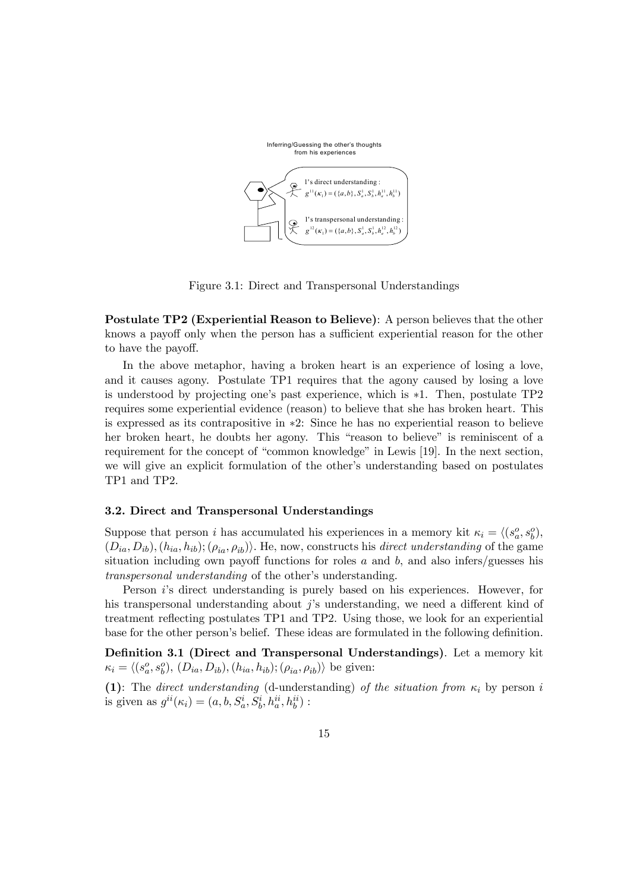Inferring/Guessing the other's thoughts from his experiences

1's direct understanding : $g^{11}(\kappa_1) = (\{a,b\}, S^1_a, S^1_b, h^{11}_a, h^{11}_b)$

1's transpersonal understanding : $g^{12}(\kappa_1) = (\{a,b\}, S^1_a, S^1_b, h^{12}_a, h^{12}_b)$

Figure 3.1: Direct and Transpersonal Understandings

**Postulate TP2 (Experiential Reason to Believe)**: A person believes that the other knows a payoff only when the person has a sufficient experiential reason for the other to have the payoff.

In the above metaphor, having a broken heart is an experience of losing a love, and it causes agony. Postulate TP1 requires that the agony caused by losing a love is understood by projecting one's past experience, which is $*1$. Then, postulate TP2 requires some experiential evidence (reason) to believe that she has broken heart. This is expressed as its contrapositive in $*2$: Since he has no experiential reason to believe her broken heart, he doubts her agony. This "reason to believe" is reminiscent of a requirement for the concept of "common knowledge" in Lewis [19]. In the next section, we will give an explicit formulation of the other's understanding based on postulates TP1 and TP2.

### 3.2. Direct and Transpersonal Understandings

Suppose that person $i$ has accumulated his experiences in a memory kit $\kappa_i = \langle (s^o_a, s^o_b), (D_{ia}, D_{ib}), (h_{ia}, h_{ib}); (\rho_{ia}, \rho_{ib})\rangle$. He, now, constructs his *direct understanding* of the game situation including own payoff functions for roles $a$ and $b$, and also infers/guesses his *transpersonal understanding* of the other's understanding.

Person $i$'s direct understanding is purely based on his experiences. However, for his transpersonal understanding about $j$'s understanding, we need a different kind of treatment reflecting postulates TP1 and TP2. Using those, we look for an experiential base for the other person's belief. These ideas are formulated in the following definition.

**Definition 3.1 (Direct and Transpersonal Understandings)**. Let a memory kit $\kappa_i = \langle (s^o_a, s^o_b), (D_{ia}, D_{ib}), (h_{ia}, h_{ib}); (\rho_{ia}, \rho_{ib})\rangle$ be given:

**(1)**: The *direct understanding* (d-understanding) *of the situation from* $\kappa_i$ by person $i$ is given as $g^{ii}(\kappa_i) = (a, b, S^i_a, S^i_b, h^{ii}_a, h^{ii}_b)$ :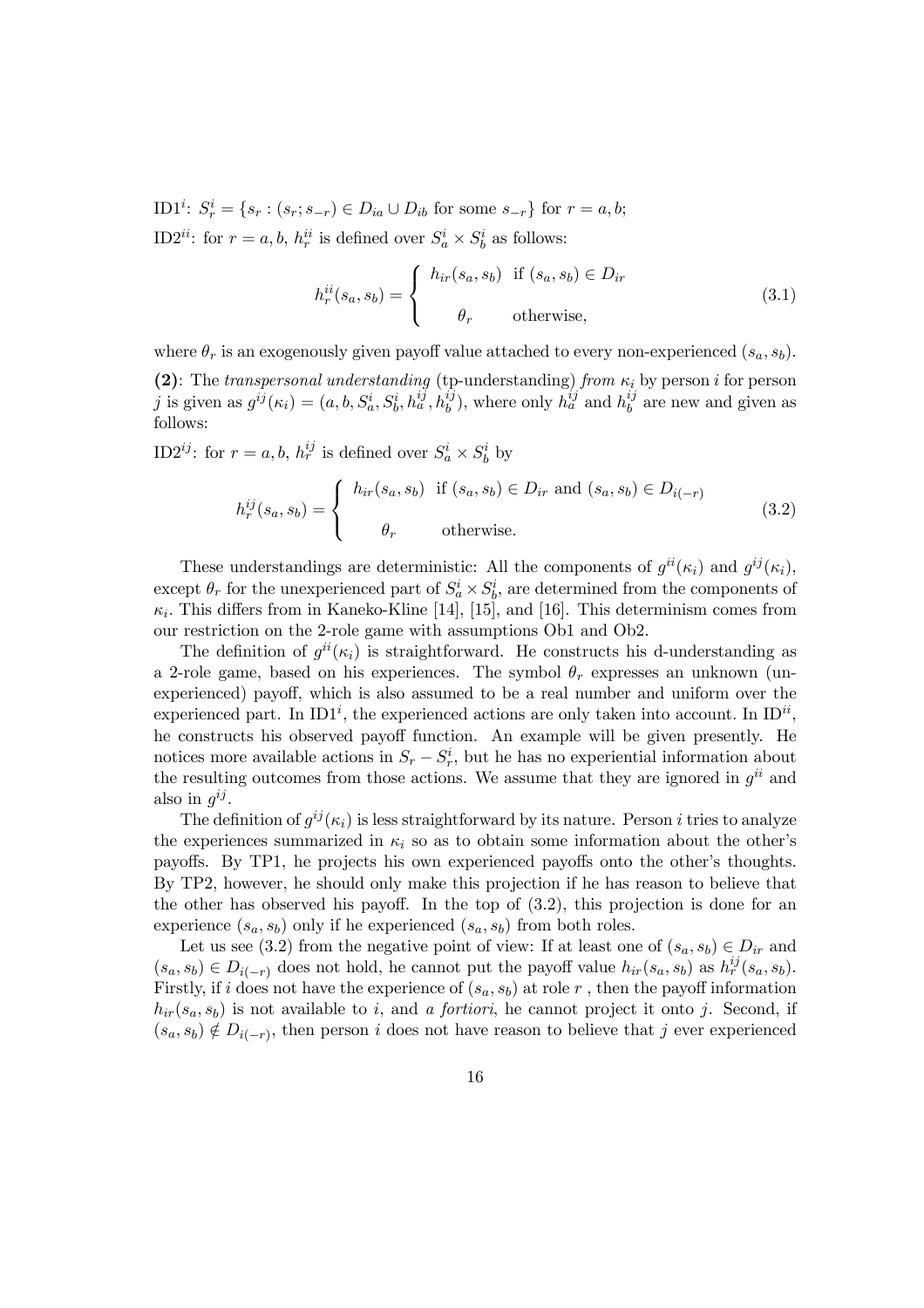ID1$^i$: $S_r^i = \{s_r : (s_r; s_{-r}) \in D_{ia} \cup D_{ib}$ for some $s_{-r}\}$ for $r = a, b$;

ID2$^{ii}$: for $r = a, b$, $h_r^{ii}$ is defined over $S_a^i \times S_b^i$ as follows:

$$h_r^{ii}(s_a, s_b) = \begin{cases} h_{ir}(s_a, s_b) & \text{if } (s_a, s_b) \in D_{ir} \\ \theta_r & \text{otherwise,} \end{cases} \tag{3.1}$$

where $\theta_r$ is an exogenously given payoff value attached to every non-experienced $(s_a, s_b)$.

**(2)**: The *transpersonal understanding* (tp-understanding) *from* $\kappa_i$ by person $i$ for person $j$ is given as $g^{ij}(\kappa_i) = (a, b, S_a^i, S_b^i, h_a^{ij}, h_b^{ij})$, where only $h_a^{ij}$ and $h_b^{ij}$ are new and given as follows:

ID2$^{ij}$: for $r = a, b$, $h_r^{ij}$ is defined over $S_a^i \times S_b^i$ by

$$h_r^{ij}(s_a, s_b) = \begin{cases} h_{ir}(s_a, s_b) & \text{if } (s_a, s_b) \in D_{ir} \text{ and } (s_a, s_b) \in D_{i(-r)} \\ \theta_r & \text{otherwise.} \end{cases} \tag{3.2}$$

These understandings are deterministic: All the components of $g^{ii}(\kappa_i)$ and $g^{ij}(\kappa_i)$, except $\theta_r$ for the unexperienced part of $S_a^i \times S_b^i$, are determined from the components of $\kappa_i$. This differs from in Kaneko-Kline [14], [15], and [16]. This determinism comes from our restriction on the 2-role game with assumptions Ob1 and Ob2.

The definition of $g^{ii}(\kappa_i)$ is straightforward. He constructs his d-understanding as a 2-role game, based on his experiences. The symbol $\theta_r$ expresses an unknown (unexperienced) payoff, which is also assumed to be a real number and uniform over the experienced part. In ID1$^i$, the experienced actions are only taken into account. In ID$^{ii}$, he constructs his observed payoff function. An example will be given presently. He notices more available actions in $S_r - S_r^i$, but he has no experiential information about the resulting outcomes from those actions. We assume that they are ignored in $g^{ii}$ and also in $g^{ij}$.

The definition of $g^{ij}(\kappa_i)$ is less straightforward by its nature. Person $i$ tries to analyze the experiences summarized in $\kappa_i$ so as to obtain some information about the other's payoffs. By TP1, he projects his own experienced payoffs onto the other's thoughts. By TP2, however, he should only make this projection if he has reason to believe that the other has observed his payoff. In the top of (3.2), this projection is done for an experience $(s_a, s_b)$ only if he experienced $(s_a, s_b)$ from both roles.

Let us see (3.2) from the negative point of view: If at least one of $(s_a, s_b) \in D_{ir}$ and $(s_a, s_b) \in D_{i(-r)}$ does not hold, he cannot put the payoff value $h_{ir}(s_a, s_b)$ as $h_r^{ij}(s_a, s_b)$. Firstly, if $i$ does not have the experience of $(s_a, s_b)$ at role $r$, then the payoff information $h_{ir}(s_a, s_b)$ is not available to $i$, and *a fortiori*, he cannot project it onto $j$. Second, if $(s_a, s_b) \notin D_{i(-r)}$, then person $i$ does not have reason to believe that $j$ ever experienced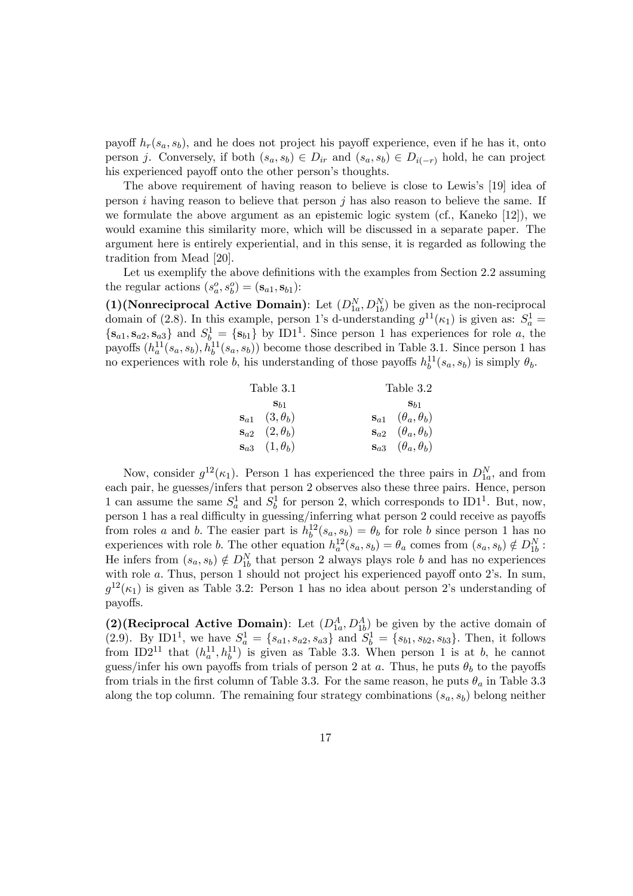payoff $h_r(s_a, s_b)$, and he does not project his payoff experience, even if he has it, onto person $j$. Conversely, if both $(s_a, s_b) \in D_{ir}$ and $(s_a, s_b) \in D_{i(-r)}$ hold, he can project his experienced payoff onto the other person's thoughts.

The above requirement of having reason to believe is close to Lewis's [19] idea of person $i$ having reason to believe that person $j$ has also reason to believe the same. If we formulate the above argument as an epistemic logic system (cf., Kaneko [12]), we would examine this similarity more, which will be discussed in a separate paper. The argument here is entirely experiential, and in this sense, it is regarded as following the tradition from Mead [20].

Let us exemplify the above definitions with the examples from Section 2.2 assuming the regular actions $(s_a^o, s_b^o) = (\mathbf{s}_{a1}, \mathbf{s}_{b1})$:

**(1)(Nonreciprocal Active Domain)**: Let $(D_{1a}^N, D_{1b}^N)$ be given as the non-reciprocal domain of (2.8). In this example, person 1's d-understanding $g^{11}(\kappa_1)$ is given as: $S_a^1 = \{\mathbf{s}_{a1}, \mathbf{s}_{a2}, \mathbf{s}_{a3}\}$ and $S_b^1 = \{\mathbf{s}_{b1}\}$ by ID1$^1$. Since person 1 has experiences for role $a$, the payoffs $(h_a^{11}(s_a, s_b), h_b^{11}(s_a, s_b))$ become those described in Table 3.1. Since person 1 has no experiences with role $b$, his understanding of those payoffs $h_b^{11}(s_a, s_b)$ is simply $\theta_b$.

Table 3.1

| | $\mathbf{s}_{b1}$ |
|---|---|
| $\mathbf{s}_{a1}$ | $(3, \theta_b)$ |
| $\mathbf{s}_{a2}$ | $(2, \theta_b)$ |
| $\mathbf{s}_{a3}$ | $(1, \theta_b)$ |

Table 3.2

| | $\mathbf{s}_{b1}$ |
|---|---|
| $\mathbf{s}_{a1}$ | $(\theta_a, \theta_b)$ |
| $\mathbf{s}_{a2}$ | $(\theta_a, \theta_b)$ |
| $\mathbf{s}_{a3}$ | $(\theta_a, \theta_b)$ |

Now, consider $g^{12}(\kappa_1)$. Person 1 has experienced the three pairs in $D_{1a}^N$, and from each pair, he guesses/infers that person 2 observes also these three pairs. Hence, person 1 can assume the same $S_a^1$ and $S_b^1$ for person 2, which corresponds to ID1$^1$. But, now, person 1 has a real difficulty in guessing/inferring what person 2 could receive as payoffs from roles $a$ and $b$. The easier part is $h_b^{12}(s_a, s_b) = \theta_b$ for role $b$ since person 1 has no experiences with role $b$. The other equation $h_a^{12}(s_a, s_b) = \theta_a$ comes from $(s_a, s_b) \notin D_{1b}^N$: He infers from $(s_a, s_b) \notin D_{1b}^N$ that person 2 always plays role $b$ and has no experiences with role $a$. Thus, person 1 should not project his experienced payoff onto 2's. In sum, $g^{12}(\kappa_1)$ is given as Table 3.2: Person 1 has no idea about person 2's understanding of payoffs.

**(2)(Reciprocal Active Domain)**: Let $(D_{1a}^A, D_{1b}^A)$ be given by the active domain of (2.9). By ID1$^1$, we have $S_a^1 = \{s_{a1}, s_{a2}, s_{a3}\}$ and $S_b^1 = \{s_{b1}, s_{b2}, s_{b3}\}$. Then, it follows from ID2$^{11}$ that $(h_a^{11}, h_b^{11})$ is given as Table 3.3. When person 1 is at $b$, he cannot guess/infer his own payoffs from trials of person 2 at $a$. Thus, he puts $\theta_b$ to the payoffs from trials in the first column of Table 3.3. For the same reason, he puts $\theta_a$ in Table 3.3 along the top column. The remaining four strategy combinations $(s_a, s_b)$ belong neither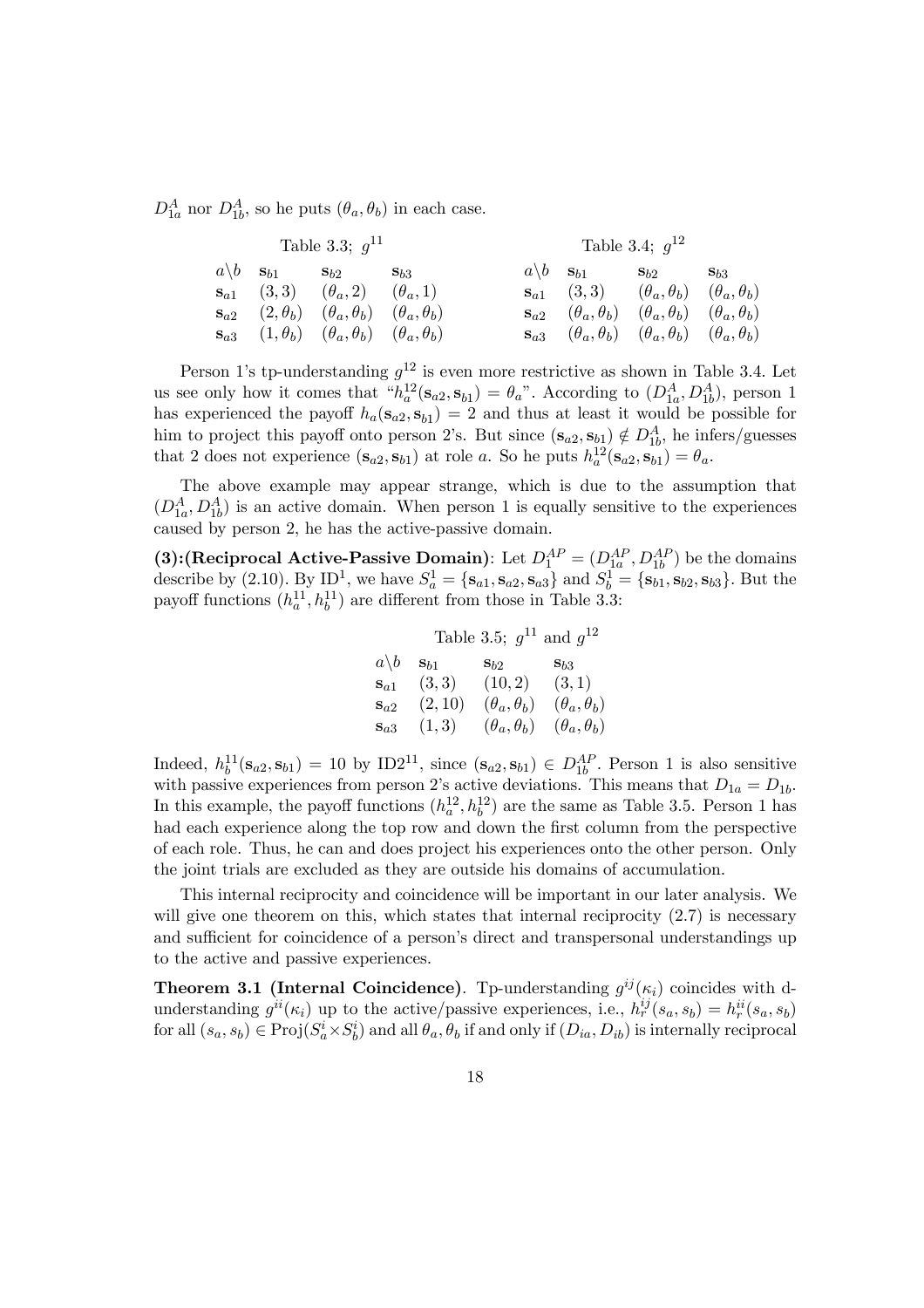$D^A_{1a}$ nor $D^A_{1b}$, so he puts $(\theta_a, \theta_b)$ in each case.

Table 3.3; $g^{11}$

| $a\backslash b$ | $\mathbf{s}_{b1}$ | $\mathbf{s}_{b2}$ | $\mathbf{s}_{b3}$ |
|---|---|---|---|
| $\mathbf{s}_{a1}$ | $(3,3)$ | $(\theta_a, 2)$ | $(\theta_a, 1)$ |
| $\mathbf{s}_{a2}$ | $(2, \theta_b)$ | $(\theta_a, \theta_b)$ | $(\theta_a, \theta_b)$ |
| $\mathbf{s}_{a3}$ | $(1, \theta_b)$ | $(\theta_a, \theta_b)$ | $(\theta_a, \theta_b)$ |

Table 3.4; $g^{12}$

| $a\backslash b$ | $\mathbf{s}_{b1}$ | $\mathbf{s}_{b2}$ | $\mathbf{s}_{b3}$ |
|---|---|---|---|
| $\mathbf{s}_{a1}$ | $(3,3)$ | $(\theta_a, \theta_b)$ | $(\theta_a, \theta_b)$ |
| $\mathbf{s}_{a2}$ | $(\theta_a, \theta_b)$ | $(\theta_a, \theta_b)$ | $(\theta_a, \theta_b)$ |
| $\mathbf{s}_{a3}$ | $(\theta_a, \theta_b)$ | $(\theta_a, \theta_b)$ | $(\theta_a, \theta_b)$ |

Person 1's tp-understanding $g^{12}$ is even more restrictive as shown in Table 3.4. Let us see only how it comes that "$h^{12}_a(\mathbf{s}_{a2}, \mathbf{s}_{b1}) = \theta_a$". According to $(D^A_{1a}, D^A_{1b})$, person 1 has experienced the payoff $h_a(\mathbf{s}_{a2}, \mathbf{s}_{b1}) = 2$ and thus at least it would be possible for him to project this payoff onto person 2's. But since $(\mathbf{s}_{a2}, \mathbf{s}_{b1}) \notin D^A_{1b}$, he infers/guesses that 2 does not experience $(\mathbf{s}_{a2}, \mathbf{s}_{b1})$ at role $a$. So he puts $h^{12}_a(\mathbf{s}_{a2}, \mathbf{s}_{b1}) = \theta_a$.

The above example may appear strange, which is due to the assumption that $(D^A_{1a}, D^A_{1b})$ is an active domain. When person 1 is equally sensitive to the experiences caused by person 2, he has the active-passive domain.

**(3):(Reciprocal Active-Passive Domain)**: Let $D^{AP}_1 = (D^{AP}_{1a}, D^{AP}_{1b})$ be the domains describe by (2.10). By ID$^1$, we have $S^1_a = \{\mathbf{s}_{a1}, \mathbf{s}_{a2}, \mathbf{s}_{a3}\}$ and $S^1_b = \{\mathbf{s}_{b1}, \mathbf{s}_{b2}, \mathbf{s}_{b3}\}$. But the payoff functions $(h^{11}_a, h^{11}_b)$ are different from those in Table 3.3:

Table 3.5; $g^{11}$ and $g^{12}$

| $a\backslash b$ | $\mathbf{s}_{b1}$ | $\mathbf{s}_{b2}$ | $\mathbf{s}_{b3}$ |
|---|---|---|---|
| $\mathbf{s}_{a1}$ | $(3,3)$ | $(10,2)$ | $(3,1)$ |
| $\mathbf{s}_{a2}$ | $(2,10)$ | $(\theta_a, \theta_b)$ | $(\theta_a, \theta_b)$ |
| $\mathbf{s}_{a3}$ | $(1,3)$ | $(\theta_a, \theta_b)$ | $(\theta_a, \theta_b)$ |

Indeed, $h^{11}_b(\mathbf{s}_{a2}, \mathbf{s}_{b1}) = 10$ by ID2$^{11}$, since $(\mathbf{s}_{a2}, \mathbf{s}_{b1}) \in D^{AP}_{1b}$. Person 1 is also sensitive with passive experiences from person 2's active deviations. This means that $D_{1a} = D_{1b}$. In this example, the payoff functions $(h^{12}_a, h^{12}_b)$ are the same as Table 3.5. Person 1 has had each experience along the top row and down the first column from the perspective of each role. Thus, he can and does project his experiences onto the other person. Only the joint trials are excluded as they are outside his domains of accumulation.

This internal reciprocity and coincidence will be important in our later analysis. We will give one theorem on this, which states that internal reciprocity (2.7) is necessary and sufficient for coincidence of a person's direct and transpersonal understandings up to the active and passive experiences.

**Theorem 3.1 (Internal Coincidence)**. Tp-understanding $g^{ij}(\kappa_i)$ coincides with d-understanding $g^{ii}(\kappa_i)$ up to the active/passive experiences, i.e., $h^{ij}_r(s_a, s_b) = h^{ii}_r(s_a, s_b)$ for all $(s_a, s_b) \in \text{Proj}(S^i_a \times S^i_b)$ and all $\theta_a, \theta_b$ if and only if $(D_{ia}, D_{ib})$ is internally reciprocal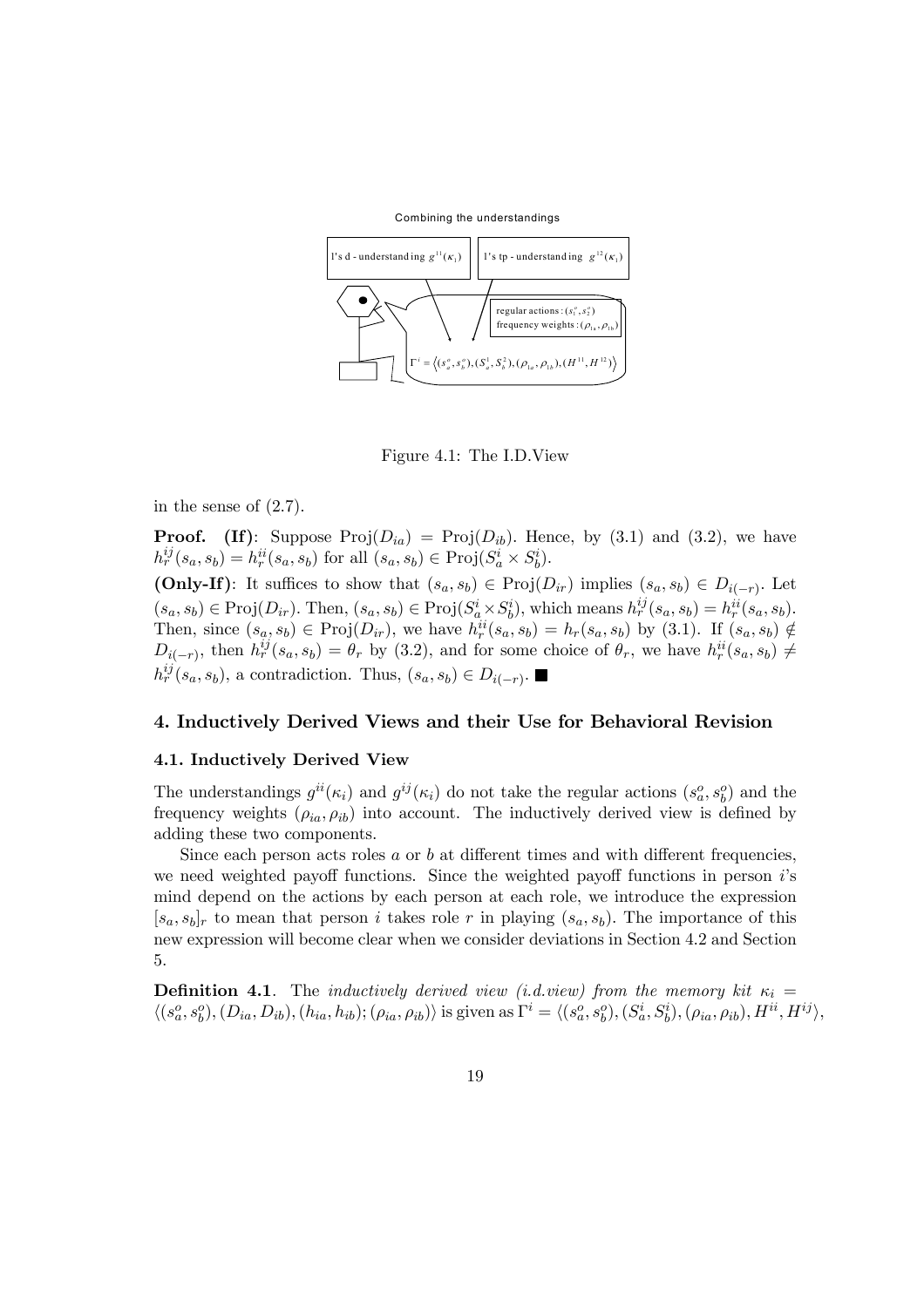Combining the understandings

1's d - understanding $g^{11}(\kappa_1)$

1's tp - understanding $g^{12}(\kappa_1)$

regular actions : $(s_1^o, s_2^o)$
frequency weights : $(\rho_{1a}, \rho_{1b})$

$\Gamma^i = \langle (s_a^o, s_b^o), (S_a^1, S_b^2), (\rho_{1a}, \rho_{1b}), (H^{11}, H^{12}) \rangle$

Figure 4.1: The I.D.View

in the sense of (2.7).

**Proof.** **(If)**: Suppose $\text{Proj}(D_{ia}) = \text{Proj}(D_{ib})$. Hence, by (3.1) and (3.2), we have $h_r^{ij}(s_a, s_b) = h_r^{ii}(s_a, s_b)$ for all $(s_a, s_b) \in \text{Proj}(S_a^i \times S_b^i)$.

**(Only-If)**: It suffices to show that $(s_a, s_b) \in \text{Proj}(D_{ir})$ implies $(s_a, s_b) \in D_{i(-r)}$. Let $(s_a, s_b) \in \text{Proj}(D_{ir})$. Then, $(s_a, s_b) \in \text{Proj}(S_a^i \times S_b^i)$, which means $h_r^{ij}(s_a, s_b) = h_r^{ii}(s_a, s_b)$. Then, since $(s_a, s_b) \in \text{Proj}(D_{ir})$, we have $h_r^{ii}(s_a, s_b) = h_r(s_a, s_b)$ by (3.1). If $(s_a, s_b) \notin D_{i(-r)}$, then $h_r^{ij}(s_a, s_b) = \theta_r$ by (3.2), and for some choice of $\theta_r$, we have $h_r^{ii}(s_a, s_b) \neq h_r^{ij}(s_a, s_b)$, a contradiction. Thus, $(s_a, s_b) \in D_{i(-r)}$. ■

## 4. Inductively Derived Views and their Use for Behavioral Revision

### 4.1. Inductively Derived View

The understandings $g^{ii}(\kappa_i)$ and $g^{ij}(\kappa_i)$ do not take the regular actions $(s_a^o, s_b^o)$ and the frequency weights $(\rho_{ia}, \rho_{ib})$ into account. The inductively derived view is defined by adding these two components.

Since each person acts roles $a$ or $b$ at different times and with different frequencies, we need weighted payoff functions. Since the weighted payoff functions in person $i$'s mind depend on the actions by each person at each role, we introduce the expression $[s_a, s_b]_r$ to mean that person $i$ takes role $r$ in playing $(s_a, s_b)$. The importance of this new expression will become clear when we consider deviations in Section 4.2 and Section 5.

**Definition 4.1**. The *inductively derived view (i.d.view) from the memory kit* $\kappa_i = \langle (s_a^o, s_b^o), (D_{ia}, D_{ib}), (h_{ia}, h_{ib}); (\rho_{ia}, \rho_{ib}) \rangle$ is given as $\Gamma^i = \langle (s_a^o, s_b^o), (S_a^i, S_b^i), (\rho_{ia}, \rho_{ib}), H^{ii}, H^{ij} \rangle$,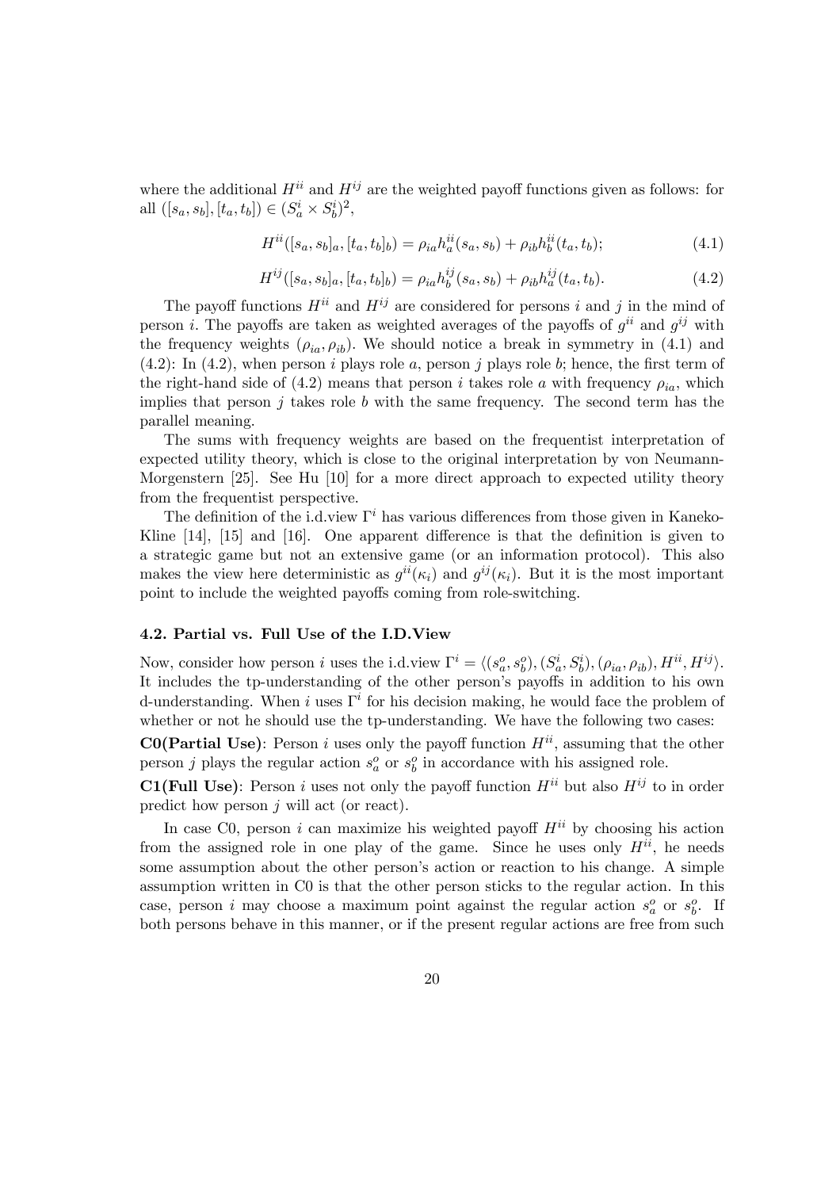where the additional $H^{ii}$ and $H^{ij}$ are the weighted payoff functions given as follows: for all $([s_a, s_b], [t_a, t_b]) \in (S^i_a \times S^i_b)^2$,

$$H^{ii}([s_a, s_b]_a, [t_a, t_b]_b) = \rho_{ia} h^{ii}_a(s_a, s_b) + \rho_{ib} h^{ii}_b(t_a, t_b); \tag{4.1}$$

$$H^{ij}([s_a, s_b]_a, [t_a, t_b]_b) = \rho_{ia} h^{ij}_b(s_a, s_b) + \rho_{ib} h^{ij}_a(t_a, t_b). \tag{4.2}$$

The payoff functions $H^{ii}$ and $H^{ij}$ are considered for persons $i$ and $j$ in the mind of person $i$. The payoffs are taken as weighted averages of the payoffs of $g^{ii}$ and $g^{ij}$ with the frequency weights $(\rho_{ia}, \rho_{ib})$. We should notice a break in symmetry in (4.1) and (4.2): In (4.2), when person $i$ plays role $a$, person $j$ plays role $b$; hence, the first term of the right-hand side of (4.2) means that person $i$ takes role $a$ with frequency $\rho_{ia}$, which implies that person $j$ takes role $b$ with the same frequency. The second term has the parallel meaning.

The sums with frequency weights are based on the frequentist interpretation of expected utility theory, which is close to the original interpretation by von Neumann-Morgenstern [25]. See Hu [10] for a more direct approach to expected utility theory from the frequentist perspective.

The definition of the i.d.view $\Gamma^i$ has various differences from those given in Kaneko-Kline [14], [15] and [16]. One apparent difference is that the definition is given to a strategic game but not an extensive game (or an information protocol). This also makes the view here deterministic as $g^{ii}(\kappa_i)$ and $g^{ij}(\kappa_i)$. But it is the most important point to include the weighted payoffs coming from role-switching.

### 4.2. Partial vs. Full Use of the I.D.View

Now, consider how person $i$ uses the i.d.view $\Gamma^i = \langle (s^o_a, s^o_b), (S^i_a, S^i_b), (\rho_{ia}, \rho_{ib}), H^{ii}, H^{ij} \rangle$. It includes the tp-understanding of the other person's payoffs in addition to his own d-understanding. When $i$ uses $\Gamma^i$ for his decision making, he would face the problem of whether or not he should use the tp-understanding. We have the following two cases:

**C0(Partial Use)**: Person $i$ uses only the payoff function $H^{ii}$, assuming that the other person $j$ plays the regular action $s^o_a$ or $s^o_b$ in accordance with his assigned role.

**C1(Full Use)**: Person $i$ uses not only the payoff function $H^{ii}$ but also $H^{ij}$ to in order predict how person $j$ will act (or react).

In case C0, person $i$ can maximize his weighted payoff $H^{ii}$ by choosing his action from the assigned role in one play of the game. Since he uses only $H^{ii}$, he needs some assumption about the other person's action or reaction to his change. A simple assumption written in C0 is that the other person sticks to the regular action. In this case, person $i$ may choose a maximum point against the regular action $s^o_a$ or $s^o_b$. If both persons behave in this manner, or if the present regular actions are free from such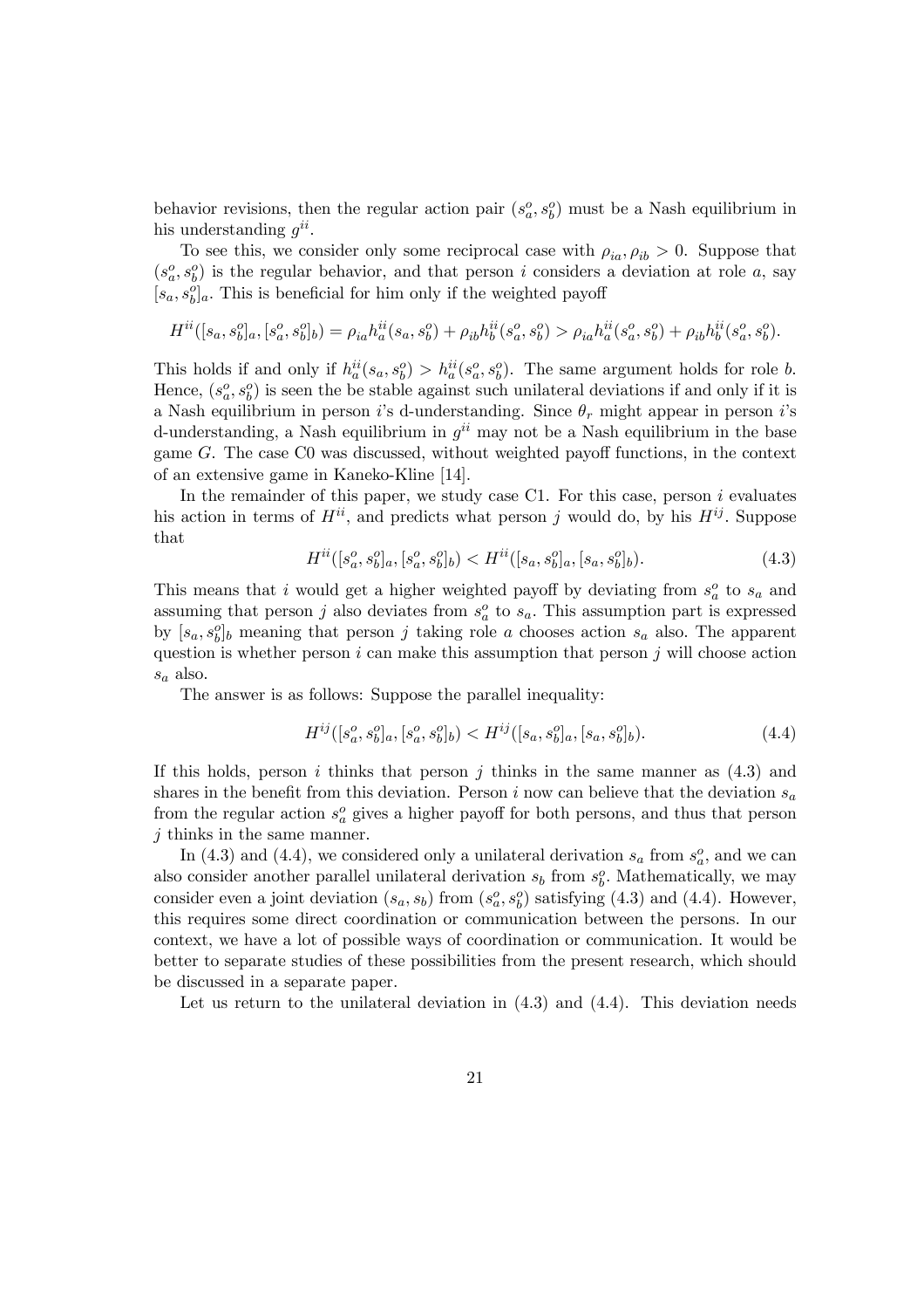behavior revisions, then the regular action pair $(s_a^o, s_b^o)$ must be a Nash equilibrium in his understanding $g^{ii}$.

To see this, we consider only some reciprocal case with $\rho_{ia}, \rho_{ib} > 0$. Suppose that $(s_a^o, s_b^o)$ is the regular behavior, and that person $i$ considers a deviation at role $a$, say $[s_a, s_b^o]_a$. This is beneficial for him only if the weighted payoff

$$H^{ii}([s_a, s_b^o]_a, [s_a^o, s_b^o]_b) = \rho_{ia} h_a^{ii}(s_a, s_b^o) + \rho_{ib} h_b^{ii}(s_a^o, s_b^o) > \rho_{ia} h_a^{ii}(s_a^o, s_b^o) + \rho_{ib} h_b^{ii}(s_a^o, s_b^o).$$

This holds if and only if $h_a^{ii}(s_a, s_b^o) > h_a^{ii}(s_a^o, s_b^o)$. The same argument holds for role $b$. Hence, $(s_a^o, s_b^o)$ is seen the be stable against such unilateral deviations if and only if it is a Nash equilibrium in person $i$'s d-understanding. Since $\theta_r$ might appear in person $i$'s d-understanding, a Nash equilibrium in $g^{ii}$ may not be a Nash equilibrium in the base game $G$. The case C0 was discussed, without weighted payoff functions, in the context of an extensive game in Kaneko-Kline [14].

In the remainder of this paper, we study case C1. For this case, person $i$ evaluates his action in terms of $H^{ii}$, and predicts what person $j$ would do, by his $H^{ij}$. Suppose that

$$H^{ii}([s_a^o, s_b^o]_a, [s_a^o, s_b^o]_b) < H^{ii}([s_a, s_b^o]_a, [s_a, s_b^o]_b). \tag{4.3}$$

This means that $i$ would get a higher weighted payoff by deviating from $s_a^o$ to $s_a$ and assuming that person $j$ also deviates from $s_a^o$ to $s_a$. This assumption part is expressed by $[s_a, s_b^o]_b$ meaning that person $j$ taking role $a$ chooses action $s_a$ also. The apparent question is whether person $i$ can make this assumption that person $j$ will choose action $s_a$ also.

The answer is as follows: Suppose the parallel inequality:

$$H^{ij}([s_a^o, s_b^o]_a, [s_a^o, s_b^o]_b) < H^{ij}([s_a, s_b^o]_a, [s_a, s_b^o]_b). \tag{4.4}$$

If this holds, person $i$ thinks that person $j$ thinks in the same manner as (4.3) and shares in the benefit from this deviation. Person $i$ now can believe that the deviation $s_a$ from the regular action $s_a^o$ gives a higher payoff for both persons, and thus that person $j$ thinks in the same manner.

In (4.3) and (4.4), we considered only a unilateral derivation $s_a$ from $s_a^o$, and we can also consider another parallel unilateral derivation $s_b$ from $s_b^o$. Mathematically, we may consider even a joint deviation $(s_a, s_b)$ from $(s_a^o, s_b^o)$ satisfying (4.3) and (4.4). However, this requires some direct coordination or communication between the persons. In our context, we have a lot of possible ways of coordination or communication. It would be better to separate studies of these possibilities from the present research, which should be discussed in a separate paper.

Let us return to the unilateral deviation in (4.3) and (4.4). This deviation needs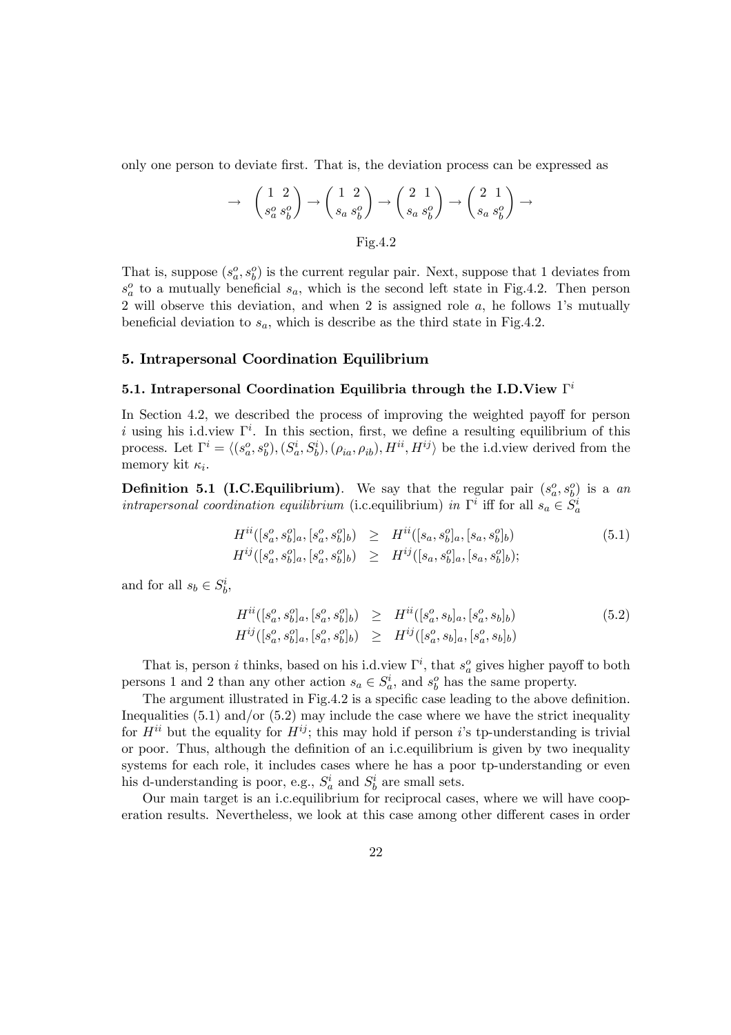only one person to deviate first. That is, the deviation process can be expressed as

$$\rightarrow \begin{pmatrix} 1 & 2 \\ s_a^o & s_b^o \end{pmatrix} \rightarrow \begin{pmatrix} 1 & 2 \\ s_a & s_b^o \end{pmatrix} \rightarrow \begin{pmatrix} 2 & 1 \\ s_a & s_b^o \end{pmatrix} \rightarrow \begin{pmatrix} 2 & 1 \\ s_a & s_b^o \end{pmatrix} \rightarrow$$

Fig.4.2

That is, suppose $(s_a^o, s_b^o)$ is the current regular pair. Next, suppose that 1 deviates from $s_a^o$ to a mutually beneficial $s_a$, which is the second left state in Fig.4.2. Then person 2 will observe this deviation, and when 2 is assigned role $a$, he follows 1's mutually beneficial deviation to $s_a$, which is describe as the third state in Fig.4.2.

## 5. Intrapersonal Coordination Equilibrium

### 5.1. Intrapersonal Coordination Equilibria through the I.D.View $\Gamma^i$

In Section 4.2, we described the process of improving the weighted payoff for person $i$ using his i.d.view $\Gamma^i$. In this section, first, we define a resulting equilibrium of this process. Let $\Gamma^i = \langle (s_a^o, s_b^o), (S_a^i, S_b^i), (\rho_{ia}, \rho_{ib}), H^{ii}, H^{ij} \rangle$ be the i.d.view derived from the memory kit $\kappa_i$.

**Definition 5.1 (I.C.Equilibrium)**. We say that the regular pair $(s_a^o, s_b^o)$ is a *an intrapersonal coordination equilibrium* (i.c.equilibrium) *in* $\Gamma^i$ iff for all $s_a \in S_a^i$

$$\begin{aligned} H^{ii}([s_a^o, s_b^o]_a, [s_a^o, s_b^o]_b) &\geq H^{ii}([s_a, s_b^o]_a, [s_a, s_b^o]_b) \\ H^{ij}([s_a^o, s_b^o]_a, [s_a^o, s_b^o]_b) &\geq H^{ij}([s_a, s_b^o]_a, [s_a, s_b^o]_b); \end{aligned} \tag{5.1}$$

and for all $s_b \in S_b^i$,

$$\begin{aligned} H^{ii}([s_a^o, s_b^o]_a, [s_a^o, s_b^o]_b) &\geq H^{ii}([s_a^o, s_b]_a, [s_a^o, s_b]_b) \\ H^{ij}([s_a^o, s_b^o]_a, [s_a^o, s_b^o]_b) &\geq H^{ij}([s_a^o, s_b]_a, [s_a^o, s_b]_b) \end{aligned} \tag{5.2}$$

That is, person $i$ thinks, based on his i.d.view $\Gamma^i$, that $s_a^o$ gives higher payoff to both persons 1 and 2 than any other action $s_a \in S_a^i$, and $s_b^o$ has the same property.

The argument illustrated in Fig.4.2 is a specific case leading to the above definition. Inequalities (5.1) and/or (5.2) may include the case where we have the strict inequality for $H^{ii}$ but the equality for $H^{ij}$; this may hold if person $i$'s tp-understanding is trivial or poor. Thus, although the definition of an i.c.equilibrium is given by two inequality systems for each role, it includes cases where he has a poor tp-understanding or even his d-understanding is poor, e.g., $S_a^i$ and $S_b^i$ are small sets.

Our main target is an i.c.equilibrium for reciprocal cases, where we will have cooperation results. Nevertheless, we look at this case among other different cases in order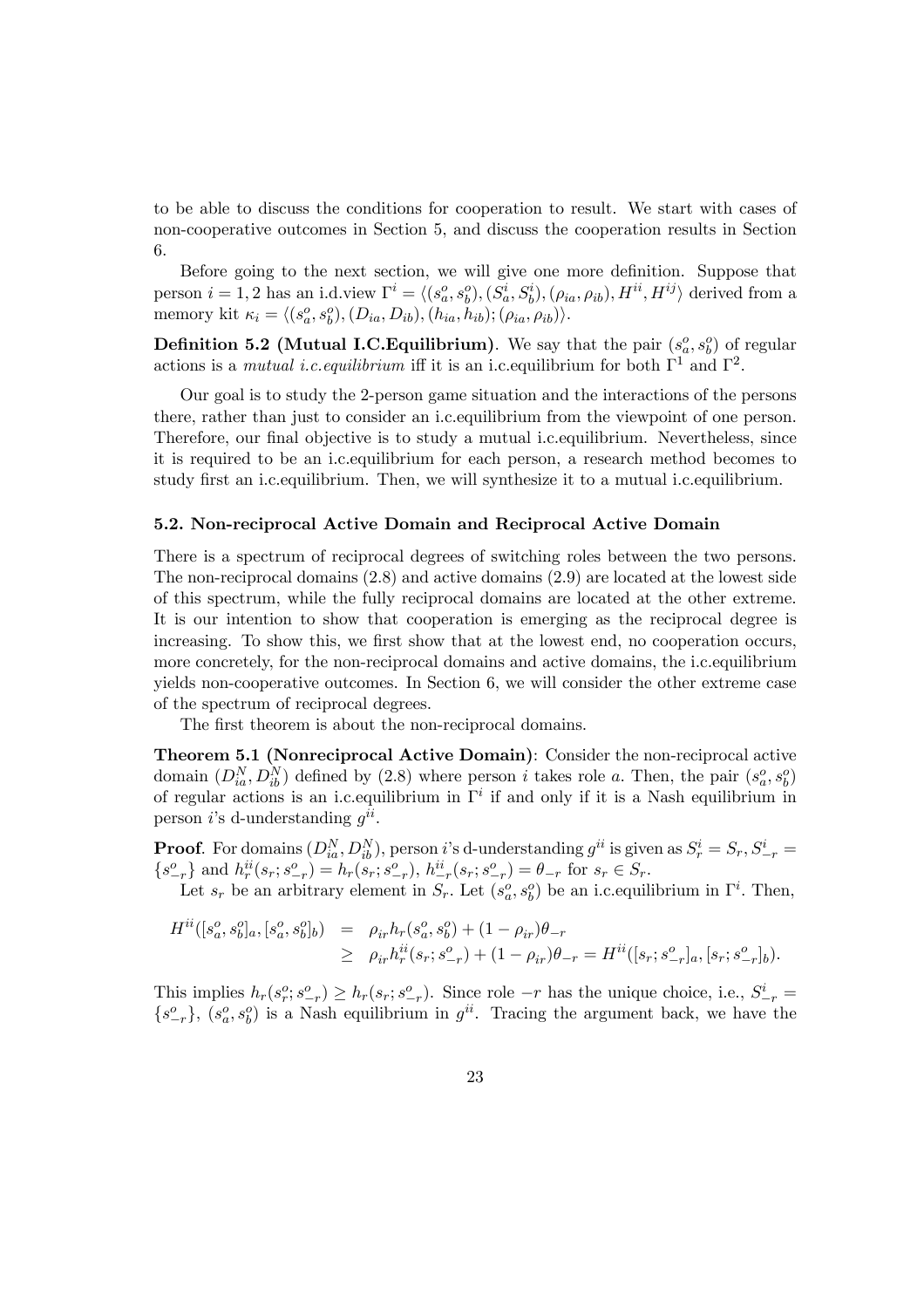to be able to discuss the conditions for cooperation to result. We start with cases of non-cooperative outcomes in Section 5, and discuss the cooperation results in Section 6.

Before going to the next section, we will give one more definition. Suppose that person $i = 1, 2$ has an i.d.view $\Gamma^i = \langle (s_a^o, s_b^o), (S_a^i, S_b^i), (\rho_{ia}, \rho_{ib}), H^{ii}, H^{ij} \rangle$ derived from a memory kit $\kappa_i = \langle (s_a^o, s_b^o), (D_{ia}, D_{ib}), (h_{ia}, h_{ib}); (\rho_{ia}, \rho_{ib}) \rangle$.

**Definition 5.2 (Mutual I.C.Equilibrium)**. We say that the pair $(s_a^o, s_b^o)$ of regular actions is a *mutual i.c.equilibrium* iff it is an i.c.equilibrium for both $\Gamma^1$ and $\Gamma^2$.

Our goal is to study the 2-person game situation and the interactions of the persons there, rather than just to consider an i.c.equilibrium from the viewpoint of one person. Therefore, our final objective is to study a mutual i.c.equilibrium. Nevertheless, since it is required to be an i.c.equilibrium for each person, a research method becomes to study first an i.c.equilibrium. Then, we will synthesize it to a mutual i.c.equilibrium.

### 5.2. Non-reciprocal Active Domain and Reciprocal Active Domain

There is a spectrum of reciprocal degrees of switching roles between the two persons. The non-reciprocal domains (2.8) and active domains (2.9) are located at the lowest side of this spectrum, while the fully reciprocal domains are located at the other extreme. It is our intention to show that cooperation is emerging as the reciprocal degree is increasing. To show this, we first show that at the lowest end, no cooperation occurs, more concretely, for the non-reciprocal domains and active domains, the i.c.equilibrium yields non-cooperative outcomes. In Section 6, we will consider the other extreme case of the spectrum of reciprocal degrees.

The first theorem is about the non-reciprocal domains.

**Theorem 5.1 (Nonreciprocal Active Domain)**: Consider the non-reciprocal active domain $(D_{ia}^N, D_{ib}^N)$ defined by (2.8) where person $i$ takes role $a$. Then, the pair $(s_a^o, s_b^o)$ of regular actions is an i.c.equilibrium in $\Gamma^i$ if and only if it is a Nash equilibrium in person $i$'s d-understanding $g^{ii}$.

**Proof**. For domains $(D_{ia}^N, D_{ib}^N)$, person $i$'s d-understanding $g^{ii}$ is given as $S_r^i = S_r, S_{-r}^i = \{s_{-r}^o\}$ and $h_r^{ii}(s_r; s_{-r}^o) = h_r(s_r; s_{-r}^o)$, $h_{-r}^{ii}(s_r; s_{-r}^o) = \theta_{-r}$ for $s_r \in S_r$.

Let $s_r$ be an arbitrary element in $S_r$. Let $(s_a^o, s_b^o)$ be an i.c.equilibrium in $\Gamma^i$. Then,

$$
\begin{aligned}
H^{ii}([s_a^o, s_b^o]_a, [s_a^o, s_b^o]_b) &= \rho_{ir} h_r(s_a^o, s_b^o) + (1 - \rho_{ir})\theta_{-r} \\
&\geq \rho_{ir} h_r^{ii}(s_r; s_{-r}^o) + (1 - \rho_{ir})\theta_{-r} = H^{ii}([s_r; s_{-r}^o]_a, [s_r; s_{-r}^o]_b).
\end{aligned}
$$

This implies $h_r(s_r^o; s_{-r}^o) \geq h_r(s_r; s_{-r}^o)$. Since role $-r$ has the unique choice, i.e., $S_{-r}^i = \{s_{-r}^o\}$, $(s_a^o, s_b^o)$ is a Nash equilibrium in $g^{ii}$. Tracing the argument back, we have the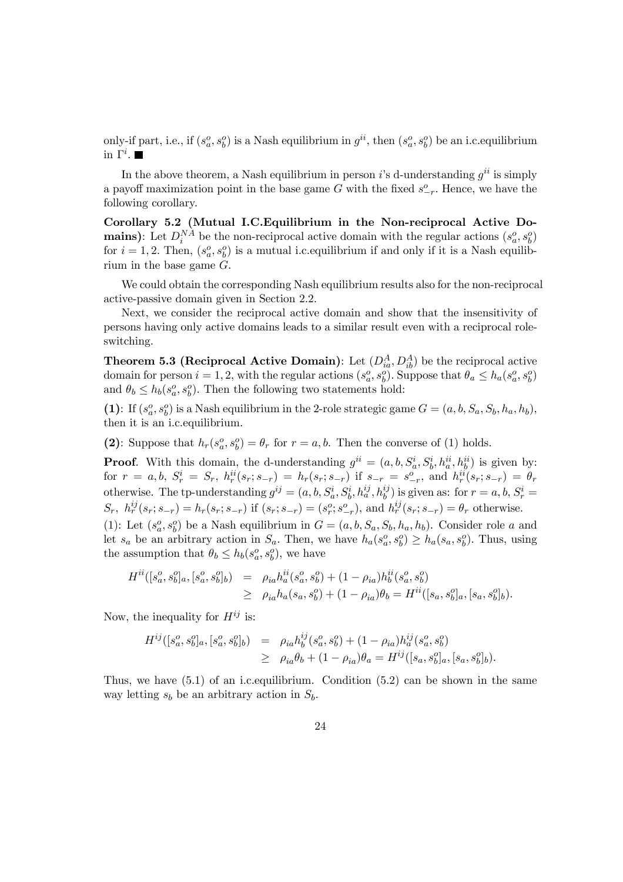only-if part, i.e., if $(s_a^o, s_b^o)$ is a Nash equilibrium in $g^{ii}$, then $(s_a^o, s_b^o)$ be an i.c.equilibrium in $\Gamma^i$. ■

In the above theorem, a Nash equilibrium in person $i$'s d-understanding $g^{ii}$ is simply a payoff maximization point in the base game $G$ with the fixed $s_{-r}^o$. Hence, we have the following corollary.

**Corollary 5.2 (Mutual I.C.Equilibrium in the Non-reciprocal Active Domains)**: Let $D_i^{NA}$ be the non-reciprocal active domain with the regular actions $(s_a^o, s_b^o)$ for $i = 1, 2$. Then, $(s_a^o, s_b^o)$ is a mutual i.c.equilibrium if and only if it is a Nash equilibrium in the base game $G$.

We could obtain the corresponding Nash equilibrium results also for the non-reciprocal active-passive domain given in Section 2.2.

Next, we consider the reciprocal active domain and show that the insensitivity of persons having only active domains leads to a similar result even with a reciprocal role-switching.

**Theorem 5.3 (Reciprocal Active Domain)**: Let $(D_{ia}^A, D_{ib}^A)$ be the reciprocal active domain for person $i = 1, 2$, with the regular actions $(s_a^o, s_b^o)$. Suppose that $\theta_a \leq h_a(s_a^o, s_b^o)$ and $\theta_b \leq h_b(s_a^o, s_b^o)$. Then the following two statements hold:

**(1)**: If $(s_a^o, s_b^o)$ is a Nash equilibrium in the 2-role strategic game $G = (a, b, S_a, S_b, h_a, h_b)$, then it is an i.c.equilibrium.

**(2)**: Suppose that $h_r(s_a^o, s_b^o) = \theta_r$ for $r = a, b$. Then the converse of (1) holds.

**Proof**. With this domain, the d-understanding $g^{ii} = (a, b, S_a^i, S_b^i, h_a^{ii}, h_b^{ii})$ is given by: for $r = a, b$, $S_r^i = S_r$, $h_r^{ii}(s_r; s_{-r}) = h_r(s_r; s_{-r})$ if $s_{-r} = s_{-r}^o$, and $h_r^{ii}(s_r; s_{-r}) = \theta_r$ otherwise. The tp-understanding $g^{ij} = (a, b, S_a^i, S_b^i, h_a^{ij}, h_b^{ij})$ is given as: for $r = a, b$, $S_r^i = S_r$, $h_r^{ij}(s_r; s_{-r}) = h_r(s_r; s_{-r})$ if $(s_r; s_{-r}) = (s_r^o; s_{-r}^o)$, and $h_r^{ij}(s_r; s_{-r}) = \theta_r$ otherwise.

(1): Let $(s_a^o, s_b^o)$ be a Nash equilibrium in $G = (a, b, S_a, S_b, h_a, h_b)$. Consider role $a$ and let $s_a$ be an arbitrary action in $S_a$. Then, we have $h_a(s_a^o, s_b^o) \geq h_a(s_a, s_b^o)$. Thus, using the assumption that $\theta_b \leq h_b(s_a^o, s_b^o)$, we have

$$\begin{aligned} H^{ii}([s_a^o, s_b^o]_a, [s_a^o, s_b^o]_b) &= \rho_{ia} h_a^{ii}(s_a^o, s_b^o) + (1 - \rho_{ia}) h_b^{ii}(s_a^o, s_b^o) \\ &\geq \rho_{ia} h_a(s_a, s_b^o) + (1 - \rho_{ia})\theta_b = H^{ii}([s_a, s_b^o]_a, [s_a, s_b^o]_b). \end{aligned}$$

Now, the inequality for $H^{ij}$ is:

$$\begin{aligned} H^{ij}([s_a^o, s_b^o]_a, [s_a^o, s_b^o]_b) &= \rho_{ia} h_b^{ij}(s_a^o, s_b^o) + (1 - \rho_{ia}) h_a^{ij}(s_a^o, s_b^o) \\ &\geq \rho_{ia}\theta_b + (1 - \rho_{ia})\theta_a = H^{ij}([s_a, s_b^o]_a, [s_a, s_b^o]_b). \end{aligned}$$

Thus, we have (5.1) of an i.c.equilibrium. Condition (5.2) can be shown in the same way letting $s_b$ be an arbitrary action in $S_b$.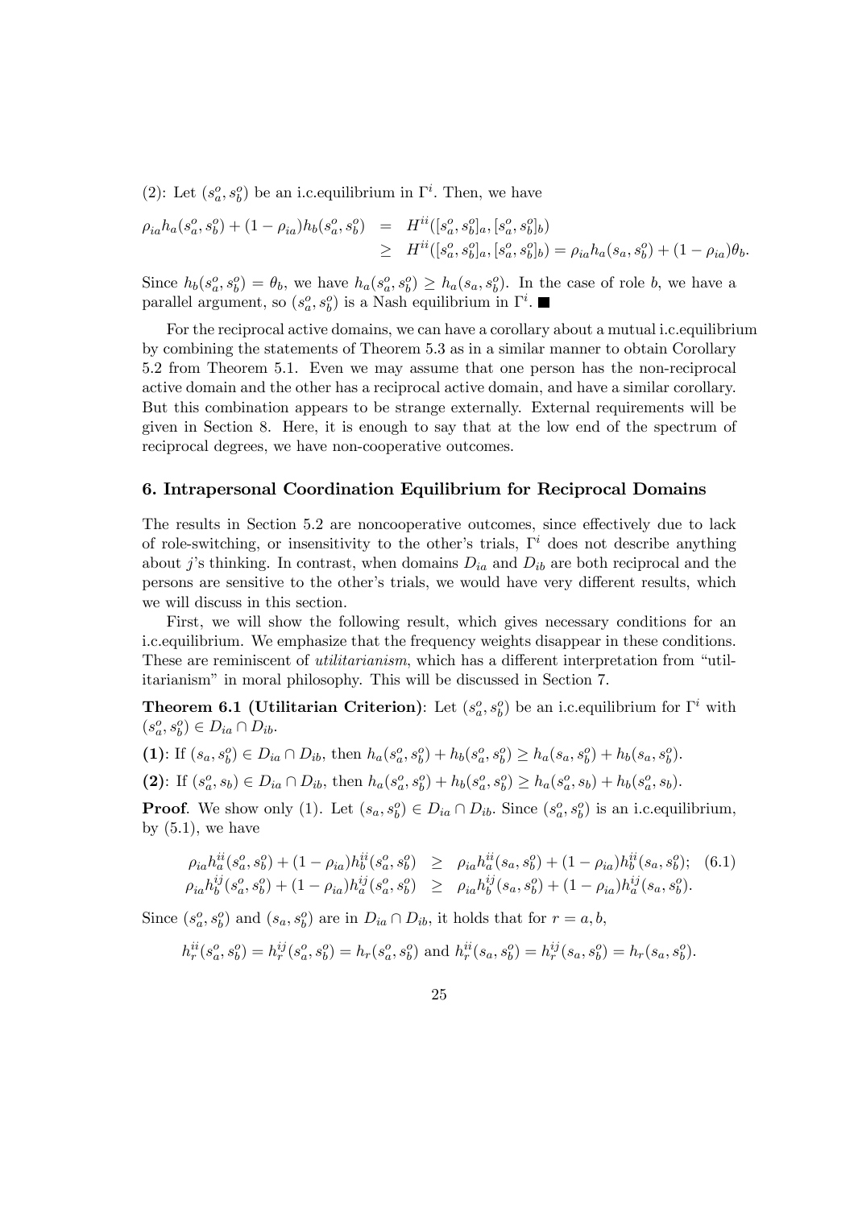(2): Let $(s_a^o, s_b^o)$ be an i.c.equilibrium in $\Gamma^i$. Then, we have

$$\begin{aligned}
\rho_{ia} h_a(s_a^o, s_b^o) + (1-\rho_{ia}) h_b(s_a^o, s_b^o) &= H^{ii}([s_a^o, s_b^o]_a, [s_a^o, s_b^o]_b) \\
&\geq H^{ii}([s_a^o, s_b^o]_a, [s_a^o, s_b^o]_b) = \rho_{ia} h_a(s_a, s_b^o) + (1-\rho_{ia})\theta_b.
\end{aligned}$$

Since $h_b(s_a^o, s_b^o) = \theta_b$, we have $h_a(s_a^o, s_b^o) \geq h_a(s_a, s_b^o)$. In the case of role $b$, we have a parallel argument, so $(s_a^o, s_b^o)$ is a Nash equilibrium in $\Gamma^i$. ■

For the reciprocal active domains, we can have a corollary about a mutual i.c.equilibrium by combining the statements of Theorem 5.3 as in a similar manner to obtain Corollary 5.2 from Theorem 5.1. Even we may assume that one person has the non-reciprocal active domain and the other has a reciprocal active domain, and have a similar corollary. But this combination appears to be strange externally. External requirements will be given in Section 8. Here, it is enough to say that at the low end of the spectrum of reciprocal degrees, we have non-cooperative outcomes.

## 6. Intrapersonal Coordination Equilibrium for Reciprocal Domains

The results in Section 5.2 are noncooperative outcomes, since effectively due to lack of role-switching, or insensitivity to the other's trials, $\Gamma^i$ does not describe anything about $j$'s thinking. In contrast, when domains $D_{ia}$ and $D_{ib}$ are both reciprocal and the persons are sensitive to the other's trials, we would have very different results, which we will discuss in this section.

First, we will show the following result, which gives necessary conditions for an i.c.equilibrium. We emphasize that the frequency weights disappear in these conditions. These are reminiscent of *utilitarianism*, which has a different interpretation from "utilitarianism" in moral philosophy. This will be discussed in Section 7.

**Theorem 6.1 (Utilitarian Criterion)**: Let $(s_a^o, s_b^o)$ be an i.c.equilibrium for $\Gamma^i$ with $(s_a^o, s_b^o) \in D_{ia} \cap D_{ib}$.

**(1)**: If $(s_a, s_b^o) \in D_{ia} \cap D_{ib}$, then $h_a(s_a^o, s_b^o) + h_b(s_a^o, s_b^o) \geq h_a(s_a, s_b^o) + h_b(s_a, s_b^o)$.

**(2)**: If $(s_a^o, s_b) \in D_{ia} \cap D_{ib}$, then $h_a(s_a^o, s_b^o) + h_b(s_a^o, s_b^o) \geq h_a(s_a^o, s_b) + h_b(s_a^o, s_b)$.

**Proof**. We show only (1). Let $(s_a, s_b^o) \in D_{ia} \cap D_{ib}$. Since $(s_a^o, s_b^o)$ is an i.c.equilibrium, by (5.1), we have

$$\begin{aligned}
\rho_{ia} h_a^{ii}(s_a^o, s_b^o) + (1-\rho_{ia}) h_b^{ii}(s_a^o, s_b^o) &\geq \rho_{ia} h_a^{ii}(s_a, s_b^o) + (1-\rho_{ia}) h_b^{ii}(s_a, s_b^o); \quad (6.1) \\
\rho_{ia} h_b^{ij}(s_a^o, s_b^o) + (1-\rho_{ia}) h_a^{ij}(s_a^o, s_b^o) &\geq \rho_{ia} h_b^{ij}(s_a, s_b^o) + (1-\rho_{ia}) h_a^{ij}(s_a, s_b^o).
\end{aligned}$$

Since $(s_a^o, s_b^o)$ and $(s_a, s_b^o)$ are in $D_{ia} \cap D_{ib}$, it holds that for $r = a, b$,

$$h_r^{ii}(s_a^o, s_b^o) = h_r^{ij}(s_a^o, s_b^o) = h_r(s_a^o, s_b^o) \text{ and } h_r^{ii}(s_a, s_b^o) = h_r^{ij}(s_a, s_b^o) = h_r(s_a, s_b^o).$$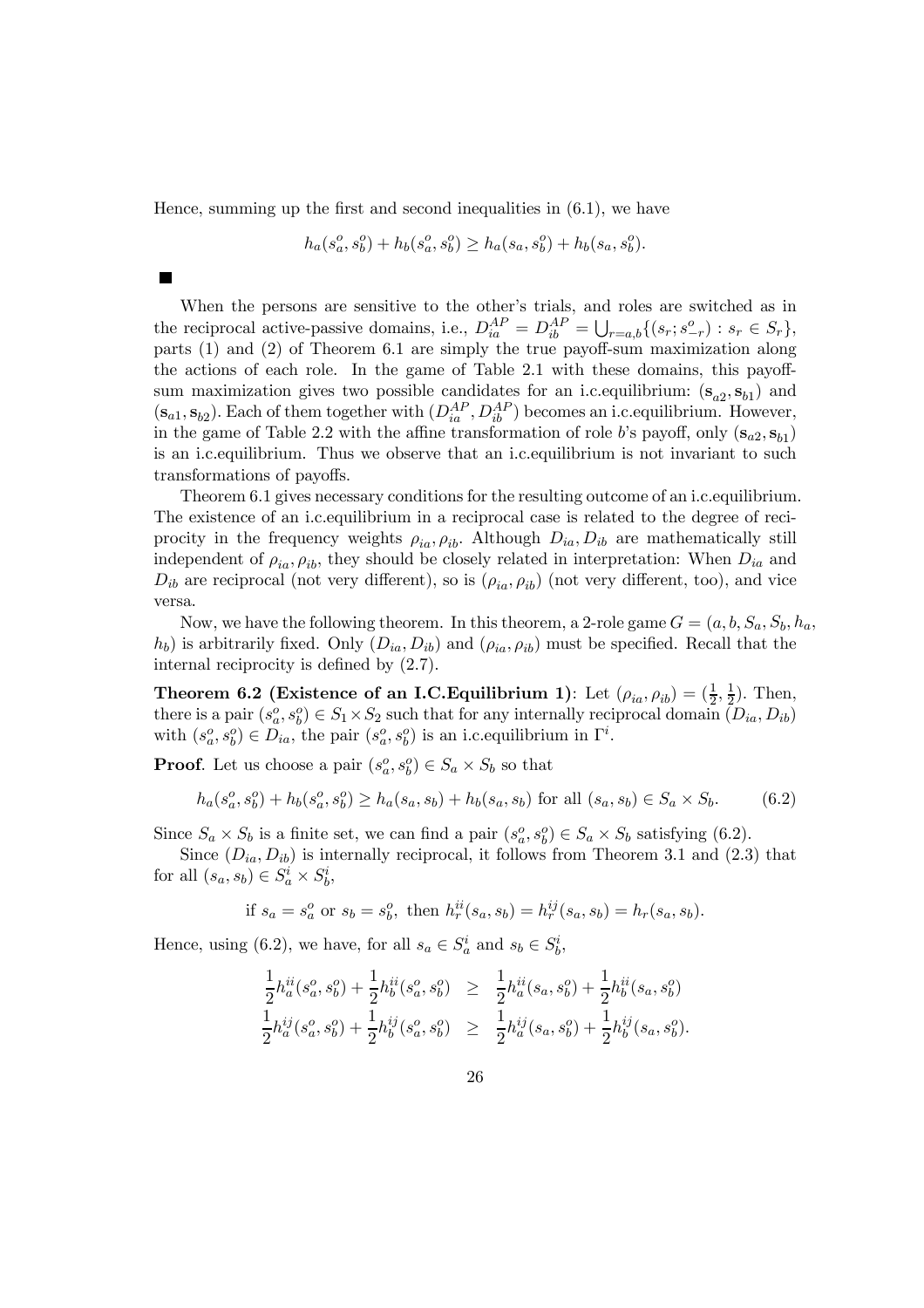Hence, summing up the first and second inequalities in (6.1), we have

$$h_a(s_a^o, s_b^o) + h_b(s_a^o, s_b^o) \geq h_a(s_a, s_b^o) + h_b(s_a, s_b^o).$$

■

When the persons are sensitive to the other's trials, and roles are switched as in the reciprocal active-passive domains, i.e., $D_{ia}^{AP} = D_{ib}^{AP} = \bigcup_{r=a,b}\{(s_r; s_{-r}^o) : s_r \in S_r\}$, parts (1) and (2) of Theorem 6.1 are simply the true payoff-sum maximization along the actions of each role. In the game of Table 2.1 with these domains, this payoff-sum maximization gives two possible candidates for an i.c.equilibrium: $(\mathbf{s}_{a2}, \mathbf{s}_{b1})$ and $(\mathbf{s}_{a1}, \mathbf{s}_{b2})$. Each of them together with $(D_{ia}^{AP}, D_{ib}^{AP})$ becomes an i.c.equilibrium. However, in the game of Table 2.2 with the affine transformation of role $b$'s payoff, only $(\mathbf{s}_{a2}, \mathbf{s}_{b1})$ is an i.c.equilibrium. Thus we observe that an i.c.equilibrium is not invariant to such transformations of payoffs.

Theorem 6.1 gives necessary conditions for the resulting outcome of an i.c.equilibrium. The existence of an i.c.equilibrium in a reciprocal case is related to the degree of reciprocity in the frequency weights $\rho_{ia}, \rho_{ib}$. Although $D_{ia}, D_{ib}$ are mathematically still independent of $\rho_{ia}, \rho_{ib}$, they should be closely related in interpretation: When $D_{ia}$ and $D_{ib}$ are reciprocal (not very different), so is $(\rho_{ia}, \rho_{ib})$ (not very different, too), and vice versa.

Now, we have the following theorem. In this theorem, a 2-role game $G = (a, b, S_a, S_b, h_a, h_b)$ is arbitrarily fixed. Only $(D_{ia}, D_{ib})$ and $(\rho_{ia}, \rho_{ib})$ must be specified. Recall that the internal reciprocity is defined by (2.7).

**Theorem 6.2 (Existence of an I.C.Equilibrium 1)**: Let $(\rho_{ia}, \rho_{ib}) = (\frac{1}{2}, \frac{1}{2})$. Then, there is a pair $(s_a^o, s_b^o) \in S_1 \times S_2$ such that for any internally reciprocal domain $(D_{ia}, D_{ib})$ with $(s_a^o, s_b^o) \in D_{ia}$, the pair $(s_a^o, s_b^o)$ is an i.c.equilibrium in $\Gamma^i$.

**Proof**. Let us choose a pair $(s_a^o, s_b^o) \in S_a \times S_b$ so that

$$h_a(s_a^o, s_b^o) + h_b(s_a^o, s_b^o) \geq h_a(s_a, s_b) + h_b(s_a, s_b) \text{ for all } (s_a, s_b) \in S_a \times S_b. \tag{6.2}$$

Since $S_a \times S_b$ is a finite set, we can find a pair $(s_a^o, s_b^o) \in S_a \times S_b$ satisfying (6.2).

Since $(D_{ia}, D_{ib})$ is internally reciprocal, it follows from Theorem 3.1 and (2.3) that for all $(s_a, s_b) \in S_a^i \times S_b^i$,

$$\text{if } s_a = s_a^o \text{ or } s_b = s_b^o, \text{ then } h_r^{ii}(s_a, s_b) = h_r^{ij}(s_a, s_b) = h_r(s_a, s_b).$$

Hence, using (6.2), we have, for all $s_a \in S_a^i$ and $s_b \in S_b^i$,

$$\begin{aligned}
\frac{1}{2}h_a^{ii}(s_a^o, s_b^o) + \frac{1}{2}h_b^{ii}(s_a^o, s_b^o) &\geq \frac{1}{2}h_a^{ii}(s_a, s_b^o) + \frac{1}{2}h_b^{ii}(s_a, s_b^o) \\
\frac{1}{2}h_a^{ij}(s_a^o, s_b^o) + \frac{1}{2}h_b^{ij}(s_a^o, s_b^o) &\geq \frac{1}{2}h_a^{ij}(s_a, s_b^o) + \frac{1}{2}h_b^{ij}(s_a, s_b^o).
\end{aligned}$$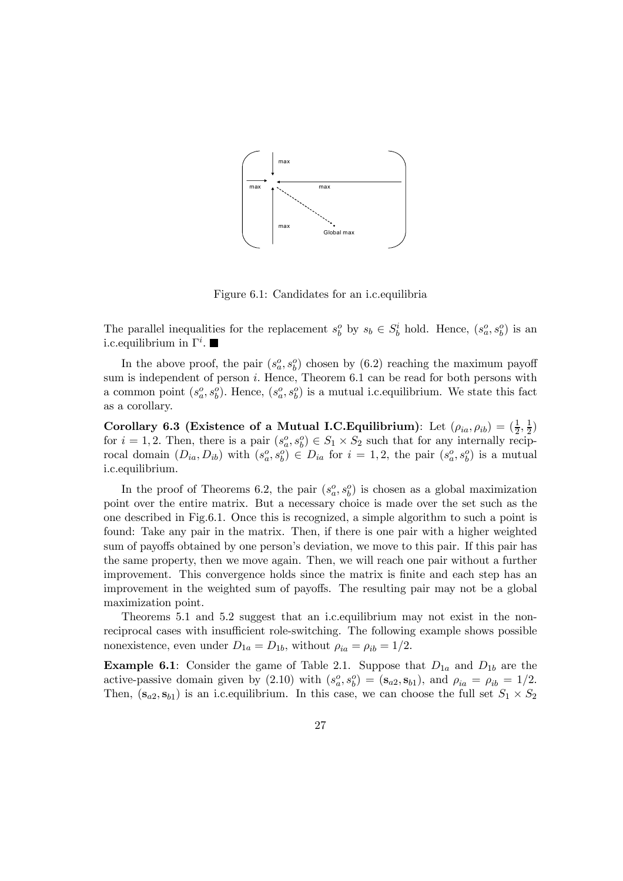Figure 6.1: Candidates for an i.c.equilibria

The parallel inequalities for the replacement $s_b^o$ by $s_b \in S_b^i$ hold. Hence, $(s_a^o, s_b^o)$ is an i.c.equilibrium in $\Gamma^i$. ■

In the above proof, the pair $(s_a^o, s_b^o)$ chosen by (6.2) reaching the maximum payoff sum is independent of person $i$. Hence, Theorem 6.1 can be read for both persons with a common point $(s_a^o, s_b^o)$. Hence, $(s_a^o, s_b^o)$ is a mutual i.c.equilibrium. We state this fact as a corollary.

**Corollary 6.3 (Existence of a Mutual I.C.Equilibrium)**: Let $(\rho_{ia}, \rho_{ib}) = (\frac{1}{2}, \frac{1}{2})$ for $i = 1, 2$. Then, there is a pair $(s_a^o, s_b^o) \in S_1 \times S_2$ such that for any internally reciprocal domain $(D_{ia}, D_{ib})$ with $(s_a^o, s_b^o) \in D_{ia}$ for $i = 1, 2$, the pair $(s_a^o, s_b^o)$ is a mutual i.c.equilibrium.

In the proof of Theorems 6.2, the pair $(s_a^o, s_b^o)$ is chosen as a global maximization point over the entire matrix. But a necessary choice is made over the set such as the one described in Fig.6.1. Once this is recognized, a simple algorithm to such a point is found: Take any pair in the matrix. Then, if there is one pair with a higher weighted sum of payoffs obtained by one person's deviation, we move to this pair. If this pair has the same property, then we move again. Then, we will reach one pair without a further improvement. This convergence holds since the matrix is finite and each step has an improvement in the weighted sum of payoffs. The resulting pair may not be a global maximization point.

Theorems 5.1 and 5.2 suggest that an i.c.equilibrium may not exist in the nonreciprocal cases with insufficient role-switching. The following example shows possible nonexistence, even under $D_{1a} = D_{1b}$, without $\rho_{ia} = \rho_{ib} = 1/2$.

**Example 6.1**: Consider the game of Table 2.1. Suppose that $D_{1a}$ and $D_{1b}$ are the active-passive domain given by (2.10) with $(s_a^o, s_b^o) = (\mathbf{s}_{a2}, \mathbf{s}_{b1})$, and $\rho_{ia} = \rho_{ib} = 1/2$. Then, $(\mathbf{s}_{a2}, \mathbf{s}_{b1})$ is an i.c.equilibrium. In this case, we can choose the full set $S_1 \times S_2$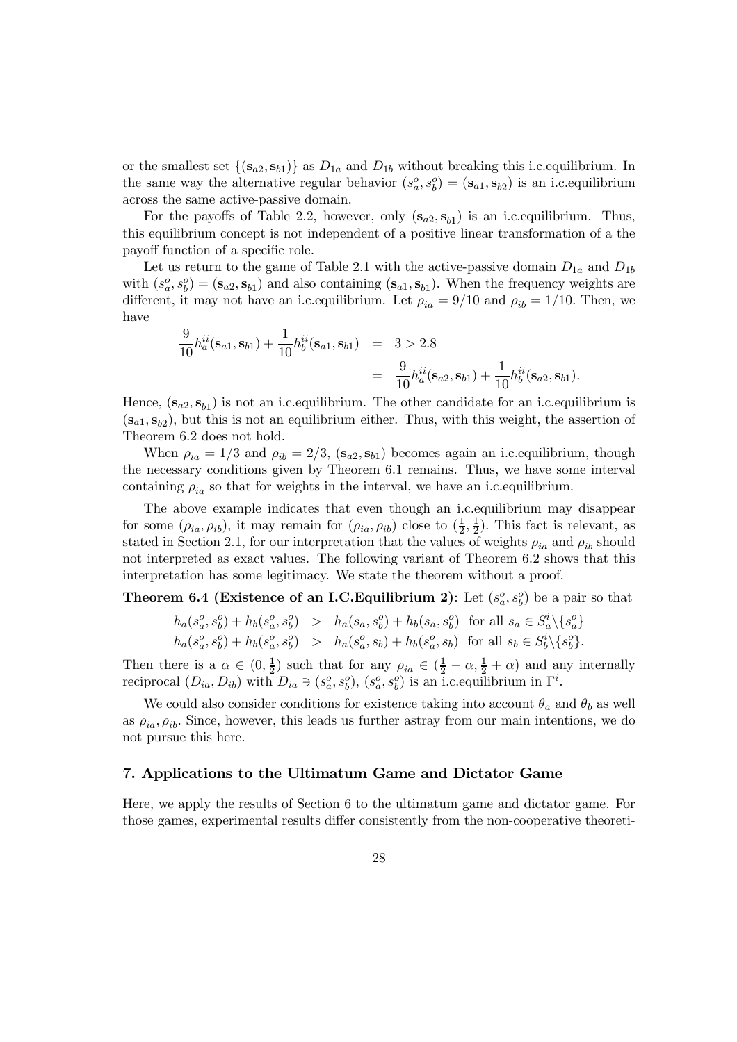or the smallest set $\{(\mathbf{s}_{a2}, \mathbf{s}_{b1})\}$ as $D_{1a}$ and $D_{1b}$ without breaking this i.c.equilibrium. In the same way the alternative regular behavior $(s_a^o, s_b^o) = (\mathbf{s}_{a1}, \mathbf{s}_{b2})$ is an i.c.equilibrium across the same active-passive domain.

For the payoffs of Table 2.2, however, only $(\mathbf{s}_{a2}, \mathbf{s}_{b1})$ is an i.c.equilibrium. Thus, this equilibrium concept is not independent of a positive linear transformation of a the payoff function of a specific role.

Let us return to the game of Table 2.1 with the active-passive domain $D_{1a}$ and $D_{1b}$ with $(s_a^o, s_b^o) = (\mathbf{s}_{a2}, \mathbf{s}_{b1})$ and also containing $(\mathbf{s}_{a1}, \mathbf{s}_{b1})$. When the frequency weights are different, it may not have an i.c.equilibrium. Let $\rho_{ia} = 9/10$ and $\rho_{ib} = 1/10$. Then, we have

$$
\begin{aligned}
\frac{9}{10}h_a^{ii}(\mathbf{s}_{a1}, \mathbf{s}_{b1}) + \frac{1}{10}h_b^{ii}(\mathbf{s}_{a1}, \mathbf{s}_{b1}) &= 3 > 2.8 \\
&= \frac{9}{10}h_a^{ii}(\mathbf{s}_{a2}, \mathbf{s}_{b1}) + \frac{1}{10}h_b^{ii}(\mathbf{s}_{a2}, \mathbf{s}_{b1}).
\end{aligned}
$$

Hence, $(\mathbf{s}_{a2}, \mathbf{s}_{b1})$ is not an i.c.equilibrium. The other candidate for an i.c.equilibrium is $(\mathbf{s}_{a1}, \mathbf{s}_{b2})$, but this is not an equilibrium either. Thus, with this weight, the assertion of Theorem 6.2 does not hold.

When $\rho_{ia} = 1/3$ and $\rho_{ib} = 2/3$, $(\mathbf{s}_{a2}, \mathbf{s}_{b1})$ becomes again an i.c.equilibrium, though the necessary conditions given by Theorem 6.1 remains. Thus, we have some interval containing $\rho_{ia}$ so that for weights in the interval, we have an i.c.equilibrium.

The above example indicates that even though an i.c.equilibrium may disappear for some $(\rho_{ia}, \rho_{ib})$, it may remain for $(\rho_{ia}, \rho_{ib})$ close to $(\frac{1}{2}, \frac{1}{2})$. This fact is relevant, as stated in Section 2.1, for our interpretation that the values of weights $\rho_{ia}$ and $\rho_{ib}$ should not interpreted as exact values. The following variant of Theorem 6.2 shows that this interpretation has some legitimacy. We state the theorem without a proof.

**Theorem 6.4 (Existence of an I.C.Equilibrium 2)**: Let $(s_a^o, s_b^o)$ be a pair so that

$$
\begin{aligned}
h_a(s_a^o, s_b^o) + h_b(s_a^o, s_b^o) &> h_a(s_a, s_b^o) + h_b(s_a, s_b^o) \text{ for all } s_a \in S_a^i \backslash \{s_a^o\} \\
h_a(s_a^o, s_b^o) + h_b(s_a^o, s_b^o) &> h_a(s_a^o, s_b) + h_b(s_a^o, s_b) \text{ for all } s_b \in S_b^i \backslash \{s_b^o\}.
\end{aligned}
$$

Then there is a $\alpha \in (0, \frac{1}{2})$ such that for any $\rho_{ia} \in (\frac{1}{2} - \alpha, \frac{1}{2} + \alpha)$ and any internally reciprocal $(D_{ia}, D_{ib})$ with $D_{ia} \ni (s_a^o, s_b^o)$, $(s_a^o, s_b^o)$ is an i.c.equilibrium in $\Gamma^i$.

We could also consider conditions for existence taking into account $\theta_a$ and $\theta_b$ as well as $\rho_{ia}, \rho_{ib}$. Since, however, this leads us further astray from our main intentions, we do not pursue this here.

## 7. Applications to the Ultimatum Game and Dictator Game

Here, we apply the results of Section 6 to the ultimatum game and dictator game. For those games, experimental results differ consistently from the non-cooperative theoreti-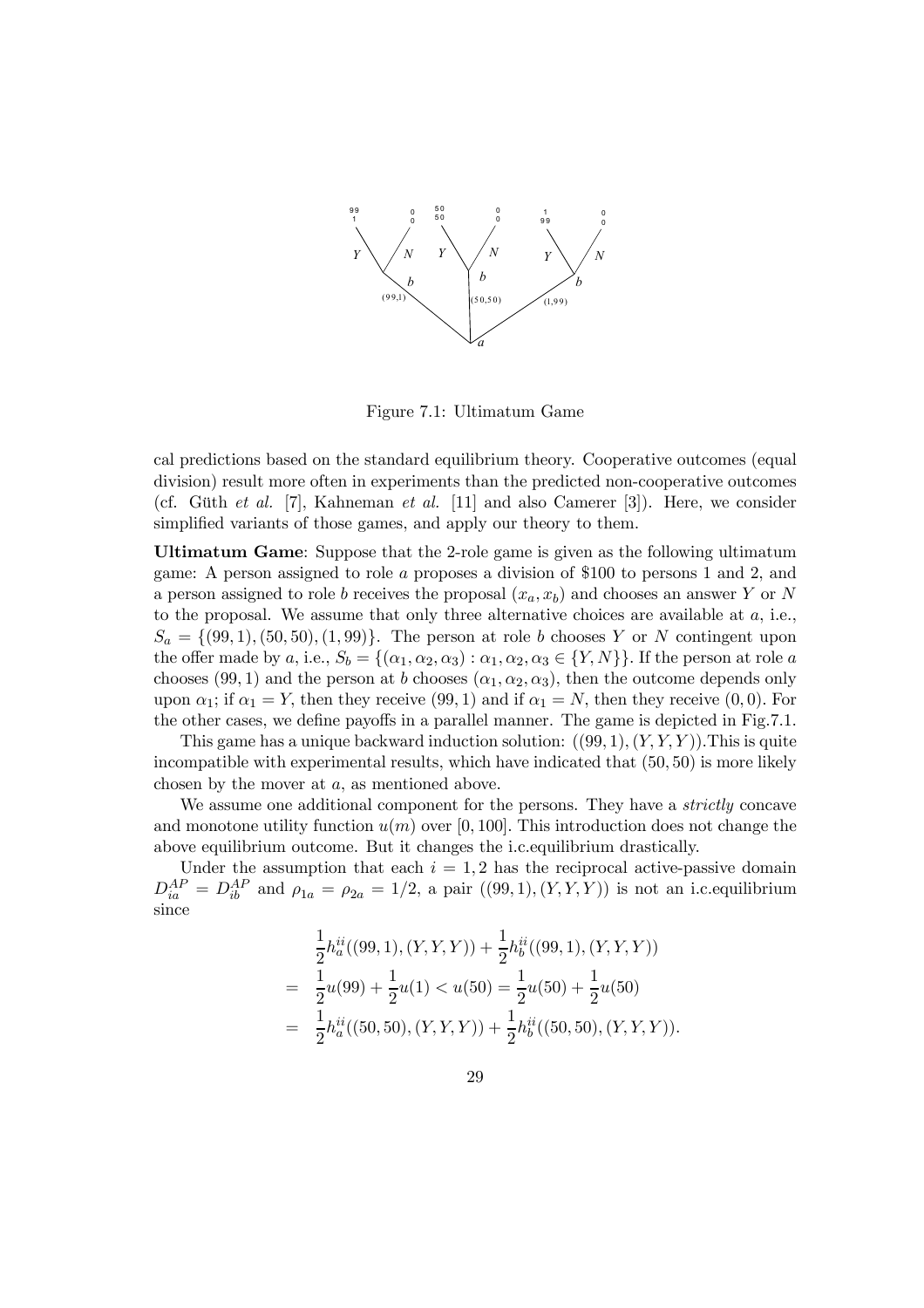Figure 7.1: Ultimatum Game

cal predictions based on the standard equilibrium theory. Cooperative outcomes (equal division) result more often in experiments than the predicted non-cooperative outcomes (cf. Güth *et al.* [7], Kahneman *et al.* [11] and also Camerer [3]). Here, we consider simplified variants of those games, and apply our theory to them.

**Ultimatum Game**: Suppose that the 2-role game is given as the following ultimatum game: A person assigned to role $a$ proposes a division of \$100 to persons 1 and 2, and a person assigned to role $b$ receives the proposal $(x_a, x_b)$ and chooses an answer $Y$ or $N$ to the proposal. We assume that only three alternative choices are available at $a$, i.e., $S_a = \{(99,1),(50,50),(1,99)\}$. The person at role $b$ chooses $Y$ or $N$ contingent upon the offer made by $a$, i.e., $S_b = \{(\alpha_1, \alpha_2, \alpha_3) : \alpha_1, \alpha_2, \alpha_3 \in \{Y, N\}\}$. If the person at role $a$ chooses $(99,1)$ and the person at $b$ chooses $(\alpha_1, \alpha_2, \alpha_3)$, then the outcome depends only upon $\alpha_1$; if $\alpha_1 = Y$, then they receive $(99,1)$ and if $\alpha_1 = N$, then they receive $(0,0)$. For the other cases, we define payoffs in a parallel manner. The game is depicted in Fig.7.1.

This game has a unique backward induction solution: $((99,1),(Y,Y,Y))$.This is quite incompatible with experimental results, which have indicated that $(50,50)$ is more likely chosen by the mover at $a$, as mentioned above.

We assume one additional component for the persons. They have a *strictly* concave and monotone utility function $u(m)$ over $[0,100]$. This introduction does not change the above equilibrium outcome. But it changes the i.c.equilibrium drastically.

Under the assumption that each $i = 1,2$ has the reciprocal active-passive domain $D_{ia}^{AP} = D_{ib}^{AP}$ and $\rho_{1a} = \rho_{2a} = 1/2$, a pair $((99,1),(Y,Y,Y))$ is not an i.c.equilibrium since

$$
\begin{aligned}
& \frac{1}{2}h_a^{ii}((99,1),(Y,Y,Y)) + \frac{1}{2}h_b^{ii}((99,1),(Y,Y,Y)) \\
= \ & \frac{1}{2}u(99) + \frac{1}{2}u(1) < u(50) = \frac{1}{2}u(50) + \frac{1}{2}u(50) \\
= \ & \frac{1}{2}h_a^{ii}((50,50),(Y,Y,Y)) + \frac{1}{2}h_b^{ii}((50,50),(Y,Y,Y)).
\end{aligned}
$$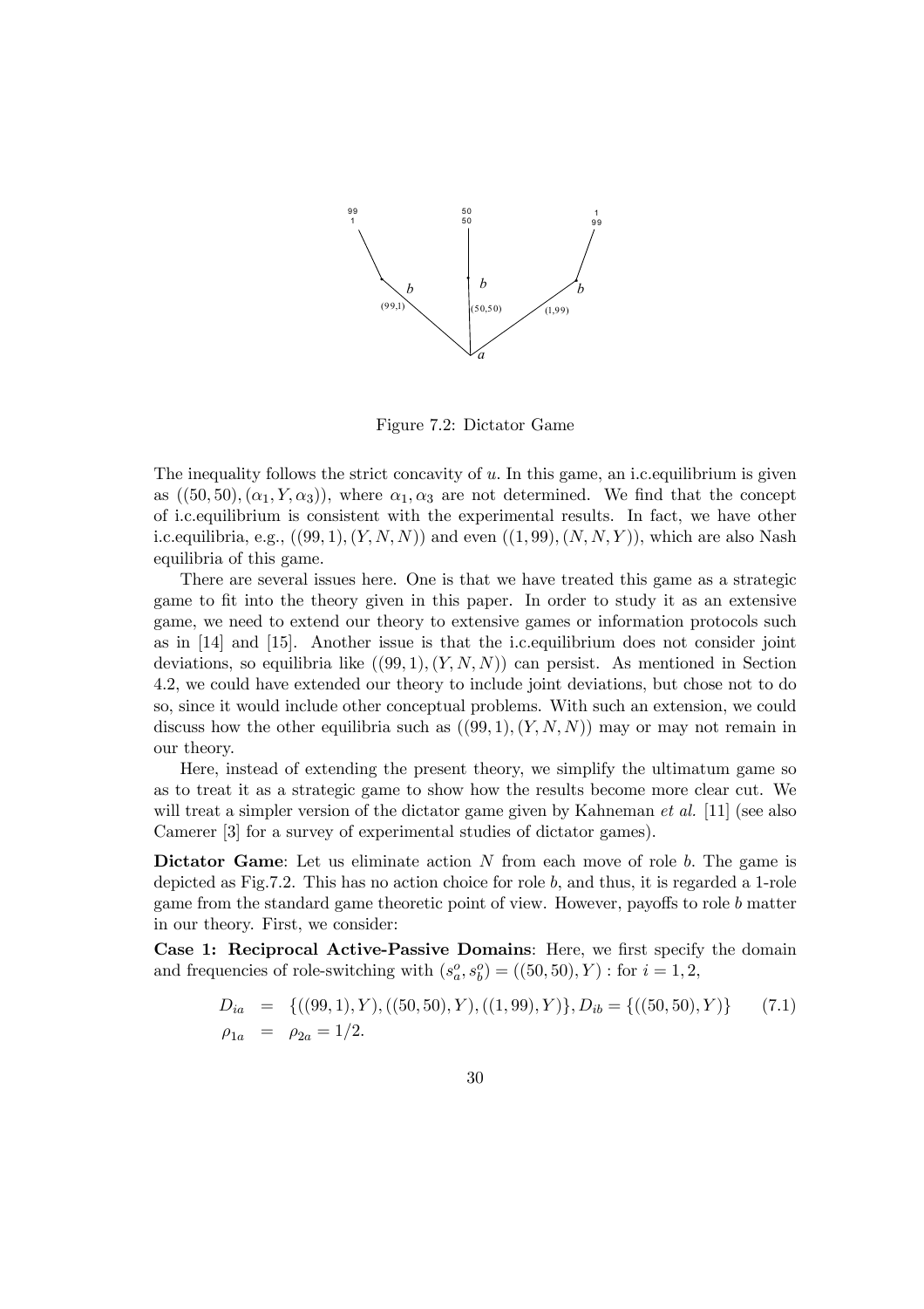Figure 7.2: Dictator Game

The inequality follows the strict concavity of $u$. In this game, an i.c.equilibrium is given as $((50,50),(\alpha_1,Y,\alpha_3))$, where $\alpha_1,\alpha_3$ are not determined. We find that the concept of i.c.equilibrium is consistent with the experimental results. In fact, we have other i.c.equilibria, e.g., $((99,1),(Y,N,N))$ and even $((1,99),(N,N,Y))$, which are also Nash equilibria of this game.

There are several issues here. One is that we have treated this game as a strategic game to fit into the theory given in this paper. In order to study it as an extensive game, we need to extend our theory to extensive games or information protocols such as in [14] and [15]. Another issue is that the i.c.equilibrium does not consider joint deviations, so equilibria like $((99,1),(Y,N,N))$ can persist. As mentioned in Section 4.2, we could have extended our theory to include joint deviations, but chose not to do so, since it would include other conceptual problems. With such an extension, we could discuss how the other equilibria such as $((99,1),(Y,N,N))$ may or may not remain in our theory.

Here, instead of extending the present theory, we simplify the ultimatum game so as to treat it as a strategic game to show how the results become more clear cut. We will treat a simpler version of the dictator game given by Kahneman *et al.* [11] (see also Camerer [3] for a survey of experimental studies of dictator games).

**Dictator Game**: Let us eliminate action $N$ from each move of role $b$. The game is depicted as Fig.7.2. This has no action choice for role $b$, and thus, it is regarded a 1-role game from the standard game theoretic point of view. However, payoffs to role $b$ matter in our theory. First, we consider:

**Case 1: Reciprocal Active-Passive Domains**: Here, we first specify the domain and frequencies of role-switching with $(s_a^o, s_b^o) = ((50,50),Y)$ : for $i = 1,2$,

$$\begin{aligned} D_{ia} &= \{((99,1),Y),((50,50),Y),((1,99),Y)\}, D_{ib} = \{((50,50),Y)\} \qquad (7.1) \\ \rho_{1a} &= \rho_{2a} = 1/2. \end{aligned}$$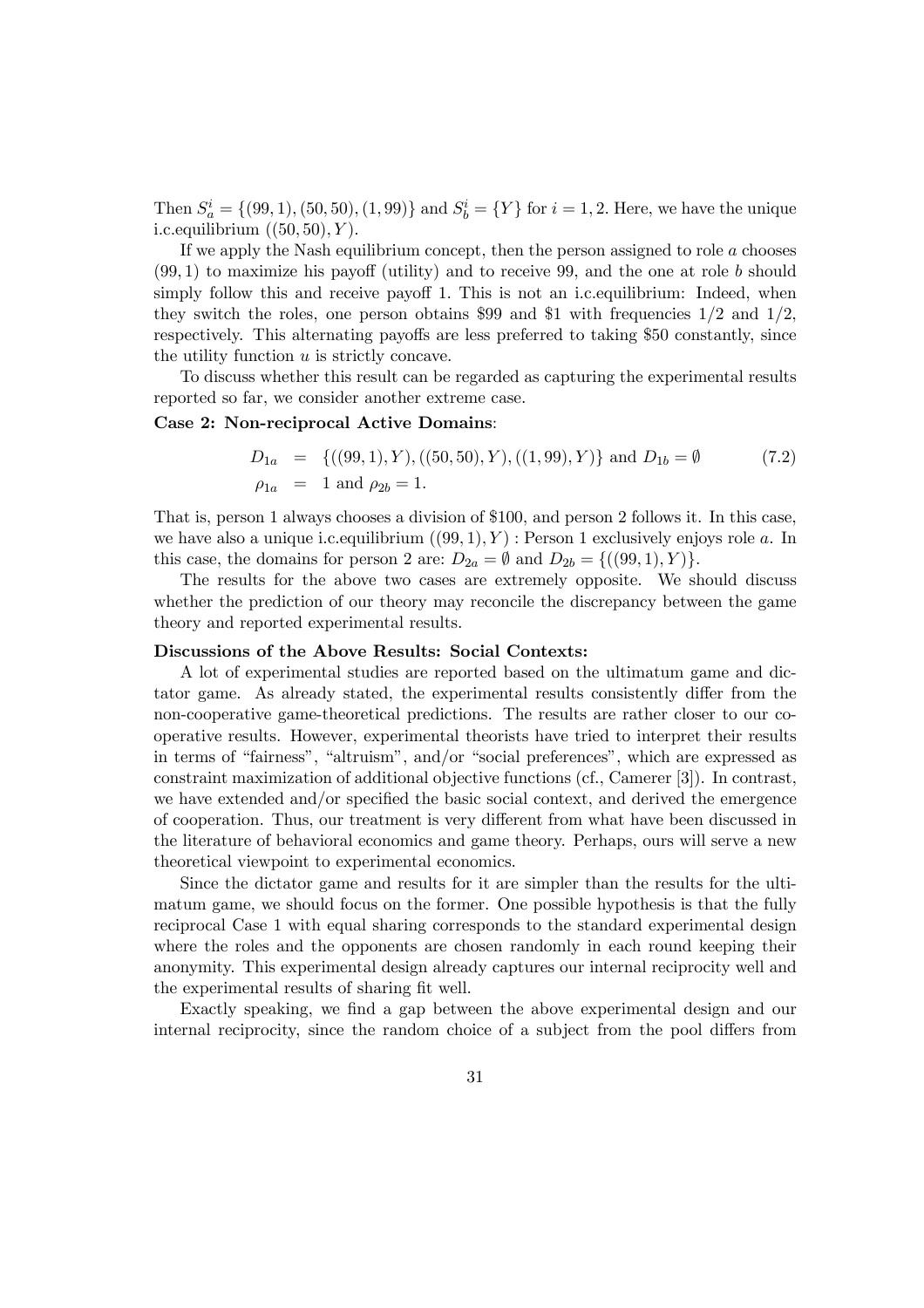Then $S_a^i = \{(99, 1), (50, 50), (1, 99)\}$ and $S_b^i = \{Y\}$ for $i = 1, 2$. Here, we have the unique i.c.equilibrium $((50, 50), Y)$.

If we apply the Nash equilibrium concept, then the person assigned to role $a$ chooses $(99, 1)$ to maximize his payoff (utility) and to receive 99, and the one at role $b$ should simply follow this and receive payoff 1. This is not an i.c.equilibrium: Indeed, when they switch the roles, one person obtains \$99 and \$1 with frequencies $1/2$ and $1/2$, respectively. This alternating payoffs are less preferred to taking \$50 constantly, since the utility function $u$ is strictly concave.

To discuss whether this result can be regarded as capturing the experimental results reported so far, we consider another extreme case.

**Case 2: Non-reciprocal Active Domains**:

$$
\begin{aligned}
D_{1a} &= \{((99, 1), Y), ((50, 50), Y), ((1, 99), Y)\} \text{ and } D_{1b} = \emptyset \qquad (7.2) \\
\rho_{1a} &= 1 \text{ and } \rho_{2b} = 1.
\end{aligned}
$$

That is, person 1 always chooses a division of \$100, and person 2 follows it. In this case, we have also a unique i.c.equilibrium $((99, 1), Y)$ : Person 1 exclusively enjoys role $a$. In this case, the domains for person 2 are: $D_{2a} = \emptyset$ and $D_{2b} = \{((99, 1), Y)\}$.

The results for the above two cases are extremely opposite. We should discuss whether the prediction of our theory may reconcile the discrepancy between the game theory and reported experimental results.

**Discussions of the Above Results: Social Contexts:**

A lot of experimental studies are reported based on the ultimatum game and dictator game. As already stated, the experimental results consistently differ from the non-cooperative game-theoretical predictions. The results are rather closer to our cooperative results. However, experimental theorists have tried to interpret their results in terms of "fairness", "altruism", and/or "social preferences", which are expressed as constraint maximization of additional objective functions (cf., Camerer [3]). In contrast, we have extended and/or specified the basic social context, and derived the emergence of cooperation. Thus, our treatment is very different from what have been discussed in the literature of behavioral economics and game theory. Perhaps, ours will serve a new theoretical viewpoint to experimental economics.

Since the dictator game and results for it are simpler than the results for the ultimatum game, we should focus on the former. One possible hypothesis is that the fully reciprocal Case 1 with equal sharing corresponds to the standard experimental design where the roles and the opponents are chosen randomly in each round keeping their anonymity. This experimental design already captures our internal reciprocity well and the experimental results of sharing fit well.

Exactly speaking, we find a gap between the above experimental design and our internal reciprocity, since the random choice of a subject from the pool differs from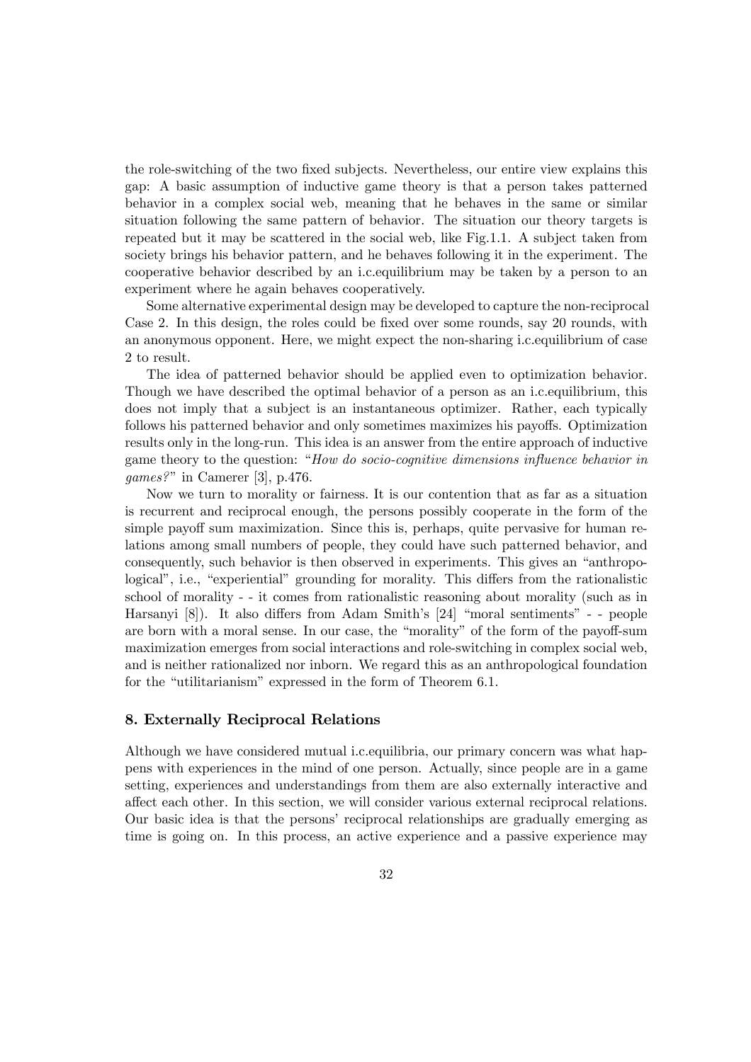the role-switching of the two fixed subjects. Nevertheless, our entire view explains this gap: A basic assumption of inductive game theory is that a person takes patterned behavior in a complex social web, meaning that he behaves in the same or similar situation following the same pattern of behavior. The situation our theory targets is repeated but it may be scattered in the social web, like Fig.1.1. A subject taken from society brings his behavior pattern, and he behaves following it in the experiment. The cooperative behavior described by an i.c.equilibrium may be taken by a person to an experiment where he again behaves cooperatively.

Some alternative experimental design may be developed to capture the non-reciprocal Case 2. In this design, the roles could be fixed over some rounds, say 20 rounds, with an anonymous opponent. Here, we might expect the non-sharing i.c.equilibrium of case 2 to result.

The idea of patterned behavior should be applied even to optimization behavior. Though we have described the optimal behavior of a person as an i.c.equilibrium, this does not imply that a subject is an instantaneous optimizer. Rather, each typically follows his patterned behavior and only sometimes maximizes his payoffs. Optimization results only in the long-run. This idea is an answer from the entire approach of inductive game theory to the question: "*How do socio-cognitive dimensions influence behavior in games?*" in Camerer [3], p.476.

Now we turn to morality or fairness. It is our contention that as far as a situation is recurrent and reciprocal enough, the persons possibly cooperate in the form of the simple payoff sum maximization. Since this is, perhaps, quite pervasive for human relations among small numbers of people, they could have such patterned behavior, and consequently, such behavior is then observed in experiments. This gives an "anthropological", i.e., "experiential" grounding for morality. This differs from the rationalistic school of morality - - it comes from rationalistic reasoning about morality (such as in Harsanyi [8]). It also differs from Adam Smith's [24] "moral sentiments" - - people are born with a moral sense. In our case, the "morality" of the form of the payoff-sum maximization emerges from social interactions and role-switching in complex social web, and is neither rationalized nor inborn. We regard this as an anthropological foundation for the "utilitarianism" expressed in the form of Theorem 6.1.

## 8. Externally Reciprocal Relations

Although we have considered mutual i.c.equilibria, our primary concern was what happens with experiences in the mind of one person. Actually, since people are in a game setting, experiences and understandings from them are also externally interactive and affect each other. In this section, we will consider various external reciprocal relations. Our basic idea is that the persons' reciprocal relationships are gradually emerging as time is going on. In this process, an active experience and a passive experience may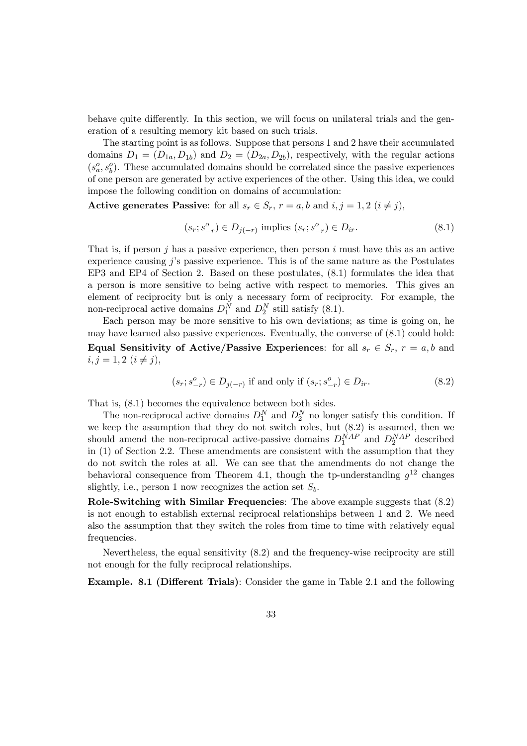behave quite differently. In this section, we will focus on unilateral trials and the generation of a resulting memory kit based on such trials.

The starting point is as follows. Suppose that persons 1 and 2 have their accumulated domains $D_1 = (D_{1a}, D_{1b})$ and $D_2 = (D_{2a}, D_{2b})$, respectively, with the regular actions $(s_a^o, s_b^o)$. These accumulated domains should be correlated since the passive experiences of one person are generated by active experiences of the other. Using this idea, we could impose the following condition on domains of accumulation:

**Active generates Passive**: for all $s_r \in S_r$, $r = a, b$ and $i, j = 1, 2$ $(i \neq j)$,

$$(s_r; s_{-r}^o) \in D_{j(-r)} \text{ implies } (s_r; s_{-r}^o) \in D_{ir}. \tag{8.1}$$

That is, if person $j$ has a passive experience, then person $i$ must have this as an active experience causing $j$'s passive experience. This is of the same nature as the Postulates EP3 and EP4 of Section 2. Based on these postulates, (8.1) formulates the idea that a person is more sensitive to being active with respect to memories. This gives an element of reciprocity but is only a necessary form of reciprocity. For example, the non-reciprocal active domains $D_1^N$ and $D_2^N$ still satisfy (8.1).

Each person may be more sensitive to his own deviations; as time is going on, he may have learned also passive experiences. Eventually, the converse of (8.1) could hold:

**Equal Sensitivity of Active/Passive Experiences**: for all $s_r \in S_r$, $r = a, b$ and $i, j = 1, 2$ $(i \neq j)$,

$$(s_r; s_{-r}^o) \in D_{j(-r)} \text{ if and only if } (s_r; s_{-r}^o) \in D_{ir}. \tag{8.2}$$

That is, (8.1) becomes the equivalence between both sides.

The non-reciprocal active domains $D_1^N$ and $D_2^N$ no longer satisfy this condition. If we keep the assumption that they do not switch roles, but (8.2) is assumed, then we should amend the non-reciprocal active-passive domains $D_1^{NAP}$ and $D_2^{NAP}$ described in (1) of Section 2.2. These amendments are consistent with the assumption that they do not switch the roles at all. We can see that the amendments do not change the behavioral consequence from Theorem 4.1, though the tp-understanding $g^{12}$ changes slightly, i.e., person 1 now recognizes the action set $S_b$.

**Role-Switching with Similar Frequencies**: The above example suggests that (8.2) is not enough to establish external reciprocal relationships between 1 and 2. We need also the assumption that they switch the roles from time to time with relatively equal frequencies.

Nevertheless, the equal sensitivity (8.2) and the frequency-wise reciprocity are still not enough for the fully reciprocal relationships.

**Example. 8.1 (Different Trials)**: Consider the game in Table 2.1 and the following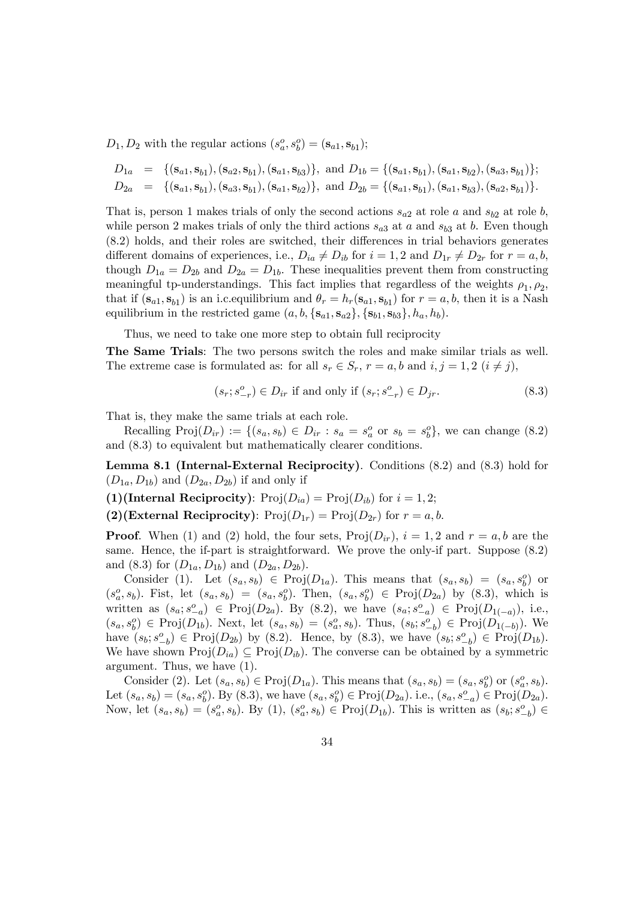$D_1, D_2$ with the regular actions $(s_a^o, s_b^o) = (\mathbf{s}_{a1}, \mathbf{s}_{b1})$;

$$
\begin{aligned}
D_{1a} &= \{(\mathbf{s}_{a1}, \mathbf{s}_{b1}), (\mathbf{s}_{a2}, \mathbf{s}_{b1}), (\mathbf{s}_{a1}, \mathbf{s}_{b3})\}, \text{ and } D_{1b} = \{(\mathbf{s}_{a1}, \mathbf{s}_{b1}), (\mathbf{s}_{a1}, \mathbf{s}_{b2}), (\mathbf{s}_{a3}, \mathbf{s}_{b1})\}; \\
D_{2a} &= \{(\mathbf{s}_{a1}, \mathbf{s}_{b1}), (\mathbf{s}_{a3}, \mathbf{s}_{b1}), (\mathbf{s}_{a1}, \mathbf{s}_{b2})\}, \text{ and } D_{2b} = \{(\mathbf{s}_{a1}, \mathbf{s}_{b1}), (\mathbf{s}_{a1}, \mathbf{s}_{b3}), (\mathbf{s}_{a2}, \mathbf{s}_{b1})\}.
\end{aligned}
$$

That is, person 1 makes trials of only the second actions $s_{a2}$ at role $a$ and $s_{b2}$ at role $b$, while person 2 makes trials of only the third actions $s_{a3}$ at $a$ and $s_{b3}$ at $b$. Even though (8.2) holds, and their roles are switched, their differences in trial behaviors generates different domains of experiences, i.e., $D_{ia} \neq D_{ib}$ for $i = 1, 2$ and $D_{1r} \neq D_{2r}$ for $r = a, b$, though $D_{1a} = D_{2b}$ and $D_{2a} = D_{1b}$. These inequalities prevent them from constructing meaningful tp-understandings. This fact implies that regardless of the weights $\rho_1, \rho_2$, that if $(\mathbf{s}_{a1}, \mathbf{s}_{b1})$ is an i.c.equilibrium and $\theta_r = h_r(\mathbf{s}_{a1}, \mathbf{s}_{b1})$ for $r = a, b$, then it is a Nash equilibrium in the restricted game $(a, b, \{\mathbf{s}_{a1}, \mathbf{s}_{a2}\}, \{\mathbf{s}_{b1}, \mathbf{s}_{b3}\}, h_a, h_b)$.

Thus, we need to take one more step to obtain full reciprocity

**The Same Trials**: The two persons switch the roles and make similar trials as well. The extreme case is formulated as: for all $s_r \in S_r$, $r = a, b$ and $i, j = 1, 2$ $(i \neq j)$,

$$
(s_r; s_{-r}^o) \in D_{ir} \text{ if and only if } (s_r; s_{-r}^o) \in D_{jr}. \tag{8.3}
$$

That is, they make the same trials at each role.

Recalling $\text{Proj}(D_{ir}) := \{(s_a, s_b) \in D_{ir} : s_a = s_a^o \text{ or } s_b = s_b^o\}$, we can change (8.2) and (8.3) to equivalent but mathematically clearer conditions.

**Lemma 8.1 (Internal-External Reciprocity)**. Conditions (8.2) and (8.3) hold for $(D_{1a}, D_{1b})$ and $(D_{2a}, D_{2b})$ if and only if

**(1)(Internal Reciprocity)**: $\text{Proj}(D_{ia}) = \text{Proj}(D_{ib})$ for $i = 1, 2$;

**(2)(External Reciprocity)**: $\text{Proj}(D_{1r}) = \text{Proj}(D_{2r})$ for $r = a, b$.

**Proof**. When (1) and (2) hold, the four sets, $\text{Proj}(D_{ir})$, $i = 1, 2$ and $r = a, b$ are the same. Hence, the if-part is straightforward. We prove the only-if part. Suppose (8.2) and (8.3) for $(D_{1a}, D_{1b})$ and $(D_{2a}, D_{2b})$.

Consider (1). Let $(s_a, s_b) \in \text{Proj}(D_{1a})$. This means that $(s_a, s_b) = (s_a, s_b^o)$ or $(s_a^o, s_b)$. Fist, let $(s_a, s_b) = (s_a, s_b^o)$. Then, $(s_a, s_b^o) \in \text{Proj}(D_{2a})$ by (8.3), which is written as $(s_a; s_{-a}^o) \in \text{Proj}(D_{2a})$. By (8.2), we have $(s_a; s_{-a}^o) \in \text{Proj}(D_{1(-a)})$, i.e., $(s_a, s_b^o) \in \text{Proj}(D_{1b})$. Next, let $(s_a, s_b) = (s_a^o, s_b)$. Thus, $(s_b; s_{-b}^o) \in \text{Proj}(D_{1(-b)})$. We have $(s_b; s_{-b}^o) \in \text{Proj}(D_{2b})$ by (8.2). Hence, by (8.3), we have $(s_b; s_{-b}^o) \in \text{Proj}(D_{1b})$. We have shown $\text{Proj}(D_{ia}) \subseteq \text{Proj}(D_{ib})$. The converse can be obtained by a symmetric argument. Thus, we have (1).

Consider (2). Let $(s_a, s_b) \in \text{Proj}(D_{1a})$. This means that $(s_a, s_b) = (s_a, s_b^o)$ or $(s_a^o, s_b)$. Let $(s_a, s_b) = (s_a, s_b^o)$. By (8.3), we have $(s_a, s_b^o) \in \text{Proj}(D_{2a})$. i.e., $(s_a, s_{-a}^o) \in \text{Proj}(D_{2a})$. Now, let $(s_a, s_b) = (s_a^o, s_b)$. By (1), $(s_a^o, s_b) \in \text{Proj}(D_{1b})$. This is written as $(s_b; s_{-b}^o) \in$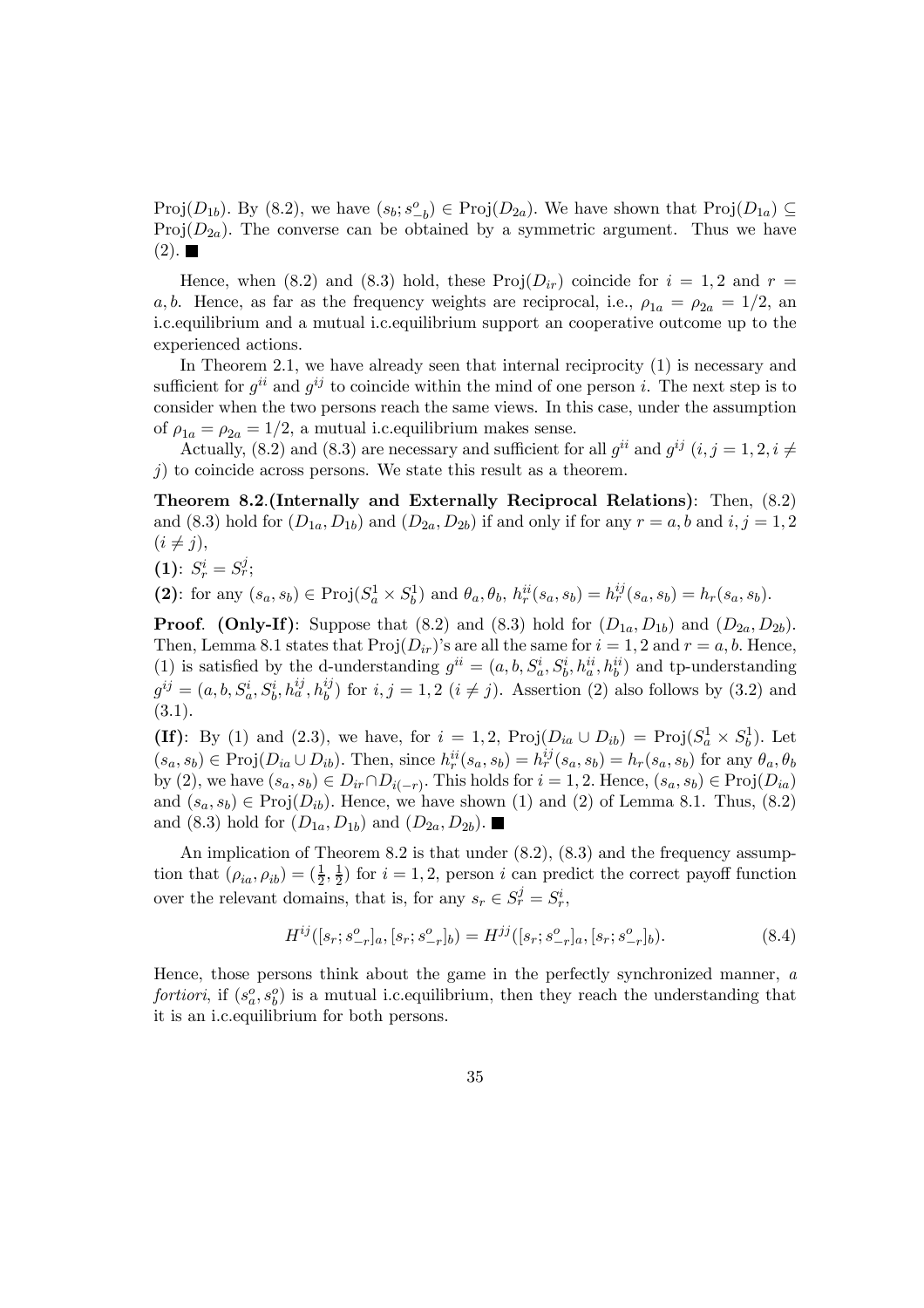$\text{Proj}(D_{1b})$. By (8.2), we have $(s_b; s^o_{-b}) \in \text{Proj}(D_{2a})$. We have shown that $\text{Proj}(D_{1a}) \subseteq \text{Proj}(D_{2a})$. The converse can be obtained by a symmetric argument. Thus we have (2). ■

Hence, when (8.2) and (8.3) hold, these $\text{Proj}(D_{ir})$ coincide for $i = 1, 2$ and $r = a, b$. Hence, as far as the frequency weights are reciprocal, i.e., $\rho_{1a} = \rho_{2a} = 1/2$, an i.c.equilibrium and a mutual i.c.equilibrium support an cooperative outcome up to the experienced actions.

In Theorem 2.1, we have already seen that internal reciprocity (1) is necessary and sufficient for $g^{ii}$ and $g^{ij}$ to coincide within the mind of one person $i$. The next step is to consider when the two persons reach the same views. In this case, under the assumption of $\rho_{1a} = \rho_{2a} = 1/2$, a mutual i.c.equilibrium makes sense.

Actually, (8.2) and (8.3) are necessary and sufficient for all $g^{ii}$ and $g^{ij}$ $(i, j = 1, 2, i \neq j)$ to coincide across persons. We state this result as a theorem.

**Theorem 8.2**.**(Internally and Externally Reciprocal Relations)**: Then, (8.2) and (8.3) hold for $(D_{1a}, D_{1b})$ and $(D_{2a}, D_{2b})$ if and only if for any $r = a, b$ and $i, j = 1, 2$ $(i \neq j)$,

**(1)**: $S^i_r = S^j_r$;

**(2)**: for any $(s_a, s_b) \in \text{Proj}(S^1_a \times S^1_b)$ and $\theta_a, \theta_b$, $h^{ii}_r(s_a, s_b) = h^{ij}_r(s_a, s_b) = h_r(s_a, s_b)$.

**Proof**. **(Only-If)**: Suppose that (8.2) and (8.3) hold for $(D_{1a}, D_{1b})$ and $(D_{2a}, D_{2b})$. Then, Lemma 8.1 states that $\text{Proj}(D_{ir})$'s are all the same for $i = 1, 2$ and $r = a, b$. Hence, (1) is satisfied by the d-understanding $g^{ii} = (a, b, S^i_a, S^i_b, h^{ii}_a, h^{ii}_b)$ and tp-understanding $g^{ij} = (a, b, S^i_a, S^i_b, h^{ij}_a, h^{ij}_b)$ for $i, j = 1, 2$ $(i \neq j)$. Assertion (2) also follows by (3.2) and (3.1).

**(If)**: By (1) and (2.3), we have, for $i = 1, 2$, $\text{Proj}(D_{ia} \cup D_{ib}) = \text{Proj}(S^1_a \times S^1_b)$. Let $(s_a, s_b) \in \text{Proj}(D_{ia} \cup D_{ib})$. Then, since $h^{ii}_r(s_a, s_b) = h^{ij}_r(s_a, s_b) = h_r(s_a, s_b)$ for any $\theta_a, \theta_b$ by (2), we have $(s_a, s_b) \in D_{ir} \cap D_{i(-r)}$. This holds for $i = 1, 2$. Hence, $(s_a, s_b) \in \text{Proj}(D_{ia})$ and $(s_a, s_b) \in \text{Proj}(D_{ib})$. Hence, we have shown (1) and (2) of Lemma 8.1. Thus, (8.2) and (8.3) hold for $(D_{1a}, D_{1b})$ and $(D_{2a}, D_{2b})$. ■

An implication of Theorem 8.2 is that under (8.2), (8.3) and the frequency assumption that $(\rho_{ia}, \rho_{ib}) = (\frac{1}{2}, \frac{1}{2})$ for $i = 1, 2$, person $i$ can predict the correct payoff function over the relevant domains, that is, for any $s_r \in S^j_r = S^i_r$,

$$H^{ij}([s_r; s^o_{-r}]_a, [s_r; s^o_{-r}]_b) = H^{jj}([s_r; s^o_{-r}]_a, [s_r; s^o_{-r}]_b). \tag{8.4}$$

Hence, those persons think about the game in the perfectly synchronized manner, *a fortiori*, if $(s^o_a, s^o_b)$ is a mutual i.c.equilibrium, then they reach the understanding that it is an i.c.equilibrium for both persons.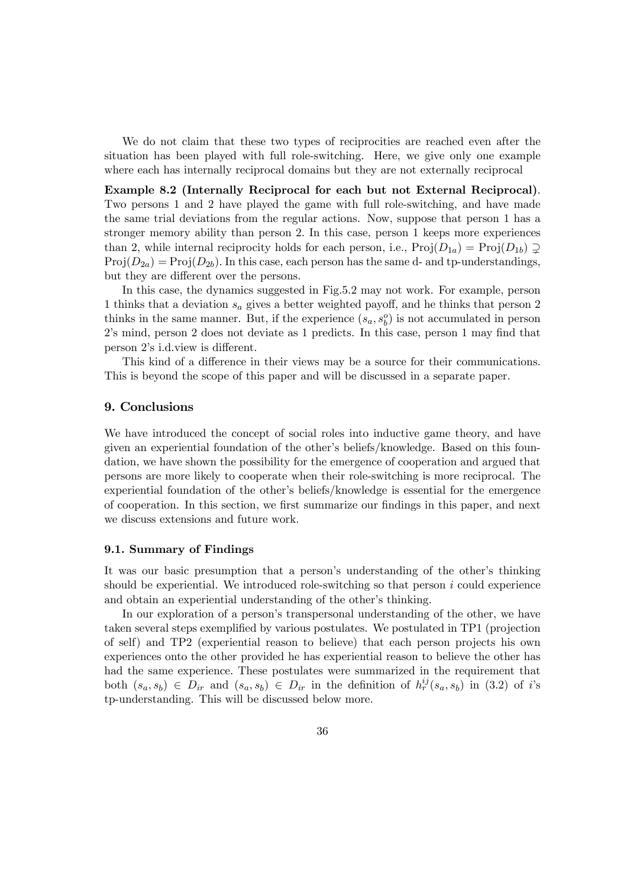We do not claim that these two types of reciprocities are reached even after the situation has been played with full role-switching. Here, we give only one example where each has internally reciprocal domains but they are not externally reciprocal

**Example 8.2 (Internally Reciprocal for each but not External Reciprocal)**. Two persons 1 and 2 have played the game with full role-switching, and have made the same trial deviations from the regular actions. Now, suppose that person 1 has a stronger memory ability than person 2. In this case, person 1 keeps more experiences than 2, while internal reciprocity holds for each person, i.e., $\mathrm{Proj}(D_{1a}) = \mathrm{Proj}(D_{1b}) \supsetneq \mathrm{Proj}(D_{2a}) = \mathrm{Proj}(D_{2b})$. In this case, each person has the same d- and tp-understandings, but they are different over the persons.

In this case, the dynamics suggested in Fig.5.2 may not work. For example, person 1 thinks that a deviation $s_a$ gives a better weighted payoff, and he thinks that person 2 thinks in the same manner. But, if the experience $(s_a, s_b^o)$ is not accumulated in person 2's mind, person 2 does not deviate as 1 predicts. In this case, person 1 may find that person 2's i.d.view is different.

This kind of a difference in their views may be a source for their communications. This is beyond the scope of this paper and will be discussed in a separate paper.

## 9. Conclusions

We have introduced the concept of social roles into inductive game theory, and have given an experiential foundation of the other's beliefs/knowledge. Based on this foundation, we have shown the possibility for the emergence of cooperation and argued that persons are more likely to cooperate when their role-switching is more reciprocal. The experiential foundation of the other's beliefs/knowledge is essential for the emergence of cooperation. In this section, we first summarize our findings in this paper, and next we discuss extensions and future work.

### 9.1. Summary of Findings

It was our basic presumption that a person's understanding of the other's thinking should be experiential. We introduced role-switching so that person $i$ could experience and obtain an experiential understanding of the other's thinking.

In our exploration of a person's transpersonal understanding of the other, we have taken several steps exemplified by various postulates. We postulated in TP1 (projection of self) and TP2 (experiential reason to believe) that each person projects his own experiences onto the other provided he has experiential reason to believe the other has had the same experience. These postulates were summarized in the requirement that both $(s_a, s_b) \in D_{ir}$ and $(s_a, s_b) \in D_{ir}$ in the definition of $h_r^{ij}(s_a, s_b)$ in (3.2) of $i$'s tp-understanding. This will be discussed below more.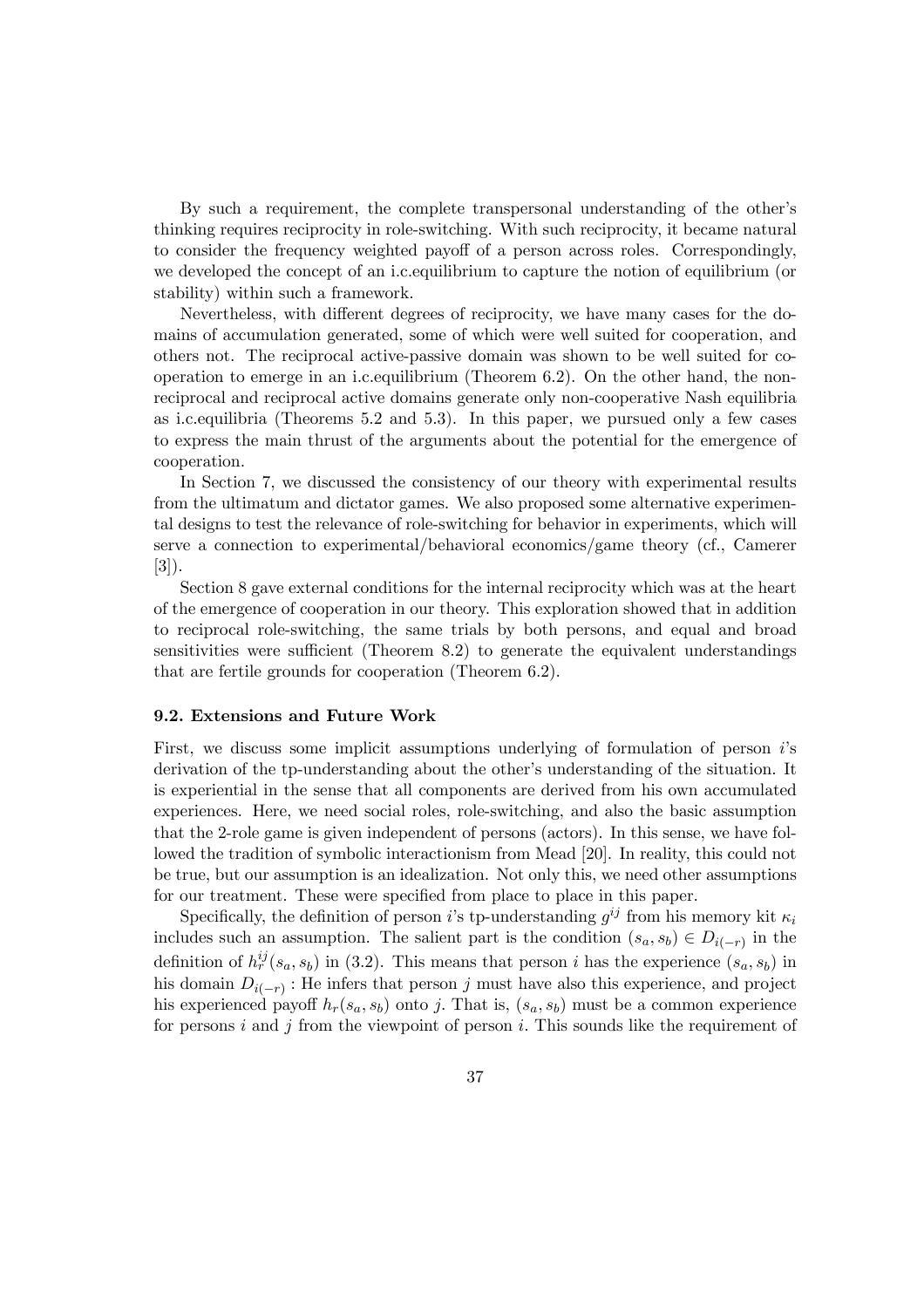By such a requirement, the complete transpersonal understanding of the other's thinking requires reciprocity in role-switching. With such reciprocity, it became natural to consider the frequency weighted payoff of a person across roles. Correspondingly, we developed the concept of an i.c.equilibrium to capture the notion of equilibrium (or stability) within such a framework.

Nevertheless, with different degrees of reciprocity, we have many cases for the domains of accumulation generated, some of which were well suited for cooperation, and others not. The reciprocal active-passive domain was shown to be well suited for cooperation to emerge in an i.c.equilibrium (Theorem 6.2). On the other hand, the nonreciprocal and reciprocal active domains generate only non-cooperative Nash equilibria as i.c.equilibria (Theorems 5.2 and 5.3). In this paper, we pursued only a few cases to express the main thrust of the arguments about the potential for the emergence of cooperation.

In Section 7, we discussed the consistency of our theory with experimental results from the ultimatum and dictator games. We also proposed some alternative experimental designs to test the relevance of role-switching for behavior in experiments, which will serve a connection to experimental/behavioral economics/game theory (cf., Camerer [3]).

Section 8 gave external conditions for the internal reciprocity which was at the heart of the emergence of cooperation in our theory. This exploration showed that in addition to reciprocal role-switching, the same trials by both persons, and equal and broad sensitivities were sufficient (Theorem 8.2) to generate the equivalent understandings that are fertile grounds for cooperation (Theorem 6.2).

### 9.2. Extensions and Future Work

First, we discuss some implicit assumptions underlying of formulation of person $i$'s derivation of the tp-understanding about the other's understanding of the situation. It is experiential in the sense that all components are derived from his own accumulated experiences. Here, we need social roles, role-switching, and also the basic assumption that the 2-role game is given independent of persons (actors). In this sense, we have followed the tradition of symbolic interactionism from Mead [20]. In reality, this could not be true, but our assumption is an idealization. Not only this, we need other assumptions for our treatment. These were specified from place to place in this paper.

Specifically, the definition of person $i$'s tp-understanding $g^{ij}$ from his memory kit $\kappa_i$ includes such an assumption. The salient part is the condition $(s_a, s_b) \in D_{i(-r)}$ in the definition of $h_r^{ij}(s_a, s_b)$ in (3.2). This means that person $i$ has the experience $(s_a, s_b)$ in his domain $D_{i(-r)}$ : He infers that person $j$ must have also this experience, and project his experienced payoff $h_r(s_a, s_b)$ onto $j$. That is, $(s_a, s_b)$ must be a common experience for persons $i$ and $j$ from the viewpoint of person $i$. This sounds like the requirement of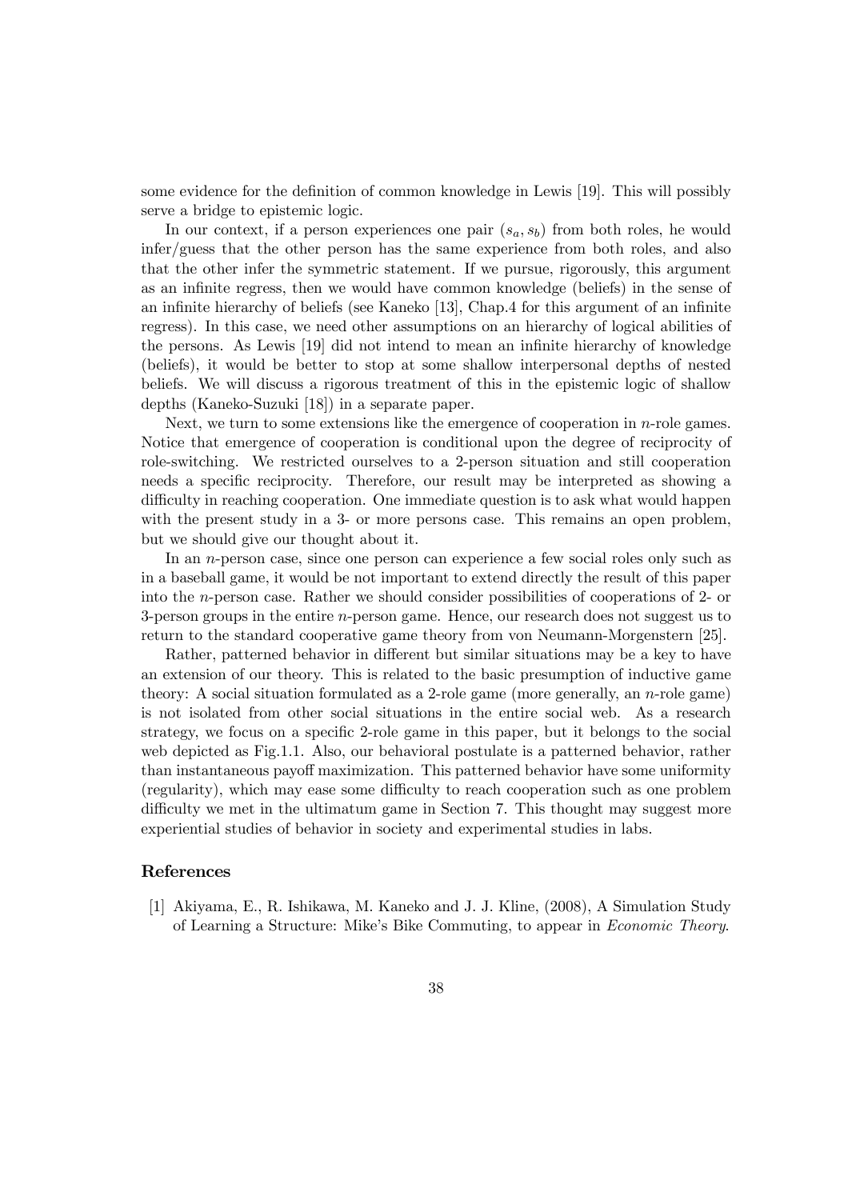some evidence for the definition of common knowledge in Lewis [19]. This will possibly serve a bridge to epistemic logic.

In our context, if a person experiences one pair $(s_a, s_b)$ from both roles, he would infer/guess that the other person has the same experience from both roles, and also that the other infer the symmetric statement. If we pursue, rigorously, this argument as an infinite regress, then we would have common knowledge (beliefs) in the sense of an infinite hierarchy of beliefs (see Kaneko [13], Chap.4 for this argument of an infinite regress). In this case, we need other assumptions on an hierarchy of logical abilities of the persons. As Lewis [19] did not intend to mean an infinite hierarchy of knowledge (beliefs), it would be better to stop at some shallow interpersonal depths of nested beliefs. We will discuss a rigorous treatment of this in the epistemic logic of shallow depths (Kaneko-Suzuki [18]) in a separate paper.

Next, we turn to some extensions like the emergence of cooperation in $n$-role games. Notice that emergence of cooperation is conditional upon the degree of reciprocity of role-switching. We restricted ourselves to a 2-person situation and still cooperation needs a specific reciprocity. Therefore, our result may be interpreted as showing a difficulty in reaching cooperation. One immediate question is to ask what would happen with the present study in a 3- or more persons case. This remains an open problem, but we should give our thought about it.

In an $n$-person case, since one person can experience a few social roles only such as in a baseball game, it would be not important to extend directly the result of this paper into the $n$-person case. Rather we should consider possibilities of cooperations of 2- or 3-person groups in the entire $n$-person game. Hence, our research does not suggest us to return to the standard cooperative game theory from von Neumann-Morgenstern [25].

Rather, patterned behavior in different but similar situations may be a key to have an extension of our theory. This is related to the basic presumption of inductive game theory: A social situation formulated as a 2-role game (more generally, an $n$-role game) is not isolated from other social situations in the entire social web. As a research strategy, we focus on a specific 2-role game in this paper, but it belongs to the social web depicted as Fig.1.1. Also, our behavioral postulate is a patterned behavior, rather than instantaneous payoff maximization. This patterned behavior have some uniformity (regularity), which may ease some difficulty to reach cooperation such as one problem difficulty we met in the ultimatum game in Section 7. This thought may suggest more experiential studies of behavior in society and experimental studies in labs.

## References

[1] Akiyama, E., R. Ishikawa, M. Kaneko and J. J. Kline, (2008), A Simulation Study of Learning a Structure: Mike's Bike Commuting, to appear in *Economic Theory*.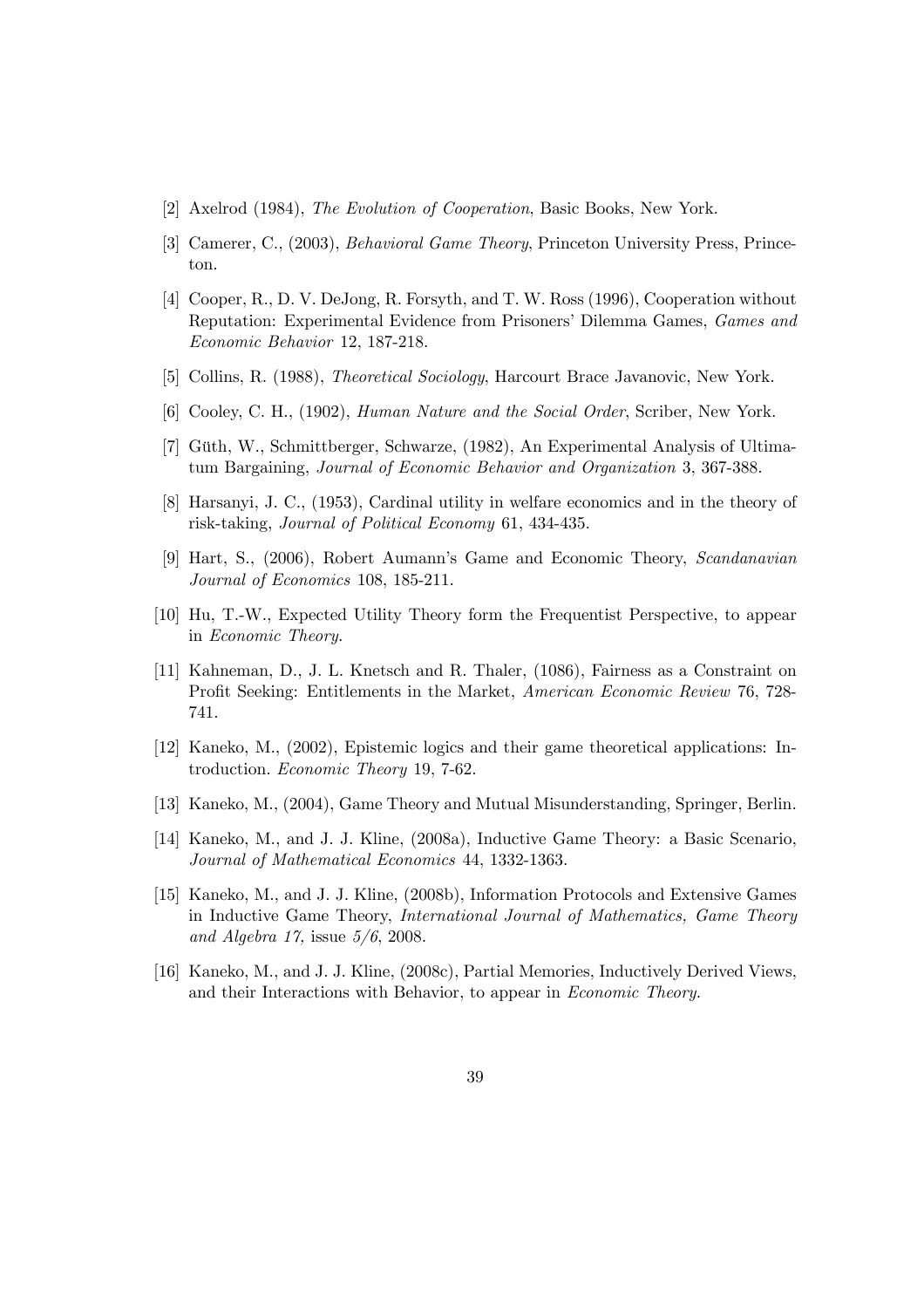[2] Axelrod (1984), *The Evolution of Cooperation*, Basic Books, New York.

[3] Camerer, C., (2003), *Behavioral Game Theory*, Princeton University Press, Princeton.

[4] Cooper, R., D. V. DeJong, R. Forsyth, and T. W. Ross (1996), Cooperation without Reputation: Experimental Evidence from Prisoners' Dilemma Games, *Games and Economic Behavior* 12, 187-218.

[5] Collins, R. (1988), *Theoretical Sociology*, Harcourt Brace Javanovic, New York.

[6] Cooley, C. H., (1902), *Human Nature and the Social Order*, Scriber, New York.

[7] Güth, W., Schmittberger, Schwarze, (1982), An Experimental Analysis of Ultimatum Bargaining, *Journal of Economic Behavior and Organization* 3, 367-388.

[8] Harsanyi, J. C., (1953), Cardinal utility in welfare economics and in the theory of risk-taking, *Journal of Political Economy* 61, 434-435.

[9] Hart, S., (2006), Robert Aumann's Game and Economic Theory, *Scandanavian Journal of Economics* 108, 185-211.

[10] Hu, T.-W., Expected Utility Theory form the Frequentist Perspective, to appear in *Economic Theory*.

[11] Kahneman, D., J. L. Knetsch and R. Thaler, (1086), Fairness as a Constraint on Profit Seeking: Entitlements in the Market, *American Economic Review* 76, 728-741.

[12] Kaneko, M., (2002), Epistemic logics and their game theoretical applications: Introduction. *Economic Theory* 19, 7-62.

[13] Kaneko, M., (2004), Game Theory and Mutual Misunderstanding, Springer, Berlin.

[14] Kaneko, M., and J. J. Kline, (2008a), Inductive Game Theory: a Basic Scenario, *Journal of Mathematical Economics* 44, 1332-1363.

[15] Kaneko, M., and J. J. Kline, (2008b), Information Protocols and Extensive Games in Inductive Game Theory, *International Journal of Mathematics, Game Theory and Algebra 17*, issue *5/6*, 2008.

[16] Kaneko, M., and J. J. Kline, (2008c), Partial Memories, Inductively Derived Views, and their Interactions with Behavior, to appear in *Economic Theory*.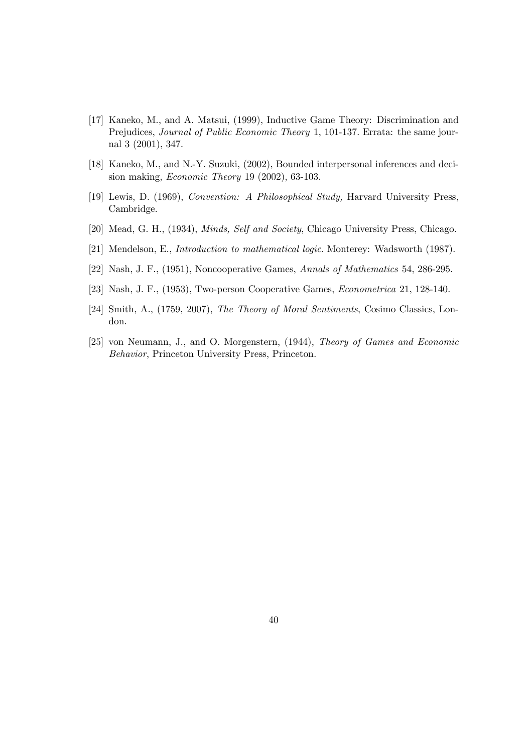[17] Kaneko, M., and A. Matsui, (1999), Inductive Game Theory: Discrimination and Prejudices, *Journal of Public Economic Theory* 1, 101-137. Errata: the same journal 3 (2001), 347.

[18] Kaneko, M., and N.-Y. Suzuki, (2002), Bounded interpersonal inferences and decision making, *Economic Theory* 19 (2002), 63-103.

[19] Lewis, D. (1969), *Convention: A Philosophical Study,* Harvard University Press, Cambridge.

[20] Mead, G. H., (1934), *Minds, Self and Society*, Chicago University Press, Chicago.

[21] Mendelson, E., *Introduction to mathematical logic*. Monterey: Wadsworth (1987).

[22] Nash, J. F., (1951), Noncooperative Games, *Annals of Mathematics* 54, 286-295.

[23] Nash, J. F., (1953), Two-person Cooperative Games, *Econometrica* 21, 128-140.

[24] Smith, A., (1759, 2007), *The Theory of Moral Sentiments*, Cosimo Classics, London.

[25] von Neumann, J., and O. Morgenstern, (1944), *Theory of Games and Economic Behavior*, Princeton University Press, Princeton.